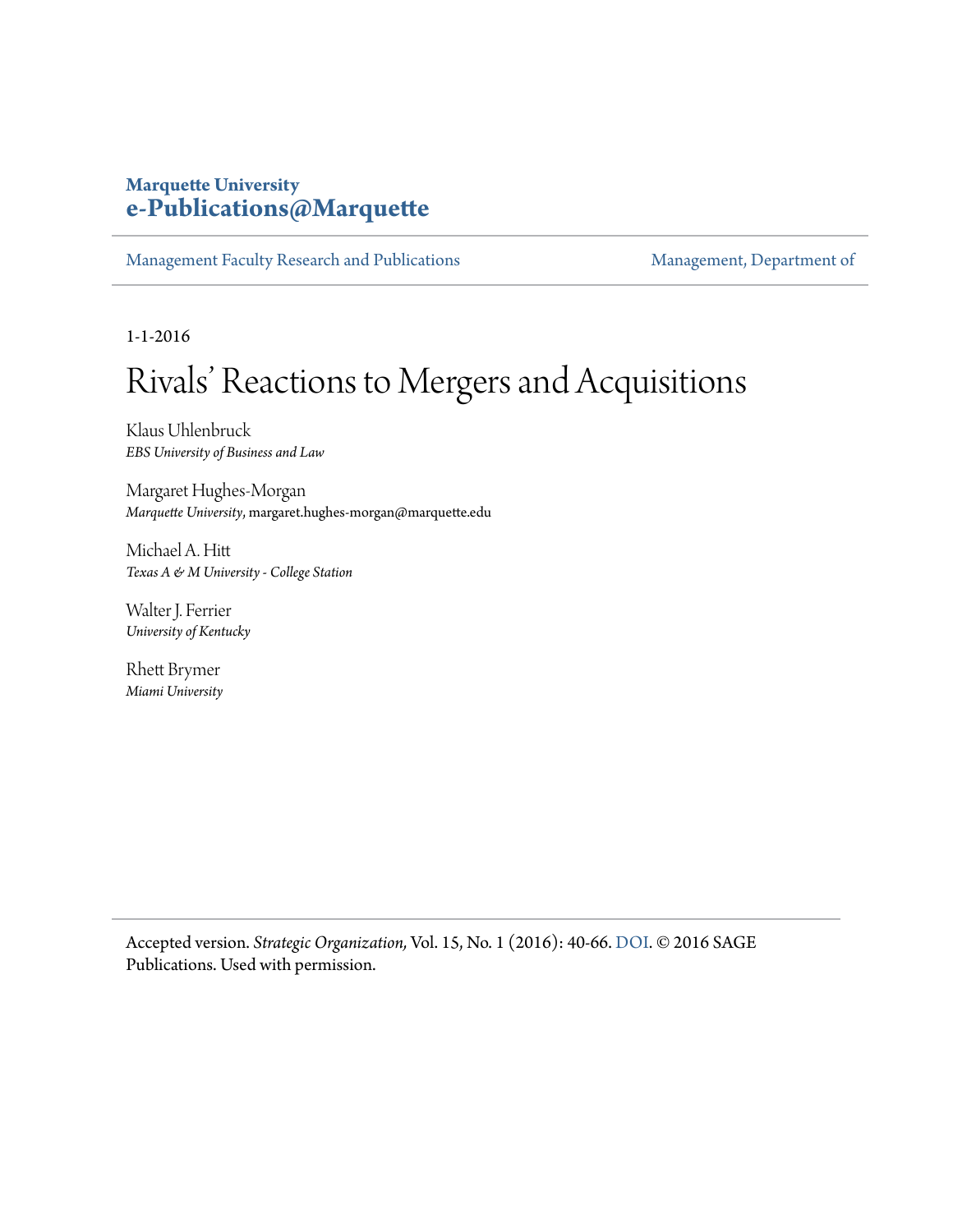**Marquette University**
**e-Publications@Marquette**

Management Faculty Research and Publications | Management, Department of

1-1-2016

# Rivals' Reactions to Mergers and Acquisitions

Klaus Uhlenbruck
*EBS University of Business and Law*

Margaret Hughes-Morgan
*Marquette University*, margaret.hughes-morgan@marquette.edu

Michael A. Hitt
*Texas A & M University - College Station*

Walter J. Ferrier
*University of Kentucky*

Rhett Brymer
*Miami University*

Accepted version. *Strategic Organization,* Vol. 15, No. 1 (2016): 40-66. DOI. © 2016 SAGE Publications. Used with permission.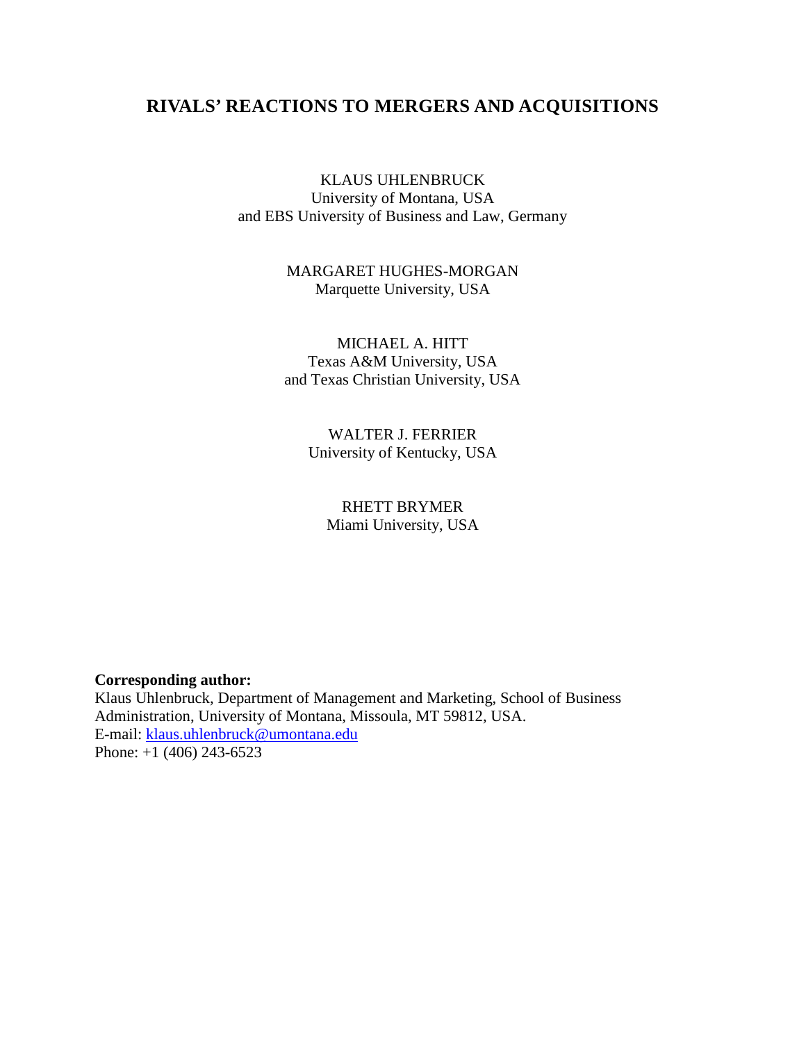# RIVALS' REACTIONS TO MERGERS AND ACQUISITIONS

KLAUS UHLENBRUCK
University of Montana, USA
and EBS University of Business and Law, Germany

MARGARET HUGHES-MORGAN
Marquette University, USA

MICHAEL A. HITT
Texas A&M University, USA
and Texas Christian University, USA

WALTER J. FERRIER
University of Kentucky, USA

RHETT BRYMER
Miami University, USA

**Corresponding author:**
Klaus Uhlenbruck, Department of Management and Marketing, School of Business Administration, University of Montana, Missoula, MT 59812, USA.
E-mail: [klaus.uhlenbruck@umontana.edu](mailto:klaus.uhlenbruck@umontana.edu)
Phone: +1 (406) 243-6523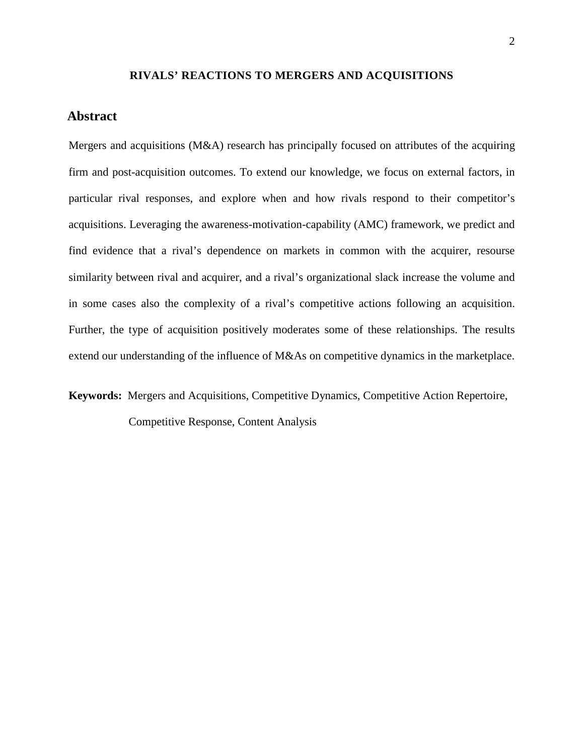# RIVALS' REACTIONS TO MERGERS AND ACQUISITIONS

## Abstract

Mergers and acquisitions (M&A) research has principally focused on attributes of the acquiring firm and post-acquisition outcomes. To extend our knowledge, we focus on external factors, in particular rival responses, and explore when and how rivals respond to their competitor's acquisitions. Leveraging the awareness-motivation-capability (AMC) framework, we predict and find evidence that a rival's dependence on markets in common with the acquirer, resourse similarity between rival and acquirer, and a rival's organizational slack increase the volume and in some cases also the complexity of a rival's competitive actions following an acquisition. Further, the type of acquisition positively moderates some of these relationships. The results extend our understanding of the influence of M&As on competitive dynamics in the marketplace.

**Keywords:** Mergers and Acquisitions, Competitive Dynamics, Competitive Action Repertoire, Competitive Response, Content Analysis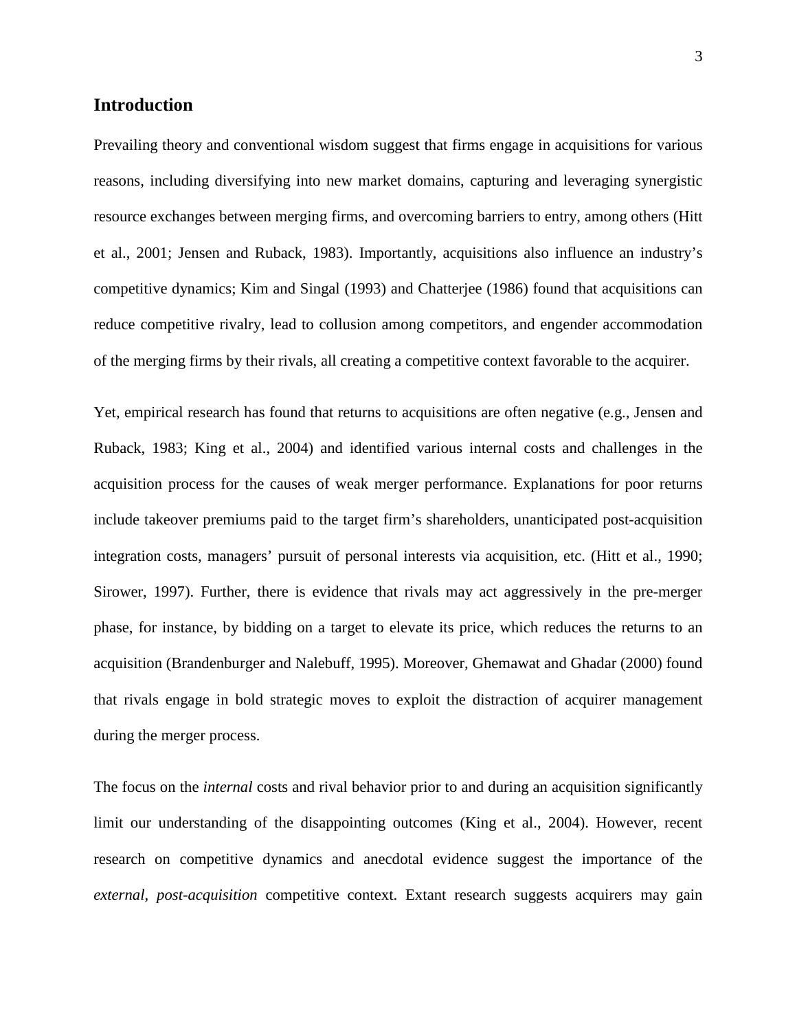## Introduction

Prevailing theory and conventional wisdom suggest that firms engage in acquisitions for various reasons, including diversifying into new market domains, capturing and leveraging synergistic resource exchanges between merging firms, and overcoming barriers to entry, among others (Hitt et al., 2001; Jensen and Ruback, 1983). Importantly, acquisitions also influence an industry's competitive dynamics; Kim and Singal (1993) and Chatterjee (1986) found that acquisitions can reduce competitive rivalry, lead to collusion among competitors, and engender accommodation of the merging firms by their rivals, all creating a competitive context favorable to the acquirer.

Yet, empirical research has found that returns to acquisitions are often negative (e.g., Jensen and Ruback, 1983; King et al., 2004) and identified various internal costs and challenges in the acquisition process for the causes of weak merger performance. Explanations for poor returns include takeover premiums paid to the target firm's shareholders, unanticipated post-acquisition integration costs, managers' pursuit of personal interests via acquisition, etc. (Hitt et al., 1990; Sirower, 1997). Further, there is evidence that rivals may act aggressively in the pre-merger phase, for instance, by bidding on a target to elevate its price, which reduces the returns to an acquisition (Brandenburger and Nalebuff, 1995). Moreover, Ghemawat and Ghadar (2000) found that rivals engage in bold strategic moves to exploit the distraction of acquirer management during the merger process.

The focus on the *internal* costs and rival behavior prior to and during an acquisition significantly limit our understanding of the disappointing outcomes (King et al., 2004). However, recent research on competitive dynamics and anecdotal evidence suggest the importance of the *external, post-acquisition* competitive context. Extant research suggests acquirers may gain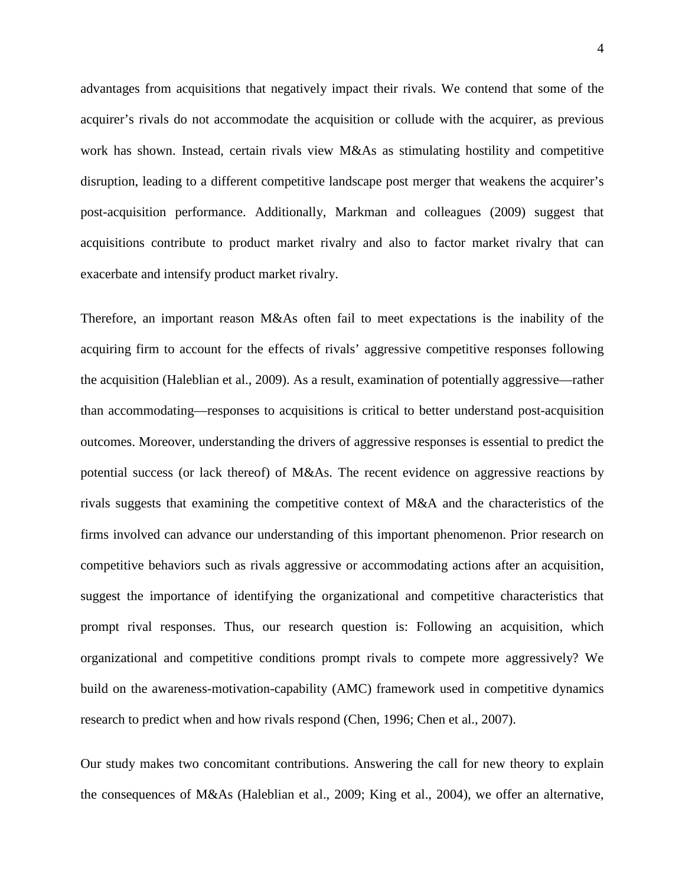advantages from acquisitions that negatively impact their rivals. We contend that some of the acquirer's rivals do not accommodate the acquisition or collude with the acquirer, as previous work has shown. Instead, certain rivals view M&As as stimulating hostility and competitive disruption, leading to a different competitive landscape post merger that weakens the acquirer's post-acquisition performance. Additionally, Markman and colleagues (2009) suggest that acquisitions contribute to product market rivalry and also to factor market rivalry that can exacerbate and intensify product market rivalry.

Therefore, an important reason M&As often fail to meet expectations is the inability of the acquiring firm to account for the effects of rivals' aggressive competitive responses following the acquisition (Haleblian et al., 2009). As a result, examination of potentially aggressive—rather than accommodating—responses to acquisitions is critical to better understand post-acquisition outcomes. Moreover, understanding the drivers of aggressive responses is essential to predict the potential success (or lack thereof) of M&As. The recent evidence on aggressive reactions by rivals suggests that examining the competitive context of M&A and the characteristics of the firms involved can advance our understanding of this important phenomenon. Prior research on competitive behaviors such as rivals aggressive or accommodating actions after an acquisition, suggest the importance of identifying the organizational and competitive characteristics that prompt rival responses. Thus, our research question is: Following an acquisition, which organizational and competitive conditions prompt rivals to compete more aggressively? We build on the awareness-motivation-capability (AMC) framework used in competitive dynamics research to predict when and how rivals respond (Chen, 1996; Chen et al., 2007).

Our study makes two concomitant contributions. Answering the call for new theory to explain the consequences of M&As (Haleblian et al., 2009; King et al., 2004), we offer an alternative,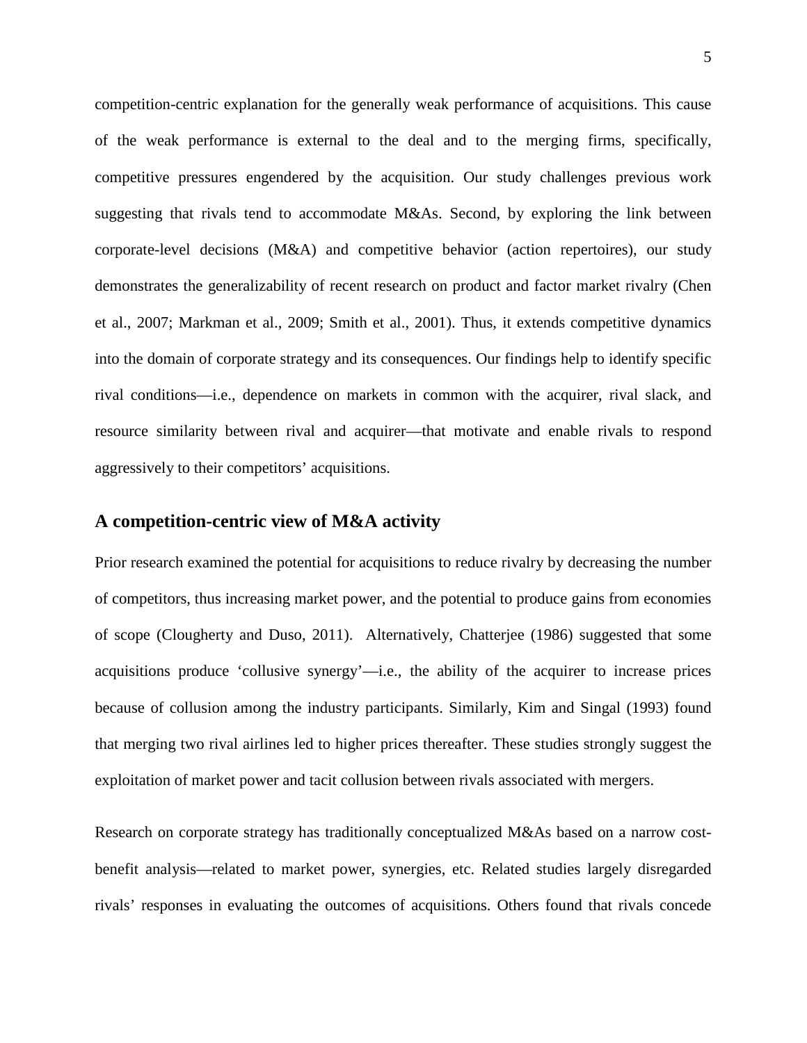competition-centric explanation for the generally weak performance of acquisitions. This cause of the weak performance is external to the deal and to the merging firms, specifically, competitive pressures engendered by the acquisition. Our study challenges previous work suggesting that rivals tend to accommodate M&As. Second, by exploring the link between corporate-level decisions (M&A) and competitive behavior (action repertoires), our study demonstrates the generalizability of recent research on product and factor market rivalry (Chen et al., 2007; Markman et al., 2009; Smith et al., 2001). Thus, it extends competitive dynamics into the domain of corporate strategy and its consequences. Our findings help to identify specific rival conditions—i.e., dependence on markets in common with the acquirer, rival slack, and resource similarity between rival and acquirer—that motivate and enable rivals to respond aggressively to their competitors' acquisitions.

## A competition-centric view of M&A activity

Prior research examined the potential for acquisitions to reduce rivalry by decreasing the number of competitors, thus increasing market power, and the potential to produce gains from economies of scope (Clougherty and Duso, 2011). Alternatively, Chatterjee (1986) suggested that some acquisitions produce 'collusive synergy'—i.e., the ability of the acquirer to increase prices because of collusion among the industry participants. Similarly, Kim and Singal (1993) found that merging two rival airlines led to higher prices thereafter. These studies strongly suggest the exploitation of market power and tacit collusion between rivals associated with mergers.

Research on corporate strategy has traditionally conceptualized M&As based on a narrow cost-benefit analysis—related to market power, synergies, etc. Related studies largely disregarded rivals' responses in evaluating the outcomes of acquisitions. Others found that rivals concede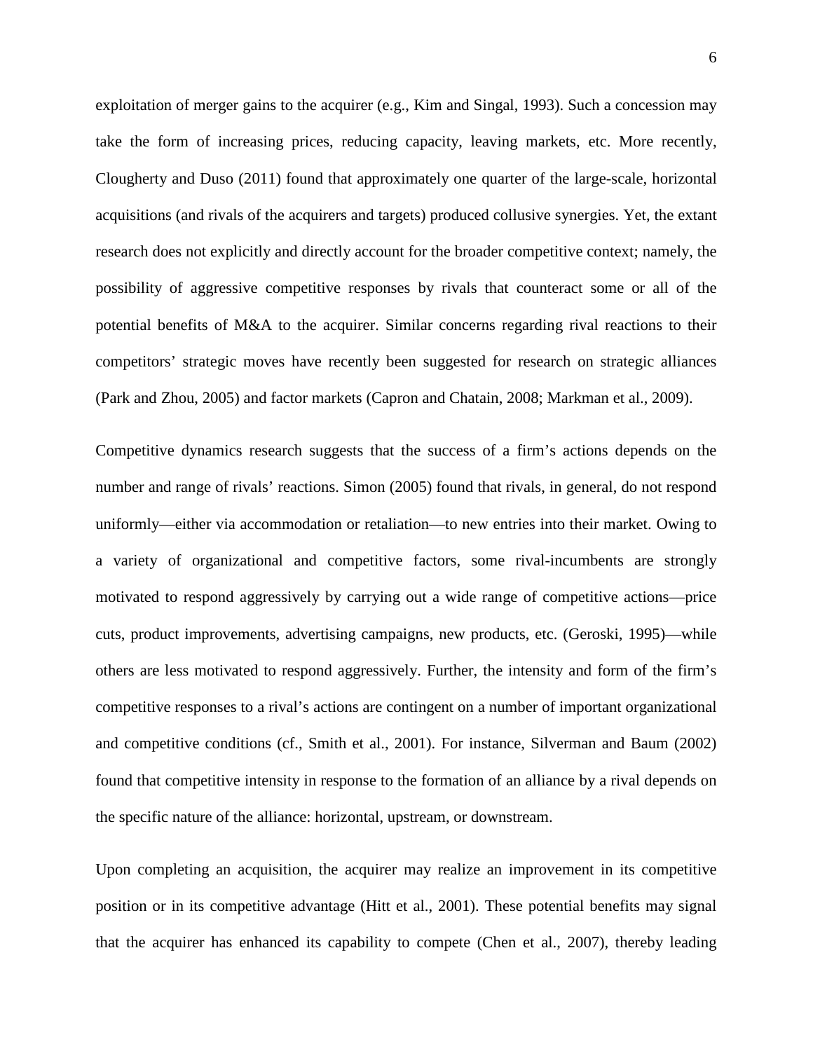exploitation of merger gains to the acquirer (e.g., Kim and Singal, 1993). Such a concession may take the form of increasing prices, reducing capacity, leaving markets, etc. More recently, Clougherty and Duso (2011) found that approximately one quarter of the large-scale, horizontal acquisitions (and rivals of the acquirers and targets) produced collusive synergies. Yet, the extant research does not explicitly and directly account for the broader competitive context; namely, the possibility of aggressive competitive responses by rivals that counteract some or all of the potential benefits of M&A to the acquirer. Similar concerns regarding rival reactions to their competitors' strategic moves have recently been suggested for research on strategic alliances (Park and Zhou, 2005) and factor markets (Capron and Chatain, 2008; Markman et al., 2009).

Competitive dynamics research suggests that the success of a firm's actions depends on the number and range of rivals' reactions. Simon (2005) found that rivals, in general, do not respond uniformly—either via accommodation or retaliation—to new entries into their market. Owing to a variety of organizational and competitive factors, some rival-incumbents are strongly motivated to respond aggressively by carrying out a wide range of competitive actions—price cuts, product improvements, advertising campaigns, new products, etc. (Geroski, 1995)—while others are less motivated to respond aggressively. Further, the intensity and form of the firm's competitive responses to a rival's actions are contingent on a number of important organizational and competitive conditions (cf., Smith et al., 2001). For instance, Silverman and Baum (2002) found that competitive intensity in response to the formation of an alliance by a rival depends on the specific nature of the alliance: horizontal, upstream, or downstream.

Upon completing an acquisition, the acquirer may realize an improvement in its competitive position or in its competitive advantage (Hitt et al., 2001). These potential benefits may signal that the acquirer has enhanced its capability to compete (Chen et al., 2007), thereby leading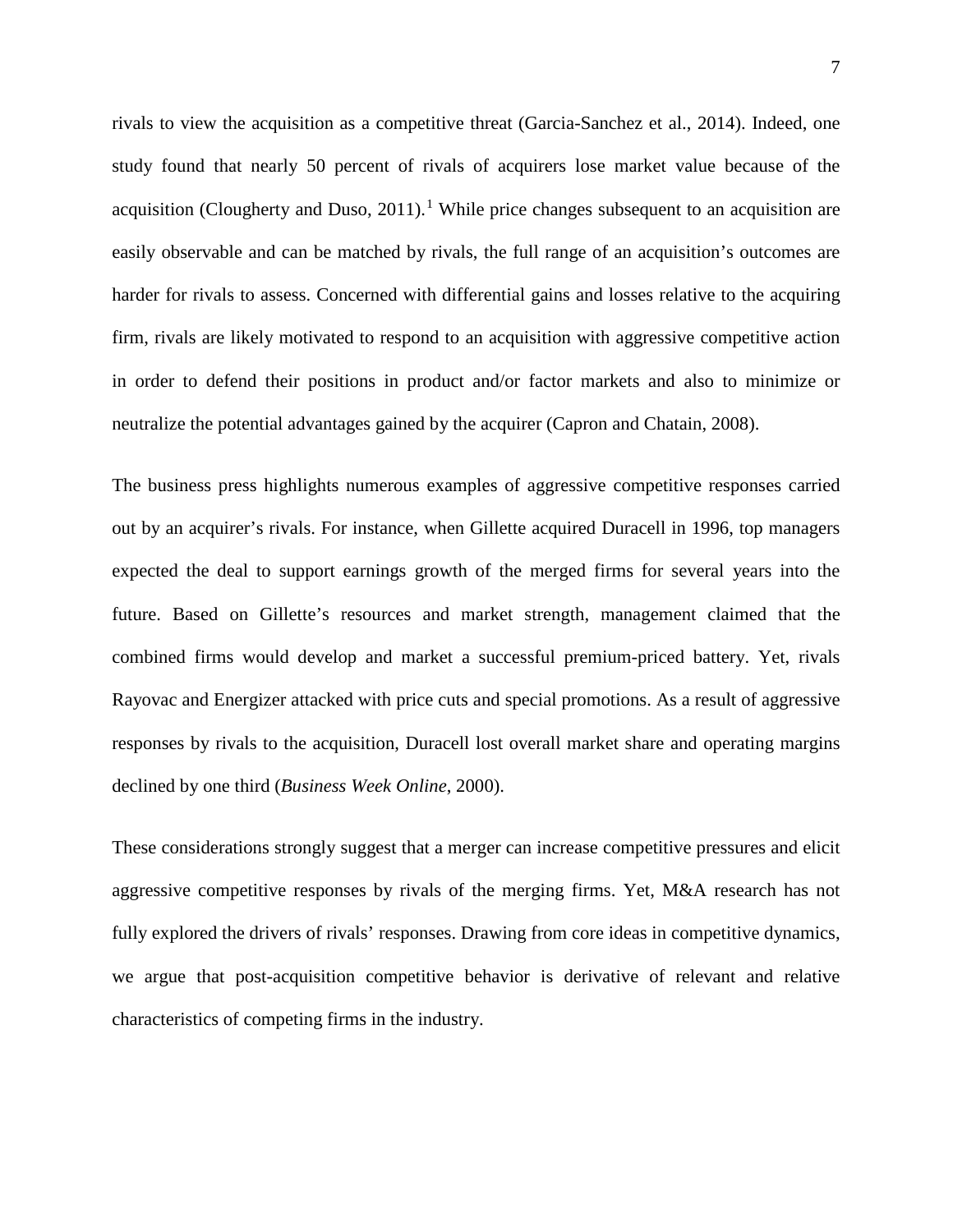rivals to view the acquisition as a competitive threat (Garcia-Sanchez et al., 2014). Indeed, one study found that nearly 50 percent of rivals of acquirers lose market value because of the acquisition (Clougherty and Duso, 2011).[1] While price changes subsequent to an acquisition are easily observable and can be matched by rivals, the full range of an acquisition's outcomes are harder for rivals to assess. Concerned with differential gains and losses relative to the acquiring firm, rivals are likely motivated to respond to an acquisition with aggressive competitive action in order to defend their positions in product and/or factor markets and also to minimize or neutralize the potential advantages gained by the acquirer (Capron and Chatain, 2008).

The business press highlights numerous examples of aggressive competitive responses carried out by an acquirer's rivals. For instance, when Gillette acquired Duracell in 1996, top managers expected the deal to support earnings growth of the merged firms for several years into the future. Based on Gillette's resources and market strength, management claimed that the combined firms would develop and market a successful premium-priced battery. Yet, rivals Rayovac and Energizer attacked with price cuts and special promotions. As a result of aggressive responses by rivals to the acquisition, Duracell lost overall market share and operating margins declined by one third (*Business Week Online*, 2000).

These considerations strongly suggest that a merger can increase competitive pressures and elicit aggressive competitive responses by rivals of the merging firms. Yet, M&A research has not fully explored the drivers of rivals' responses. Drawing from core ideas in competitive dynamics, we argue that post-acquisition competitive behavior is derivative of relevant and relative characteristics of competing firms in the industry.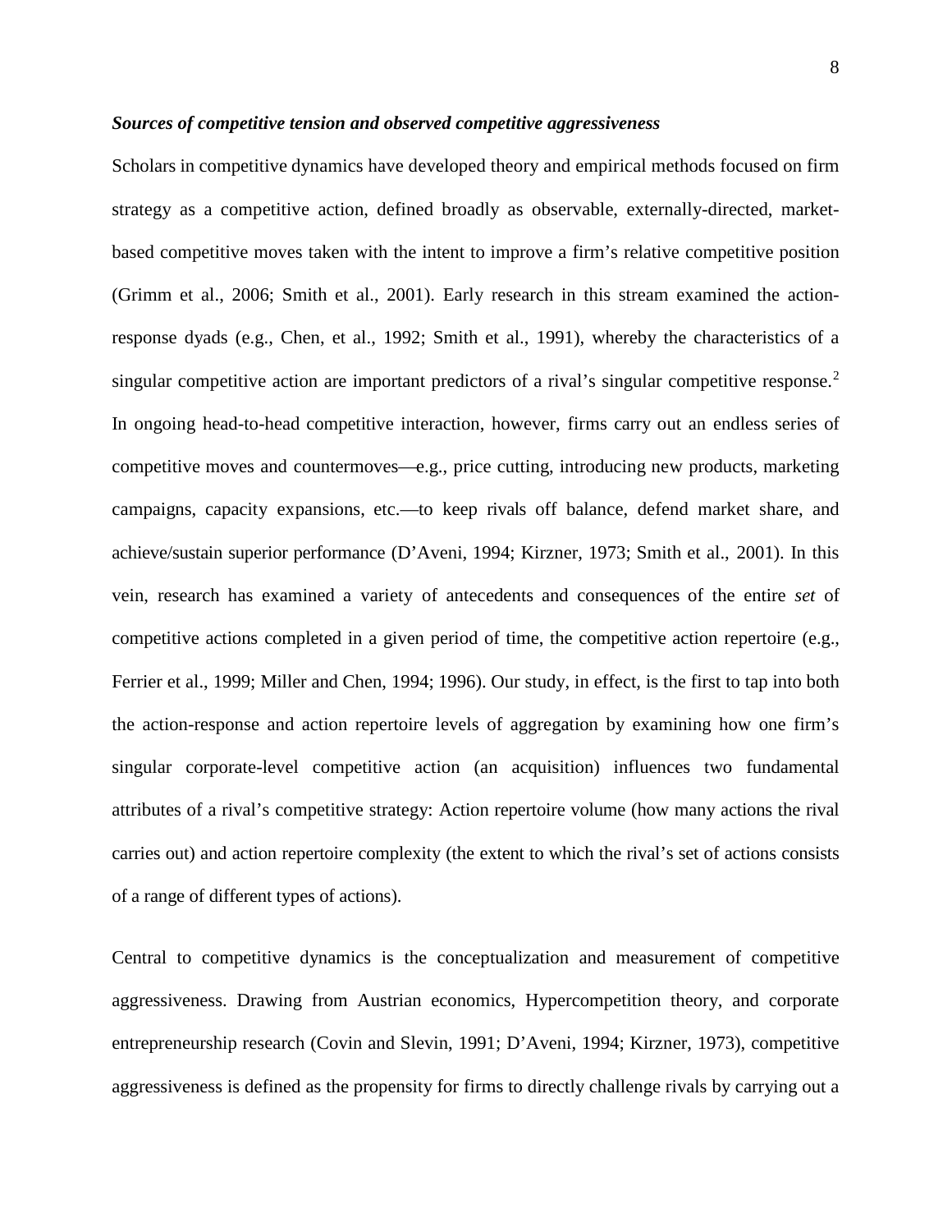### *Sources of competitive tension and observed competitive aggressiveness*

Scholars in competitive dynamics have developed theory and empirical methods focused on firm strategy as a competitive action, defined broadly as observable, externally-directed, market-based competitive moves taken with the intent to improve a firm's relative competitive position (Grimm et al., 2006; Smith et al., 2001). Early research in this stream examined the action-response dyads (e.g., Chen, et al., 1992; Smith et al., 1991), whereby the characteristics of a singular competitive action are important predictors of a rival's singular competitive response.[2] In ongoing head-to-head competitive interaction, however, firms carry out an endless series of competitive moves and countermoves—e.g., price cutting, introducing new products, marketing campaigns, capacity expansions, etc.—to keep rivals off balance, defend market share, and achieve/sustain superior performance (D'Aveni, 1994; Kirzner, 1973; Smith et al., 2001). In this vein, research has examined a variety of antecedents and consequences of the entire *set* of competitive actions completed in a given period of time, the competitive action repertoire (e.g., Ferrier et al., 1999; Miller and Chen, 1994; 1996). Our study, in effect, is the first to tap into both the action-response and action repertoire levels of aggregation by examining how one firm's singular corporate-level competitive action (an acquisition) influences two fundamental attributes of a rival's competitive strategy: Action repertoire volume (how many actions the rival carries out) and action repertoire complexity (the extent to which the rival's set of actions consists of a range of different types of actions).

Central to competitive dynamics is the conceptualization and measurement of competitive aggressiveness. Drawing from Austrian economics, Hypercompetition theory, and corporate entrepreneurship research (Covin and Slevin, 1991; D'Aveni, 1994; Kirzner, 1973), competitive aggressiveness is defined as the propensity for firms to directly challenge rivals by carrying out a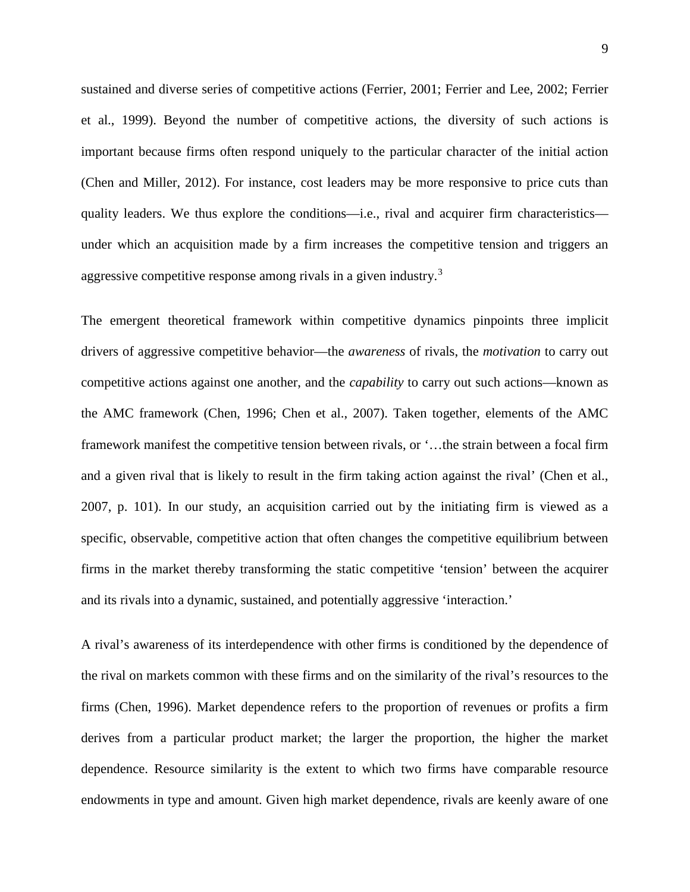sustained and diverse series of competitive actions (Ferrier, 2001; Ferrier and Lee, 2002; Ferrier et al., 1999). Beyond the number of competitive actions, the diversity of such actions is important because firms often respond uniquely to the particular character of the initial action (Chen and Miller, 2012). For instance, cost leaders may be more responsive to price cuts than quality leaders. We thus explore the conditions—i.e., rival and acquirer firm characteristics—under which an acquisition made by a firm increases the competitive tension and triggers an aggressive competitive response among rivals in a given industry.[3]

The emergent theoretical framework within competitive dynamics pinpoints three implicit drivers of aggressive competitive behavior—the *awareness* of rivals, the *motivation* to carry out competitive actions against one another, and the *capability* to carry out such actions—known as the AMC framework (Chen, 1996; Chen et al., 2007). Taken together, elements of the AMC framework manifest the competitive tension between rivals, or '…the strain between a focal firm and a given rival that is likely to result in the firm taking action against the rival' (Chen et al., 2007, p. 101). In our study, an acquisition carried out by the initiating firm is viewed as a specific, observable, competitive action that often changes the competitive equilibrium between firms in the market thereby transforming the static competitive 'tension' between the acquirer and its rivals into a dynamic, sustained, and potentially aggressive 'interaction.'

A rival's awareness of its interdependence with other firms is conditioned by the dependence of the rival on markets common with these firms and on the similarity of the rival's resources to the firms (Chen, 1996). Market dependence refers to the proportion of revenues or profits a firm derives from a particular product market; the larger the proportion, the higher the market dependence. Resource similarity is the extent to which two firms have comparable resource endowments in type and amount. Given high market dependence, rivals are keenly aware of one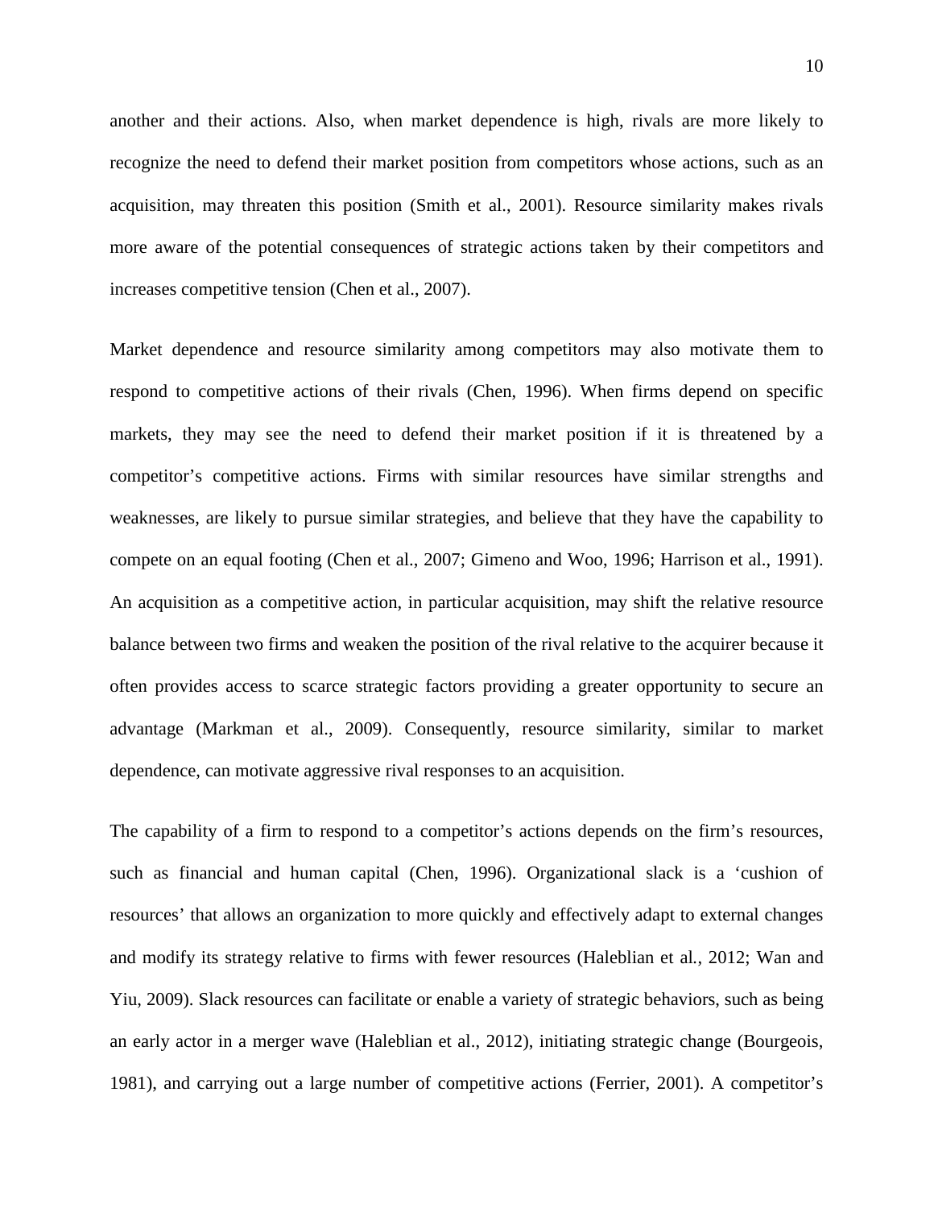another and their actions. Also, when market dependence is high, rivals are more likely to recognize the need to defend their market position from competitors whose actions, such as an acquisition, may threaten this position (Smith et al., 2001). Resource similarity makes rivals more aware of the potential consequences of strategic actions taken by their competitors and increases competitive tension (Chen et al., 2007).

Market dependence and resource similarity among competitors may also motivate them to respond to competitive actions of their rivals (Chen, 1996). When firms depend on specific markets, they may see the need to defend their market position if it is threatened by a competitor's competitive actions. Firms with similar resources have similar strengths and weaknesses, are likely to pursue similar strategies, and believe that they have the capability to compete on an equal footing (Chen et al., 2007; Gimeno and Woo, 1996; Harrison et al., 1991). An acquisition as a competitive action, in particular acquisition, may shift the relative resource balance between two firms and weaken the position of the rival relative to the acquirer because it often provides access to scarce strategic factors providing a greater opportunity to secure an advantage (Markman et al., 2009). Consequently, resource similarity, similar to market dependence, can motivate aggressive rival responses to an acquisition.

The capability of a firm to respond to a competitor's actions depends on the firm's resources, such as financial and human capital (Chen, 1996). Organizational slack is a 'cushion of resources' that allows an organization to more quickly and effectively adapt to external changes and modify its strategy relative to firms with fewer resources (Haleblian et al., 2012; Wan and Yiu, 2009). Slack resources can facilitate or enable a variety of strategic behaviors, such as being an early actor in a merger wave (Haleblian et al., 2012), initiating strategic change (Bourgeois, 1981), and carrying out a large number of competitive actions (Ferrier, 2001). A competitor's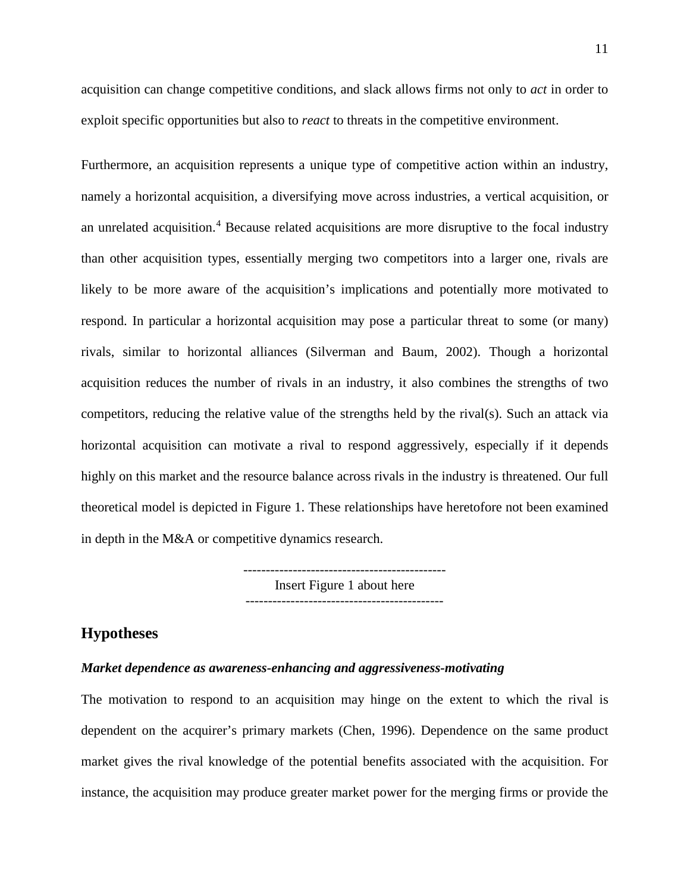acquisition can change competitive conditions, and slack allows firms not only to *act* in order to exploit specific opportunities but also to *react* to threats in the competitive environment.

Furthermore, an acquisition represents a unique type of competitive action within an industry, namely a horizontal acquisition, a diversifying move across industries, a vertical acquisition, or an unrelated acquisition.[4] Because related acquisitions are more disruptive to the focal industry than other acquisition types, essentially merging two competitors into a larger one, rivals are likely to be more aware of the acquisition's implications and potentially more motivated to respond. In particular a horizontal acquisition may pose a particular threat to some (or many) rivals, similar to horizontal alliances (Silverman and Baum, 2002). Though a horizontal acquisition reduces the number of rivals in an industry, it also combines the strengths of two competitors, reducing the relative value of the strengths held by the rival(s). Such an attack via horizontal acquisition can motivate a rival to respond aggressively, especially if it depends highly on this market and the resource balance across rivals in the industry is threatened. Our full theoretical model is depicted in Figure 1. These relationships have heretofore not been examined in depth in the M&A or competitive dynamics research.

---------------------------------------------
Insert Figure 1 about here
---------------------------------------------

## Hypotheses

### *Market dependence as awareness-enhancing and aggressiveness-motivating*

The motivation to respond to an acquisition may hinge on the extent to which the rival is dependent on the acquirer's primary markets (Chen, 1996). Dependence on the same product market gives the rival knowledge of the potential benefits associated with the acquisition. For instance, the acquisition may produce greater market power for the merging firms or provide the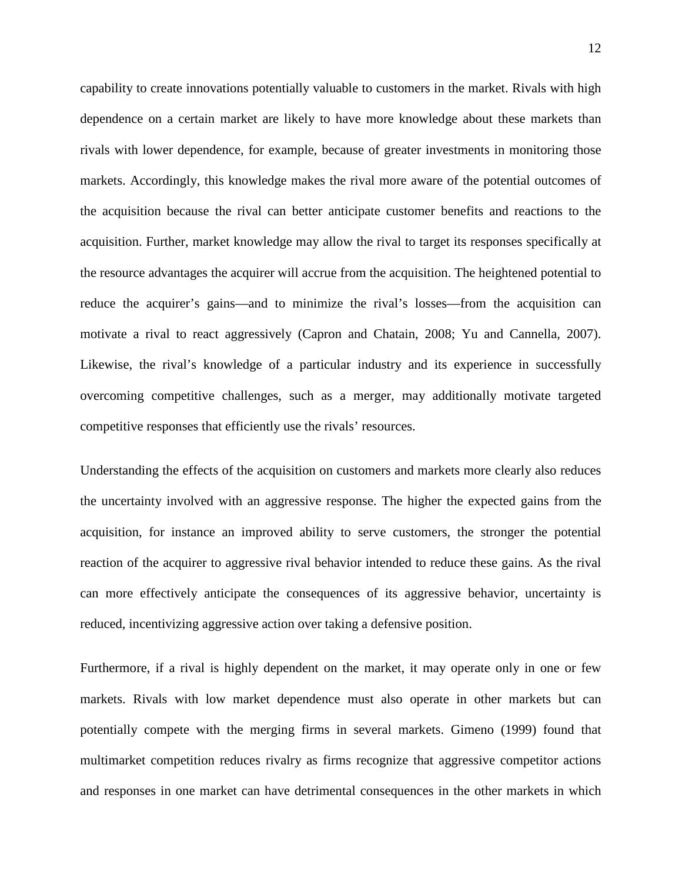capability to create innovations potentially valuable to customers in the market. Rivals with high dependence on a certain market are likely to have more knowledge about these markets than rivals with lower dependence, for example, because of greater investments in monitoring those markets. Accordingly, this knowledge makes the rival more aware of the potential outcomes of the acquisition because the rival can better anticipate customer benefits and reactions to the acquisition. Further, market knowledge may allow the rival to target its responses specifically at the resource advantages the acquirer will accrue from the acquisition. The heightened potential to reduce the acquirer's gains—and to minimize the rival's losses—from the acquisition can motivate a rival to react aggressively (Capron and Chatain, 2008; Yu and Cannella, 2007). Likewise, the rival's knowledge of a particular industry and its experience in successfully overcoming competitive challenges, such as a merger, may additionally motivate targeted competitive responses that efficiently use the rivals' resources.

Understanding the effects of the acquisition on customers and markets more clearly also reduces the uncertainty involved with an aggressive response. The higher the expected gains from the acquisition, for instance an improved ability to serve customers, the stronger the potential reaction of the acquirer to aggressive rival behavior intended to reduce these gains. As the rival can more effectively anticipate the consequences of its aggressive behavior, uncertainty is reduced, incentivizing aggressive action over taking a defensive position.

Furthermore, if a rival is highly dependent on the market, it may operate only in one or few markets. Rivals with low market dependence must also operate in other markets but can potentially compete with the merging firms in several markets. Gimeno (1999) found that multimarket competition reduces rivalry as firms recognize that aggressive competitor actions and responses in one market can have detrimental consequences in the other markets in which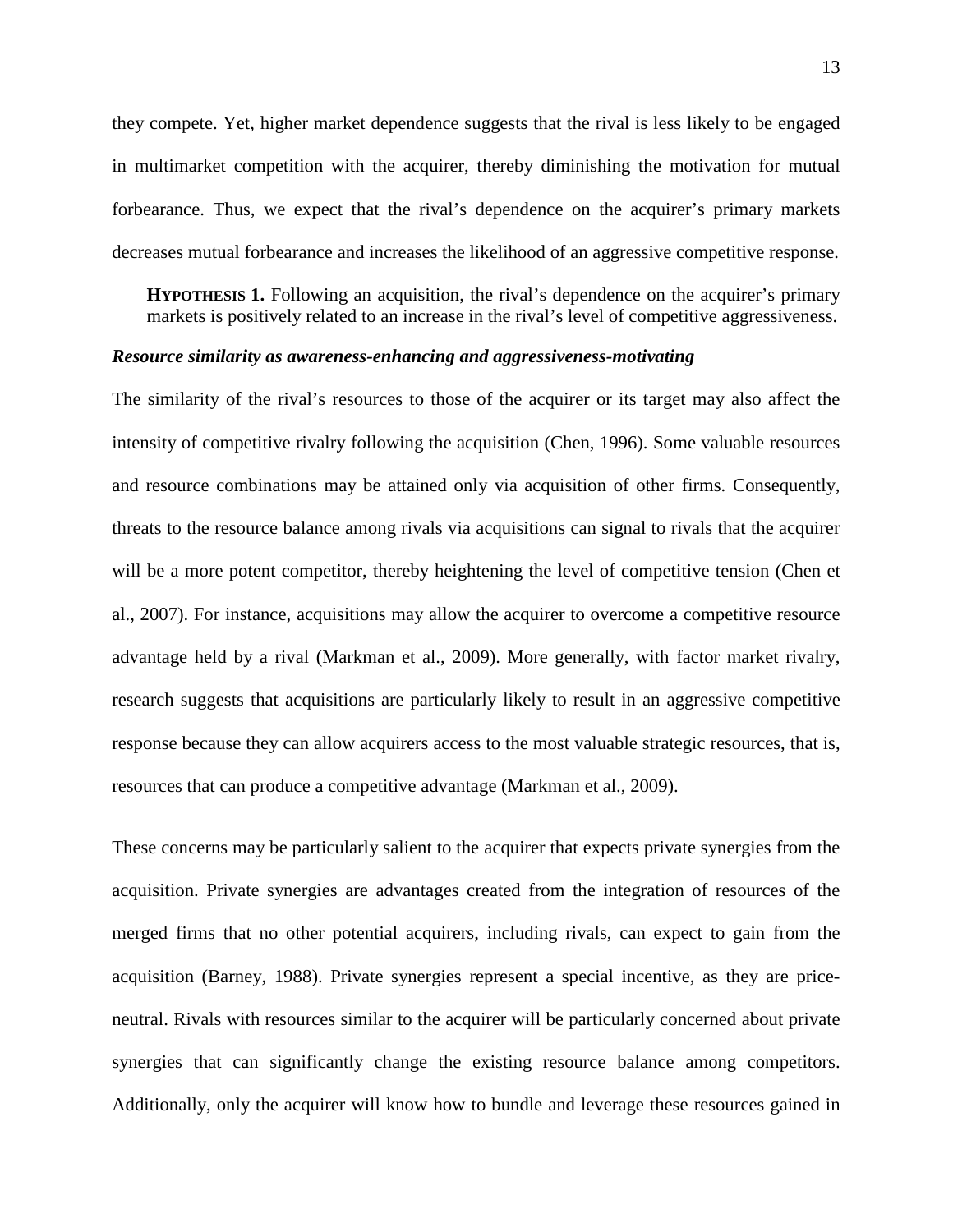they compete. Yet, higher market dependence suggests that the rival is less likely to be engaged in multimarket competition with the acquirer, thereby diminishing the motivation for mutual forbearance. Thus, we expect that the rival's dependence on the acquirer's primary markets decreases mutual forbearance and increases the likelihood of an aggressive competitive response.

> **HYPOTHESIS 1.** Following an acquisition, the rival's dependence on the acquirer's primary markets is positively related to an increase in the rival's level of competitive aggressiveness.

***Resource similarity as awareness-enhancing and aggressiveness-motivating***

The similarity of the rival's resources to those of the acquirer or its target may also affect the intensity of competitive rivalry following the acquisition (Chen, 1996). Some valuable resources and resource combinations may be attained only via acquisition of other firms. Consequently, threats to the resource balance among rivals via acquisitions can signal to rivals that the acquirer will be a more potent competitor, thereby heightening the level of competitive tension (Chen et al., 2007). For instance, acquisitions may allow the acquirer to overcome a competitive resource advantage held by a rival (Markman et al., 2009). More generally, with factor market rivalry, research suggests that acquisitions are particularly likely to result in an aggressive competitive response because they can allow acquirers access to the most valuable strategic resources, that is, resources that can produce a competitive advantage (Markman et al., 2009).

These concerns may be particularly salient to the acquirer that expects private synergies from the acquisition. Private synergies are advantages created from the integration of resources of the merged firms that no other potential acquirers, including rivals, can expect to gain from the acquisition (Barney, 1988). Private synergies represent a special incentive, as they are price-neutral. Rivals with resources similar to the acquirer will be particularly concerned about private synergies that can significantly change the existing resource balance among competitors. Additionally, only the acquirer will know how to bundle and leverage these resources gained in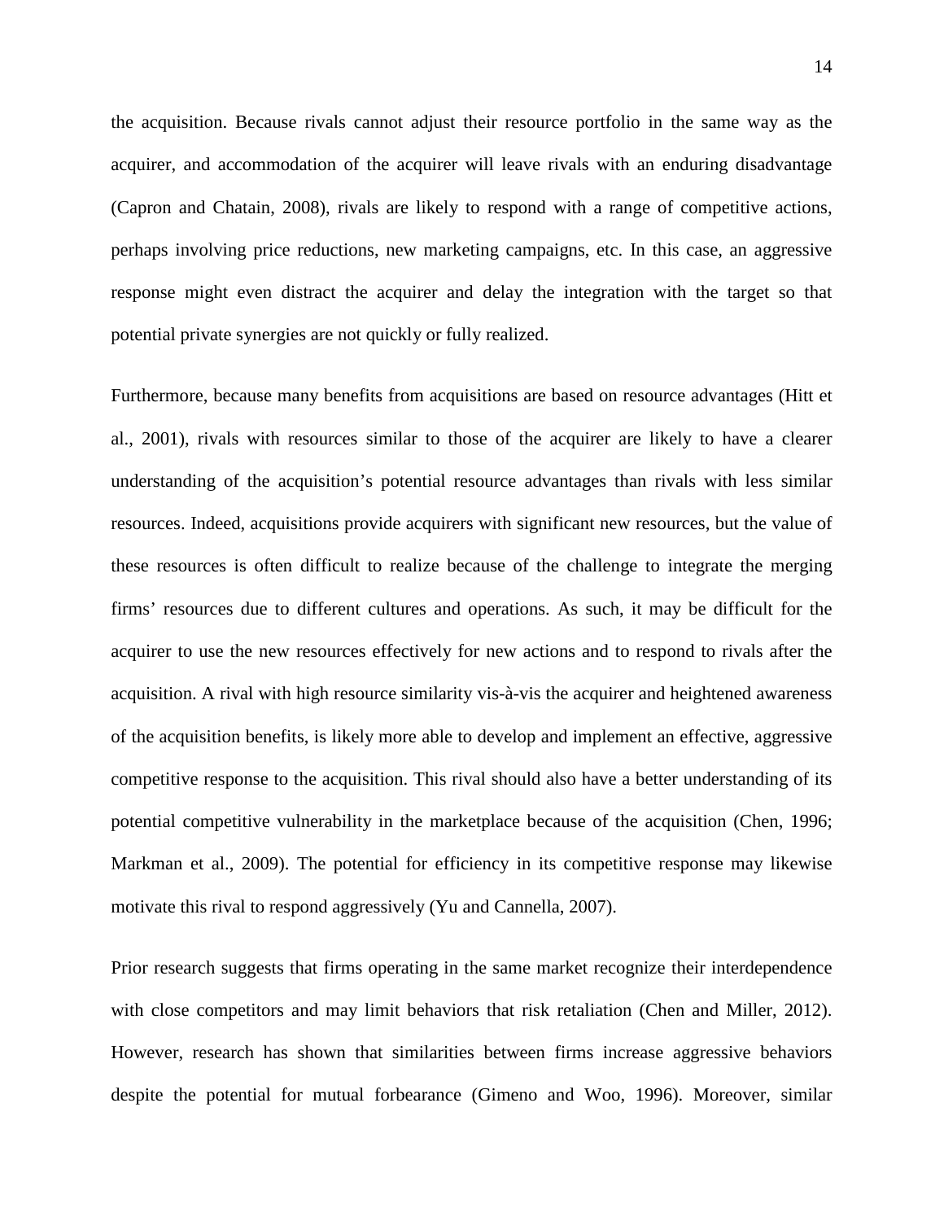the acquisition. Because rivals cannot adjust their resource portfolio in the same way as the acquirer, and accommodation of the acquirer will leave rivals with an enduring disadvantage (Capron and Chatain, 2008), rivals are likely to respond with a range of competitive actions, perhaps involving price reductions, new marketing campaigns, etc. In this case, an aggressive response might even distract the acquirer and delay the integration with the target so that potential private synergies are not quickly or fully realized.

Furthermore, because many benefits from acquisitions are based on resource advantages (Hitt et al., 2001), rivals with resources similar to those of the acquirer are likely to have a clearer understanding of the acquisition's potential resource advantages than rivals with less similar resources. Indeed, acquisitions provide acquirers with significant new resources, but the value of these resources is often difficult to realize because of the challenge to integrate the merging firms' resources due to different cultures and operations. As such, it may be difficult for the acquirer to use the new resources effectively for new actions and to respond to rivals after the acquisition. A rival with high resource similarity vis-à-vis the acquirer and heightened awareness of the acquisition benefits, is likely more able to develop and implement an effective, aggressive competitive response to the acquisition. This rival should also have a better understanding of its potential competitive vulnerability in the marketplace because of the acquisition (Chen, 1996; Markman et al., 2009). The potential for efficiency in its competitive response may likewise motivate this rival to respond aggressively (Yu and Cannella, 2007).

Prior research suggests that firms operating in the same market recognize their interdependence with close competitors and may limit behaviors that risk retaliation (Chen and Miller, 2012). However, research has shown that similarities between firms increase aggressive behaviors despite the potential for mutual forbearance (Gimeno and Woo, 1996). Moreover, similar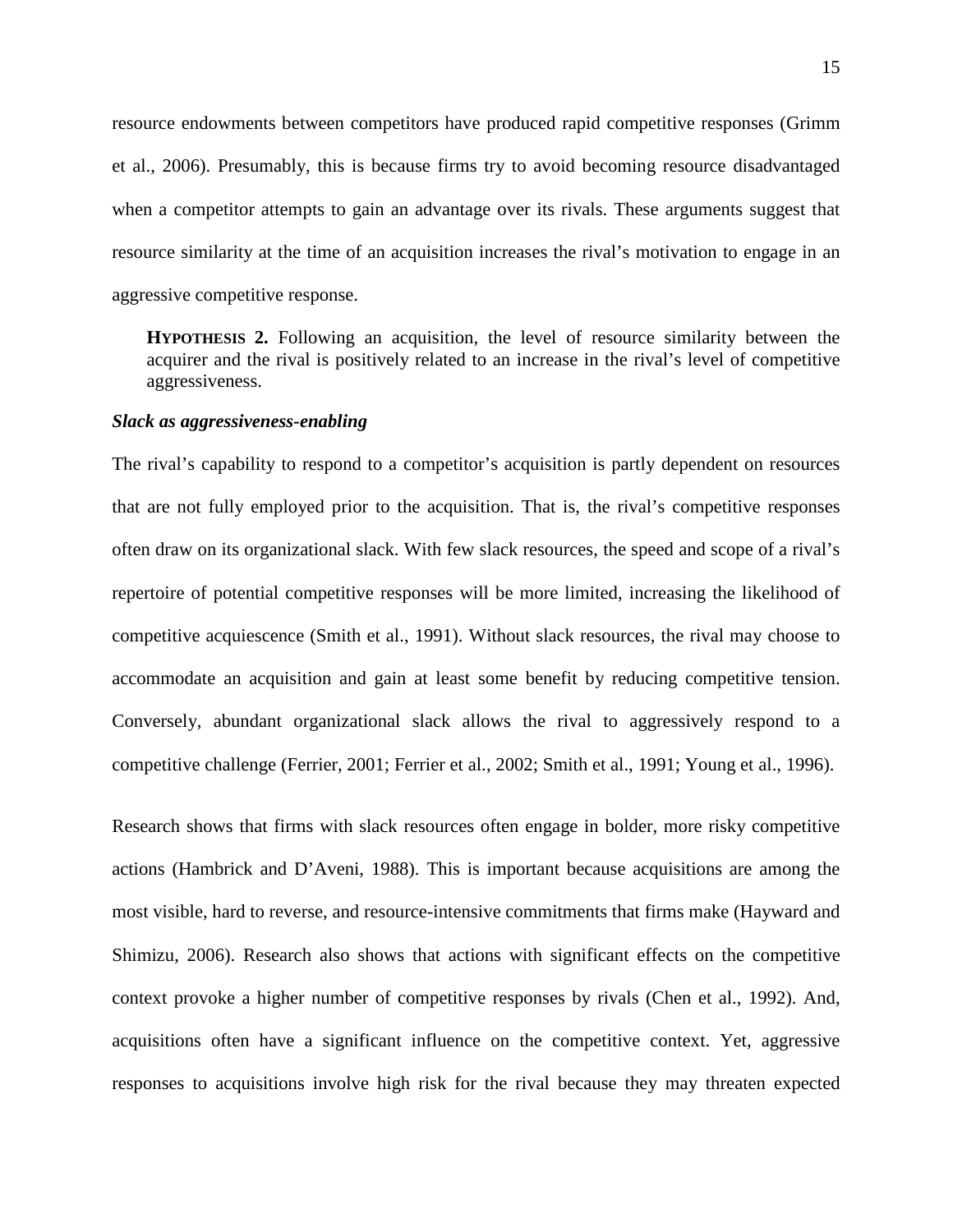resource endowments between competitors have produced rapid competitive responses (Grimm et al., 2006). Presumably, this is because firms try to avoid becoming resource disadvantaged when a competitor attempts to gain an advantage over its rivals. These arguments suggest that resource similarity at the time of an acquisition increases the rival's motivation to engage in an aggressive competitive response.

> **HYPOTHESIS 2.** Following an acquisition, the level of resource similarity between the acquirer and the rival is positively related to an increase in the rival's level of competitive aggressiveness.

***Slack as aggressiveness-enabling***

The rival's capability to respond to a competitor's acquisition is partly dependent on resources that are not fully employed prior to the acquisition. That is, the rival's competitive responses often draw on its organizational slack. With few slack resources, the speed and scope of a rival's repertoire of potential competitive responses will be more limited, increasing the likelihood of competitive acquiescence (Smith et al., 1991). Without slack resources, the rival may choose to accommodate an acquisition and gain at least some benefit by reducing competitive tension. Conversely, abundant organizational slack allows the rival to aggressively respond to a competitive challenge (Ferrier, 2001; Ferrier et al., 2002; Smith et al., 1991; Young et al., 1996).

Research shows that firms with slack resources often engage in bolder, more risky competitive actions (Hambrick and D'Aveni, 1988). This is important because acquisitions are among the most visible, hard to reverse, and resource-intensive commitments that firms make (Hayward and Shimizu, 2006). Research also shows that actions with significant effects on the competitive context provoke a higher number of competitive responses by rivals (Chen et al., 1992). And, acquisitions often have a significant influence on the competitive context. Yet, aggressive responses to acquisitions involve high risk for the rival because they may threaten expected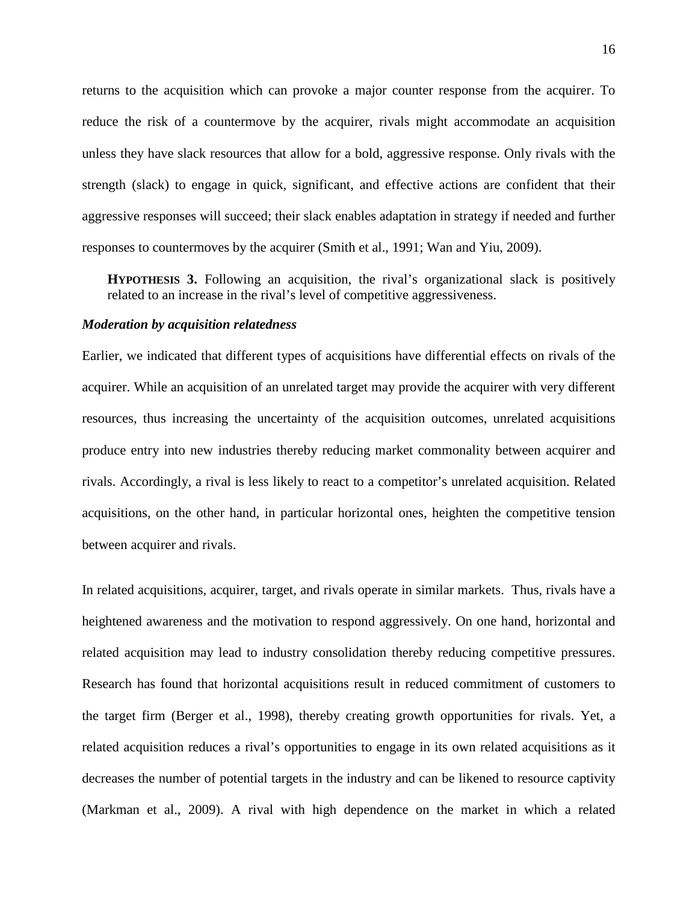returns to the acquisition which can provoke a major counter response from the acquirer. To reduce the risk of a countermove by the acquirer, rivals might accommodate an acquisition unless they have slack resources that allow for a bold, aggressive response. Only rivals with the strength (slack) to engage in quick, significant, and effective actions are confident that their aggressive responses will succeed; their slack enables adaptation in strategy if needed and further responses to countermoves by the acquirer (Smith et al., 1991; Wan and Yiu, 2009).

> **HYPOTHESIS 3.** Following an acquisition, the rival's organizational slack is positively related to an increase in the rival's level of competitive aggressiveness.

***Moderation by acquisition relatedness***

Earlier, we indicated that different types of acquisitions have differential effects on rivals of the acquirer. While an acquisition of an unrelated target may provide the acquirer with very different resources, thus increasing the uncertainty of the acquisition outcomes, unrelated acquisitions produce entry into new industries thereby reducing market commonality between acquirer and rivals. Accordingly, a rival is less likely to react to a competitor's unrelated acquisition. Related acquisitions, on the other hand, in particular horizontal ones, heighten the competitive tension between acquirer and rivals.

In related acquisitions, acquirer, target, and rivals operate in similar markets. Thus, rivals have a heightened awareness and the motivation to respond aggressively. On one hand, horizontal and related acquisition may lead to industry consolidation thereby reducing competitive pressures. Research has found that horizontal acquisitions result in reduced commitment of customers to the target firm (Berger et al., 1998), thereby creating growth opportunities for rivals. Yet, a related acquisition reduces a rival's opportunities to engage in its own related acquisitions as it decreases the number of potential targets in the industry and can be likened to resource captivity (Markman et al., 2009). A rival with high dependence on the market in which a related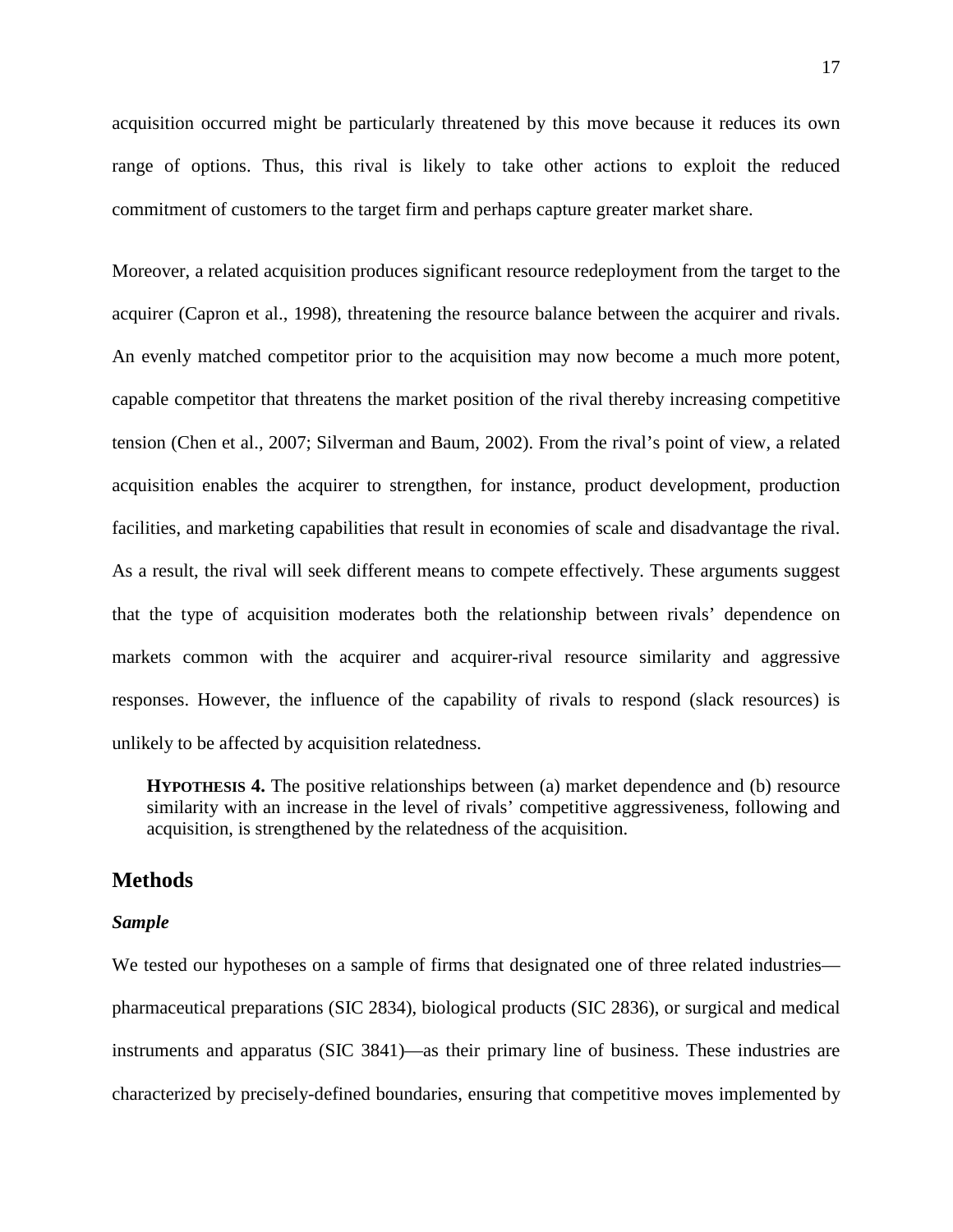acquisition occurred might be particularly threatened by this move because it reduces its own range of options. Thus, this rival is likely to take other actions to exploit the reduced commitment of customers to the target firm and perhaps capture greater market share.

Moreover, a related acquisition produces significant resource redeployment from the target to the acquirer (Capron et al., 1998), threatening the resource balance between the acquirer and rivals. An evenly matched competitor prior to the acquisition may now become a much more potent, capable competitor that threatens the market position of the rival thereby increasing competitive tension (Chen et al., 2007; Silverman and Baum, 2002). From the rival's point of view, a related acquisition enables the acquirer to strengthen, for instance, product development, production facilities, and marketing capabilities that result in economies of scale and disadvantage the rival. As a result, the rival will seek different means to compete effectively. These arguments suggest that the type of acquisition moderates both the relationship between rivals' dependence on markets common with the acquirer and acquirer-rival resource similarity and aggressive responses. However, the influence of the capability of rivals to respond (slack resources) is unlikely to be affected by acquisition relatedness.

> **HYPOTHESIS 4.** The positive relationships between (a) market dependence and (b) resource similarity with an increase in the level of rivals' competitive aggressiveness, following and acquisition, is strengthened by the relatedness of the acquisition.

## Methods

### *Sample*

We tested our hypotheses on a sample of firms that designated one of three related industries—pharmaceutical preparations (SIC 2834), biological products (SIC 2836), or surgical and medical instruments and apparatus (SIC 3841)—as their primary line of business. These industries are characterized by precisely-defined boundaries, ensuring that competitive moves implemented by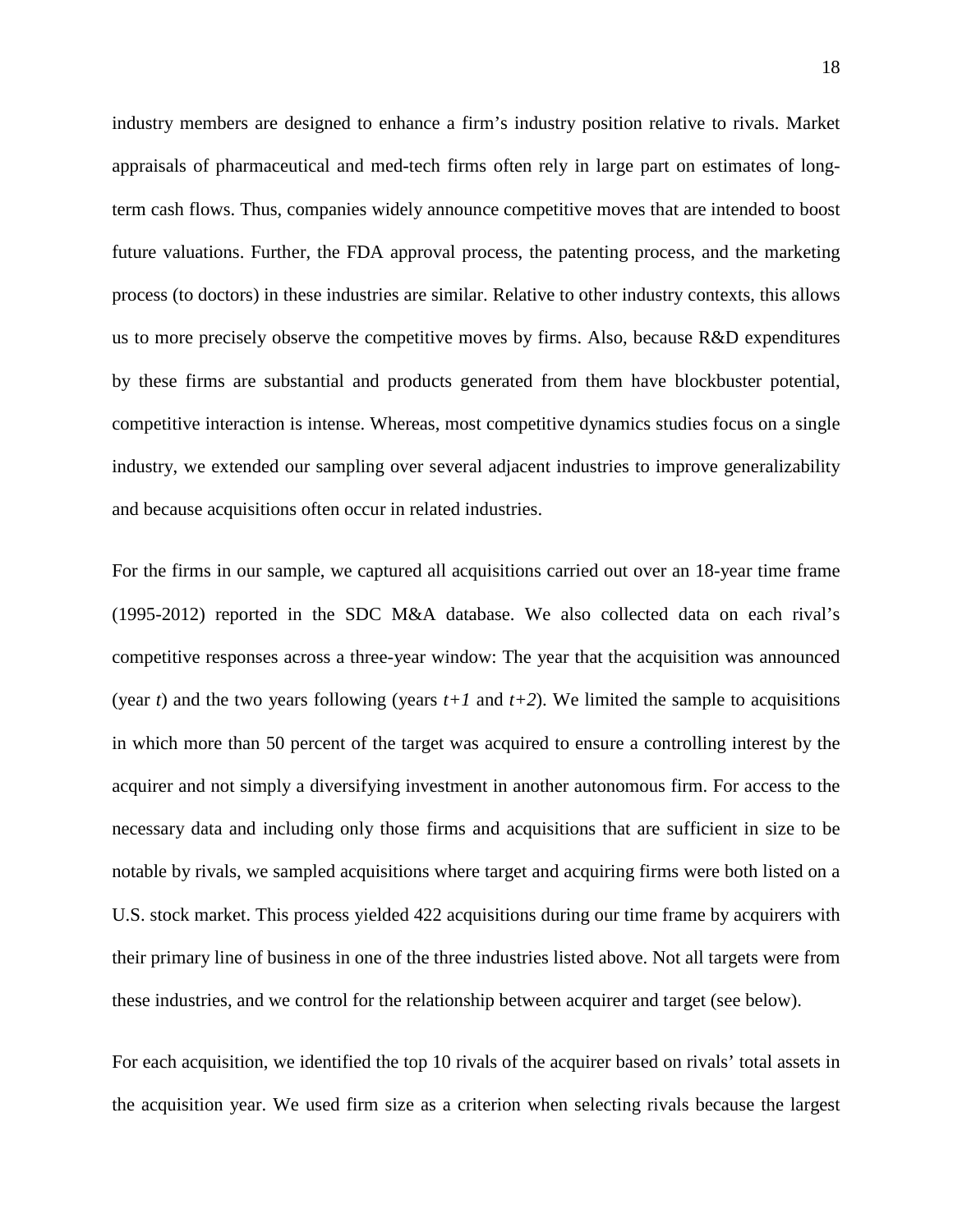industry members are designed to enhance a firm's industry position relative to rivals. Market appraisals of pharmaceutical and med-tech firms often rely in large part on estimates of long-term cash flows. Thus, companies widely announce competitive moves that are intended to boost future valuations. Further, the FDA approval process, the patenting process, and the marketing process (to doctors) in these industries are similar. Relative to other industry contexts, this allows us to more precisely observe the competitive moves by firms. Also, because R&D expenditures by these firms are substantial and products generated from them have blockbuster potential, competitive interaction is intense. Whereas, most competitive dynamics studies focus on a single industry, we extended our sampling over several adjacent industries to improve generalizability and because acquisitions often occur in related industries.

For the firms in our sample, we captured all acquisitions carried out over an 18-year time frame (1995-2012) reported in the SDC M&A database. We also collected data on each rival's competitive responses across a three-year window: The year that the acquisition was announced (year $t$) and the two years following (years $t+1$ and $t+2$). We limited the sample to acquisitions in which more than 50 percent of the target was acquired to ensure a controlling interest by the acquirer and not simply a diversifying investment in another autonomous firm. For access to the necessary data and including only those firms and acquisitions that are sufficient in size to be notable by rivals, we sampled acquisitions where target and acquiring firms were both listed on a U.S. stock market. This process yielded 422 acquisitions during our time frame by acquirers with their primary line of business in one of the three industries listed above. Not all targets were from these industries, and we control for the relationship between acquirer and target (see below).

For each acquisition, we identified the top 10 rivals of the acquirer based on rivals' total assets in the acquisition year. We used firm size as a criterion when selecting rivals because the largest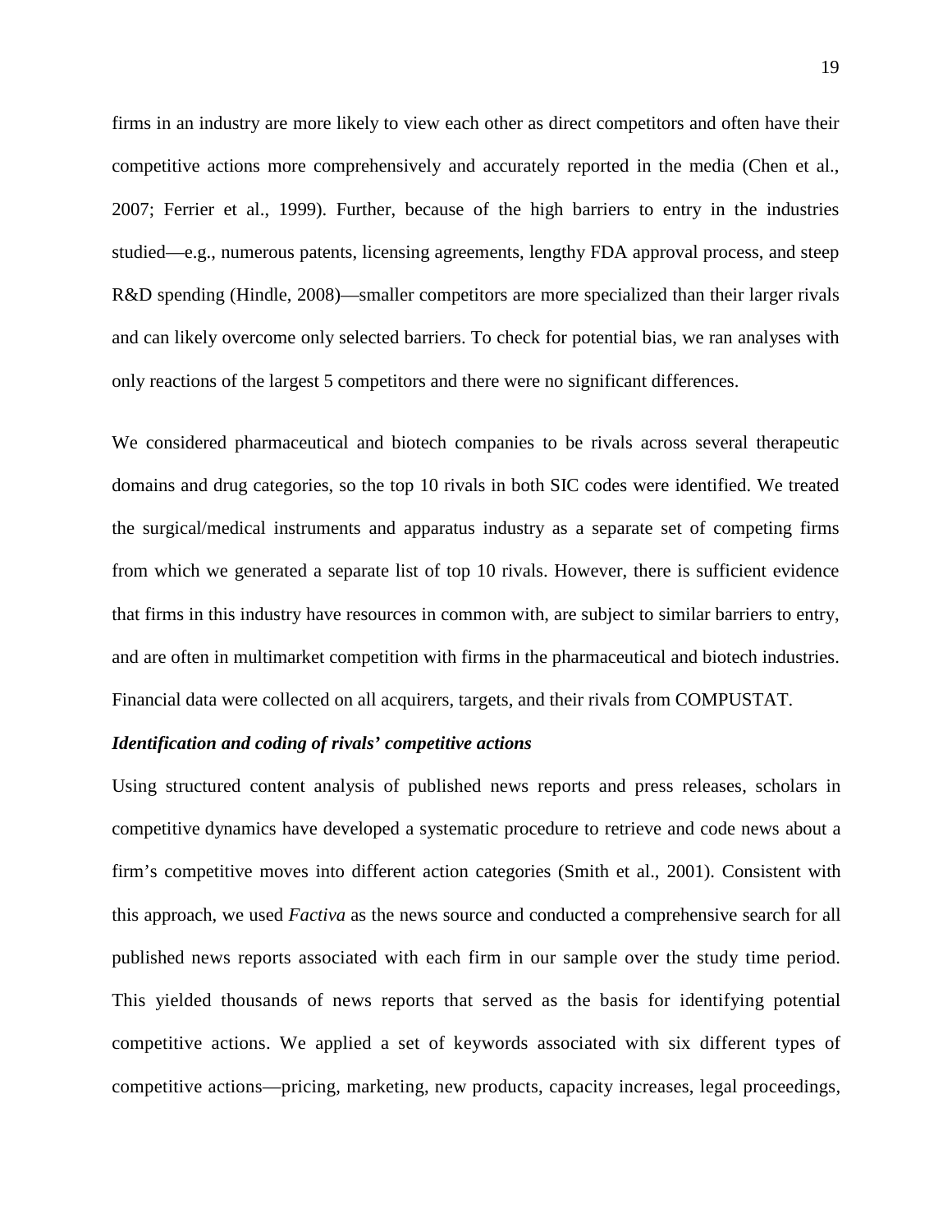firms in an industry are more likely to view each other as direct competitors and often have their competitive actions more comprehensively and accurately reported in the media (Chen et al., 2007; Ferrier et al., 1999). Further, because of the high barriers to entry in the industries studied—e.g., numerous patents, licensing agreements, lengthy FDA approval process, and steep R&D spending (Hindle, 2008)—smaller competitors are more specialized than their larger rivals and can likely overcome only selected barriers. To check for potential bias, we ran analyses with only reactions of the largest 5 competitors and there were no significant differences.

We considered pharmaceutical and biotech companies to be rivals across several therapeutic domains and drug categories, so the top 10 rivals in both SIC codes were identified. We treated the surgical/medical instruments and apparatus industry as a separate set of competing firms from which we generated a separate list of top 10 rivals. However, there is sufficient evidence that firms in this industry have resources in common with, are subject to similar barriers to entry, and are often in multimarket competition with firms in the pharmaceutical and biotech industries. Financial data were collected on all acquirers, targets, and their rivals from COMPUSTAT.

***Identification and coding of rivals' competitive actions***

Using structured content analysis of published news reports and press releases, scholars in competitive dynamics have developed a systematic procedure to retrieve and code news about a firm's competitive moves into different action categories (Smith et al., 2001). Consistent with this approach, we used *Factiva* as the news source and conducted a comprehensive search for all published news reports associated with each firm in our sample over the study time period. This yielded thousands of news reports that served as the basis for identifying potential competitive actions. We applied a set of keywords associated with six different types of competitive actions—pricing, marketing, new products, capacity increases, legal proceedings,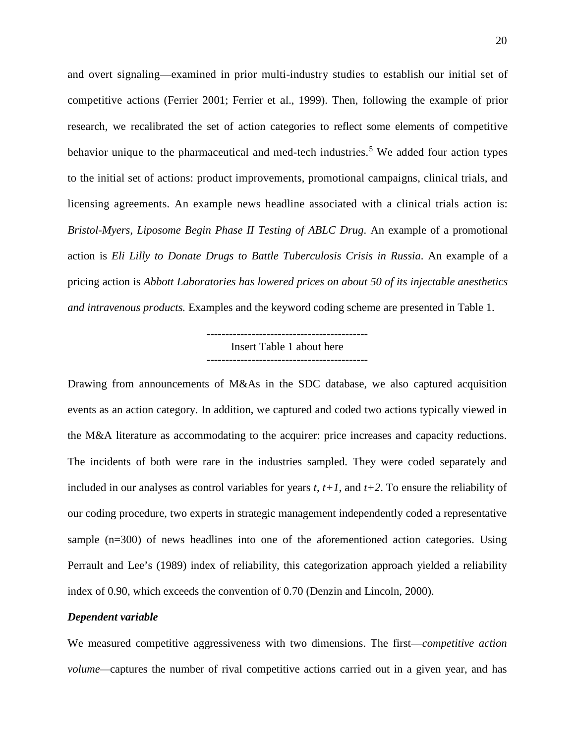and overt signaling—examined in prior multi-industry studies to establish our initial set of competitive actions (Ferrier 2001; Ferrier et al., 1999). Then, following the example of prior research, we recalibrated the set of action categories to reflect some elements of competitive behavior unique to the pharmaceutical and med-tech industries.[5] We added four action types to the initial set of actions: product improvements, promotional campaigns, clinical trials, and licensing agreements. An example news headline associated with a clinical trials action is: *Bristol-Myers, Liposome Begin Phase II Testing of ABLC Drug*. An example of a promotional action is *Eli Lilly to Donate Drugs to Battle Tuberculosis Crisis in Russia*. An example of a pricing action is *Abbott Laboratories has lowered prices on about 50 of its injectable anesthetics and intravenous products.* Examples and the keyword coding scheme are presented in Table 1.

-------------------------------------------
Insert Table 1 about here
-------------------------------------------

Drawing from announcements of M&As in the SDC database, we also captured acquisition events as an action category. In addition, we captured and coded two actions typically viewed in the M&A literature as accommodating to the acquirer: price increases and capacity reductions. The incidents of both were rare in the industries sampled. They were coded separately and included in our analyses as control variables for years $t$, $t+1$, and $t+2$. To ensure the reliability of our coding procedure, two experts in strategic management independently coded a representative sample (n=300) of news headlines into one of the aforementioned action categories. Using Perrault and Lee's (1989) index of reliability, this categorization approach yielded a reliability index of 0.90, which exceeds the convention of 0.70 (Denzin and Lincoln, 2000).

### *Dependent variable*

We measured competitive aggressiveness with two dimensions. The first—*competitive action volume—*captures the number of rival competitive actions carried out in a given year, and has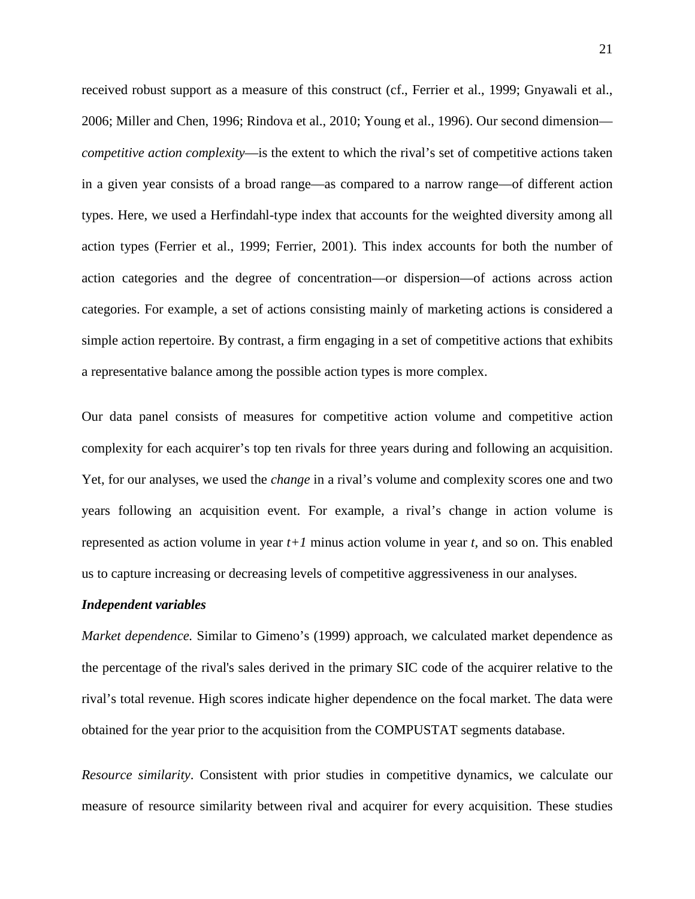received robust support as a measure of this construct (cf., Ferrier et al., 1999; Gnyawali et al., 2006; Miller and Chen, 1996; Rindova et al., 2010; Young et al., 1996). Our second dimension—*competitive action complexity*—is the extent to which the rival's set of competitive actions taken in a given year consists of a broad range—as compared to a narrow range—of different action types. Here, we used a Herfindahl-type index that accounts for the weighted diversity among all action types (Ferrier et al., 1999; Ferrier, 2001). This index accounts for both the number of action categories and the degree of concentration—or dispersion—of actions across action categories. For example, a set of actions consisting mainly of marketing actions is considered a simple action repertoire. By contrast, a firm engaging in a set of competitive actions that exhibits a representative balance among the possible action types is more complex.

Our data panel consists of measures for competitive action volume and competitive action complexity for each acquirer's top ten rivals for three years during and following an acquisition. Yet, for our analyses, we used the *change* in a rival's volume and complexity scores one and two years following an acquisition event. For example, a rival's change in action volume is represented as action volume in year $t+1$ minus action volume in year $t$, and so on. This enabled us to capture increasing or decreasing levels of competitive aggressiveness in our analyses.

***Independent variables***

*Market dependence.* Similar to Gimeno's (1999) approach, we calculated market dependence as the percentage of the rival's sales derived in the primary SIC code of the acquirer relative to the rival's total revenue. High scores indicate higher dependence on the focal market. The data were obtained for the year prior to the acquisition from the COMPUSTAT segments database.

*Resource similarity*. Consistent with prior studies in competitive dynamics, we calculate our measure of resource similarity between rival and acquirer for every acquisition. These studies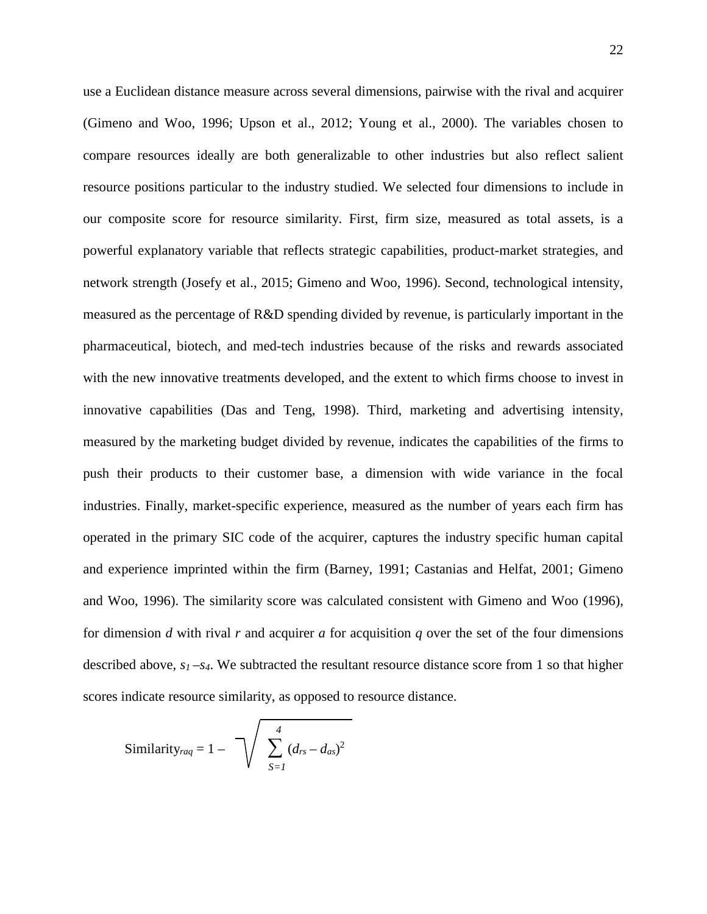use a Euclidean distance measure across several dimensions, pairwise with the rival and acquirer (Gimeno and Woo, 1996; Upson et al., 2012; Young et al., 2000). The variables chosen to compare resources ideally are both generalizable to other industries but also reflect salient resource positions particular to the industry studied. We selected four dimensions to include in our composite score for resource similarity. First, firm size, measured as total assets, is a powerful explanatory variable that reflects strategic capabilities, product-market strategies, and network strength (Josefy et al., 2015; Gimeno and Woo, 1996). Second, technological intensity, measured as the percentage of R&D spending divided by revenue, is particularly important in the pharmaceutical, biotech, and med-tech industries because of the risks and rewards associated with the new innovative treatments developed, and the extent to which firms choose to invest in innovative capabilities (Das and Teng, 1998). Third, marketing and advertising intensity, measured by the marketing budget divided by revenue, indicates the capabilities of the firms to push their products to their customer base, a dimension with wide variance in the focal industries. Finally, market-specific experience, measured as the number of years each firm has operated in the primary SIC code of the acquirer, captures the industry specific human capital and experience imprinted within the firm (Barney, 1991; Castanias and Helfat, 2001; Gimeno and Woo, 1996). The similarity score was calculated consistent with Gimeno and Woo (1996), for dimension *d* with rival *r* and acquirer *a* for acquisition *q* over the set of the four dimensions described above, $s_1$ – $s_4$. We subtracted the resultant resource distance score from 1 so that higher scores indicate resource similarity, as opposed to resource distance.

$$\text{Similarity}_{raq} = 1 - \sqrt{\sum_{S=1}^{4} (d_{rs} - d_{as})^2}$$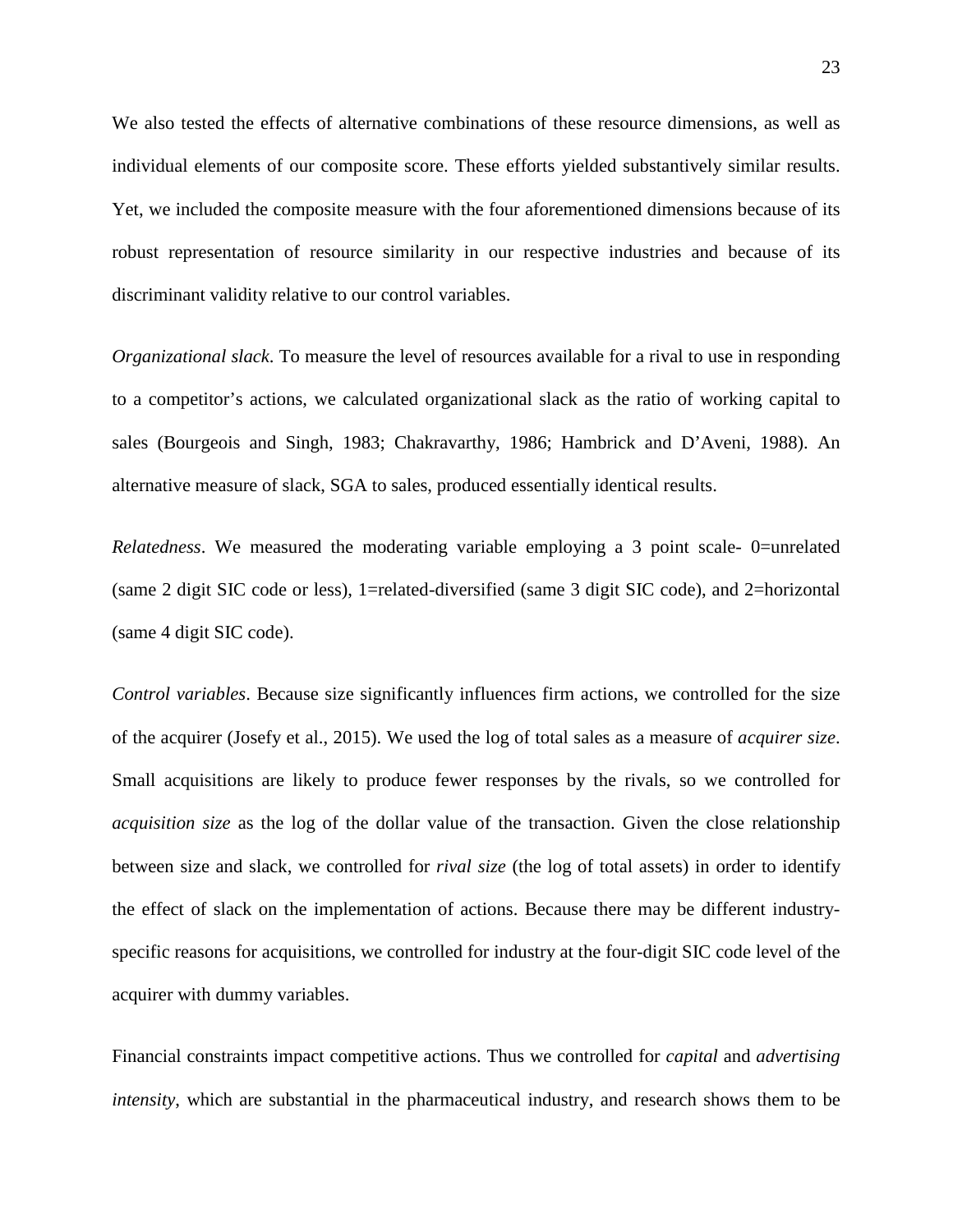We also tested the effects of alternative combinations of these resource dimensions, as well as individual elements of our composite score. These efforts yielded substantively similar results. Yet, we included the composite measure with the four aforementioned dimensions because of its robust representation of resource similarity in our respective industries and because of its discriminant validity relative to our control variables.

*Organizational slack*. To measure the level of resources available for a rival to use in responding to a competitor's actions, we calculated organizational slack as the ratio of working capital to sales (Bourgeois and Singh, 1983; Chakravarthy, 1986; Hambrick and D'Aveni, 1988). An alternative measure of slack, SGA to sales, produced essentially identical results.

*Relatedness*. We measured the moderating variable employing a 3 point scale- 0=unrelated (same 2 digit SIC code or less), 1=related-diversified (same 3 digit SIC code), and 2=horizontal (same 4 digit SIC code).

*Control variables*. Because size significantly influences firm actions, we controlled for the size of the acquirer (Josefy et al., 2015). We used the log of total sales as a measure of *acquirer size*. Small acquisitions are likely to produce fewer responses by the rivals, so we controlled for *acquisition size* as the log of the dollar value of the transaction. Given the close relationship between size and slack, we controlled for *rival size* (the log of total assets) in order to identify the effect of slack on the implementation of actions. Because there may be different industry-specific reasons for acquisitions, we controlled for industry at the four-digit SIC code level of the acquirer with dummy variables.

Financial constraints impact competitive actions. Thus we controlled for *capital* and *advertising intensity*, which are substantial in the pharmaceutical industry, and research shows them to be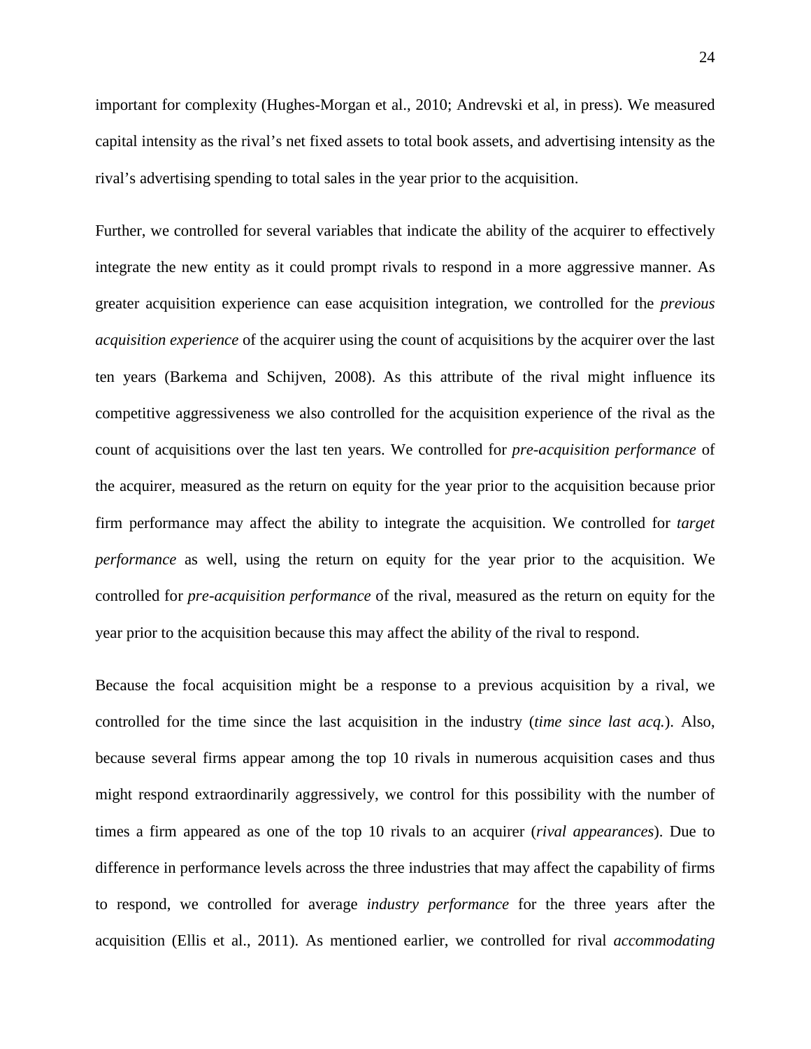important for complexity (Hughes-Morgan et al., 2010; Andrevski et al, in press). We measured capital intensity as the rival's net fixed assets to total book assets, and advertising intensity as the rival's advertising spending to total sales in the year prior to the acquisition.

Further, we controlled for several variables that indicate the ability of the acquirer to effectively integrate the new entity as it could prompt rivals to respond in a more aggressive manner. As greater acquisition experience can ease acquisition integration, we controlled for the *previous acquisition experience* of the acquirer using the count of acquisitions by the acquirer over the last ten years (Barkema and Schijven, 2008). As this attribute of the rival might influence its competitive aggressiveness we also controlled for the acquisition experience of the rival as the count of acquisitions over the last ten years. We controlled for *pre-acquisition performance* of the acquirer, measured as the return on equity for the year prior to the acquisition because prior firm performance may affect the ability to integrate the acquisition. We controlled for *target performance* as well, using the return on equity for the year prior to the acquisition. We controlled for *pre-acquisition performance* of the rival, measured as the return on equity for the year prior to the acquisition because this may affect the ability of the rival to respond.

Because the focal acquisition might be a response to a previous acquisition by a rival, we controlled for the time since the last acquisition in the industry (*time since last acq.*). Also, because several firms appear among the top 10 rivals in numerous acquisition cases and thus might respond extraordinarily aggressively, we control for this possibility with the number of times a firm appeared as one of the top 10 rivals to an acquirer (*rival appearances*). Due to difference in performance levels across the three industries that may affect the capability of firms to respond, we controlled for average *industry performance* for the three years after the acquisition (Ellis et al., 2011). As mentioned earlier, we controlled for rival *accommodating*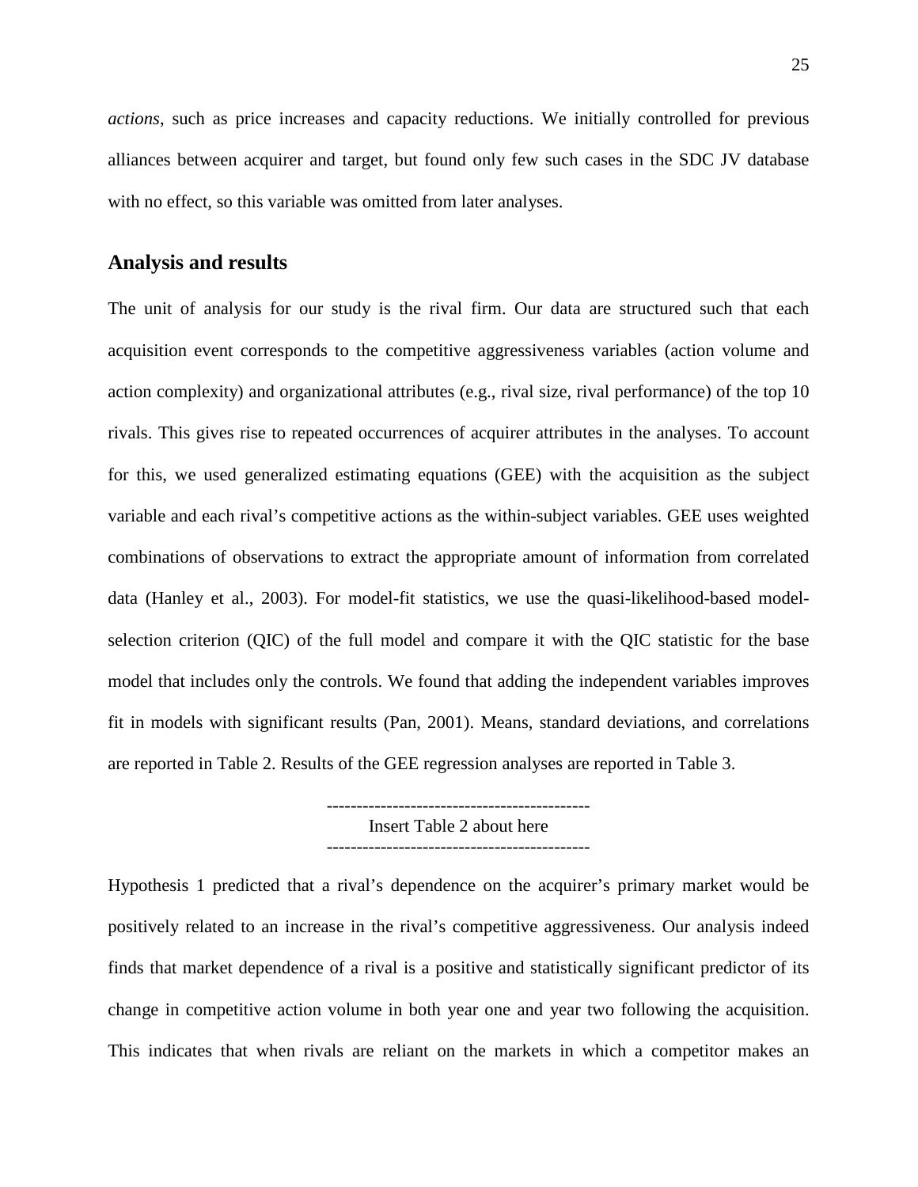*actions*, such as price increases and capacity reductions. We initially controlled for previous alliances between acquirer and target, but found only few such cases in the SDC JV database with no effect, so this variable was omitted from later analyses.

## Analysis and results

The unit of analysis for our study is the rival firm. Our data are structured such that each acquisition event corresponds to the competitive aggressiveness variables (action volume and action complexity) and organizational attributes (e.g., rival size, rival performance) of the top 10 rivals. This gives rise to repeated occurrences of acquirer attributes in the analyses. To account for this, we used generalized estimating equations (GEE) with the acquisition as the subject variable and each rival's competitive actions as the within-subject variables. GEE uses weighted combinations of observations to extract the appropriate amount of information from correlated data (Hanley et al., 2003). For model-fit statistics, we use the quasi-likelihood-based model-selection criterion (QIC) of the full model and compare it with the QIC statistic for the base model that includes only the controls. We found that adding the independent variables improves fit in models with significant results (Pan, 2001). Means, standard deviations, and correlations are reported in Table 2. Results of the GEE regression analyses are reported in Table 3.

--------------------------------------------

Insert Table 2 about here

--------------------------------------------

Hypothesis 1 predicted that a rival's dependence on the acquirer's primary market would be positively related to an increase in the rival's competitive aggressiveness. Our analysis indeed finds that market dependence of a rival is a positive and statistically significant predictor of its change in competitive action volume in both year one and year two following the acquisition. This indicates that when rivals are reliant on the markets in which a competitor makes an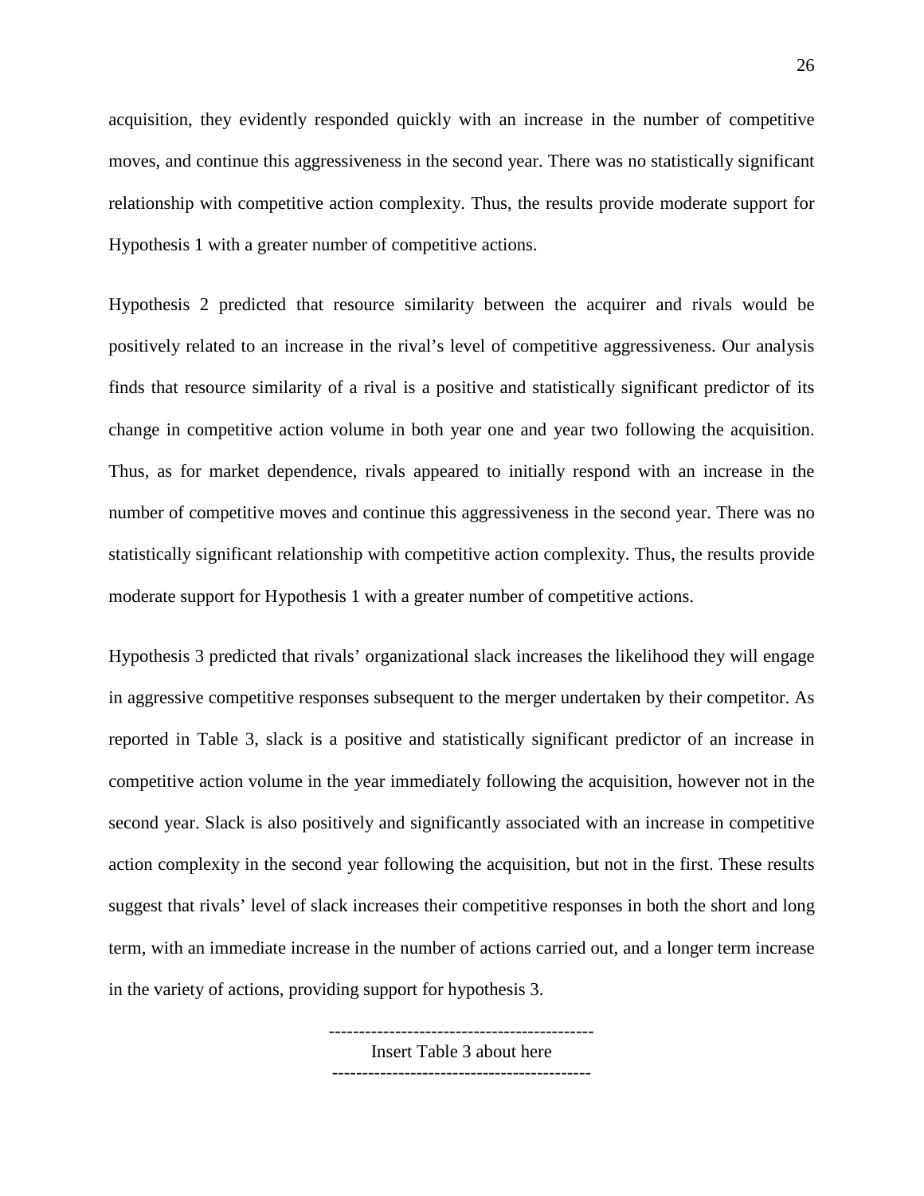acquisition, they evidently responded quickly with an increase in the number of competitive moves, and continue this aggressiveness in the second year. There was no statistically significant relationship with competitive action complexity. Thus, the results provide moderate support for Hypothesis 1 with a greater number of competitive actions.

Hypothesis 2 predicted that resource similarity between the acquirer and rivals would be positively related to an increase in the rival's level of competitive aggressiveness. Our analysis finds that resource similarity of a rival is a positive and statistically significant predictor of its change in competitive action volume in both year one and year two following the acquisition. Thus, as for market dependence, rivals appeared to initially respond with an increase in the number of competitive moves and continue this aggressiveness in the second year. There was no statistically significant relationship with competitive action complexity. Thus, the results provide moderate support for Hypothesis 1 with a greater number of competitive actions.

Hypothesis 3 predicted that rivals' organizational slack increases the likelihood they will engage in aggressive competitive responses subsequent to the merger undertaken by their competitor. As reported in Table 3, slack is a positive and statistically significant predictor of an increase in competitive action volume in the year immediately following the acquisition, however not in the second year. Slack is also positively and significantly associated with an increase in competitive action complexity in the second year following the acquisition, but not in the first. These results suggest that rivals' level of slack increases their competitive responses in both the short and long term, with an immediate increase in the number of actions carried out, and a longer term increase in the variety of actions, providing support for hypothesis 3.

--------------------------------------------
Insert Table 3 about here
-------------------------------------------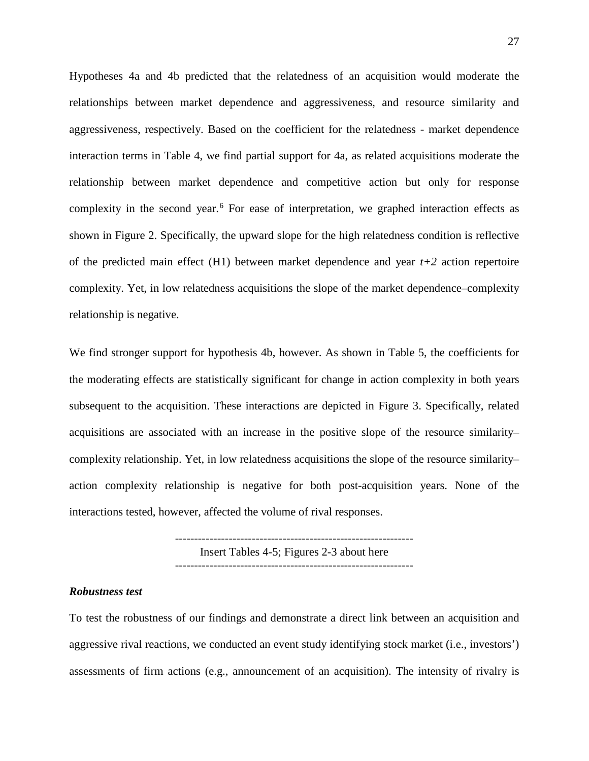Hypotheses 4a and 4b predicted that the relatedness of an acquisition would moderate the relationships between market dependence and aggressiveness, and resource similarity and aggressiveness, respectively. Based on the coefficient for the relatedness - market dependence interaction terms in Table 4, we find partial support for 4a, as related acquisitions moderate the relationship between market dependence and competitive action but only for response complexity in the second year.[6] For ease of interpretation, we graphed interaction effects as shown in Figure 2. Specifically, the upward slope for the high relatedness condition is reflective of the predicted main effect (H1) between market dependence and year *t+2* action repertoire complexity. Yet, in low relatedness acquisitions the slope of the market dependence–complexity relationship is negative.

We find stronger support for hypothesis 4b, however. As shown in Table 5, the coefficients for the moderating effects are statistically significant for change in action complexity in both years subsequent to the acquisition. These interactions are depicted in Figure 3. Specifically, related acquisitions are associated with an increase in the positive slope of the resource similarity–complexity relationship. Yet, in low relatedness acquisitions the slope of the resource similarity–action complexity relationship is negative for both post-acquisition years. None of the interactions tested, however, affected the volume of rival responses.

---------------------------------------------------------------
Insert Tables 4-5; Figures 2-3 about here
---------------------------------------------------------------

***Robustness test***

To test the robustness of our findings and demonstrate a direct link between an acquisition and aggressive rival reactions, we conducted an event study identifying stock market (i.e., investors') assessments of firm actions (e.g., announcement of an acquisition). The intensity of rivalry is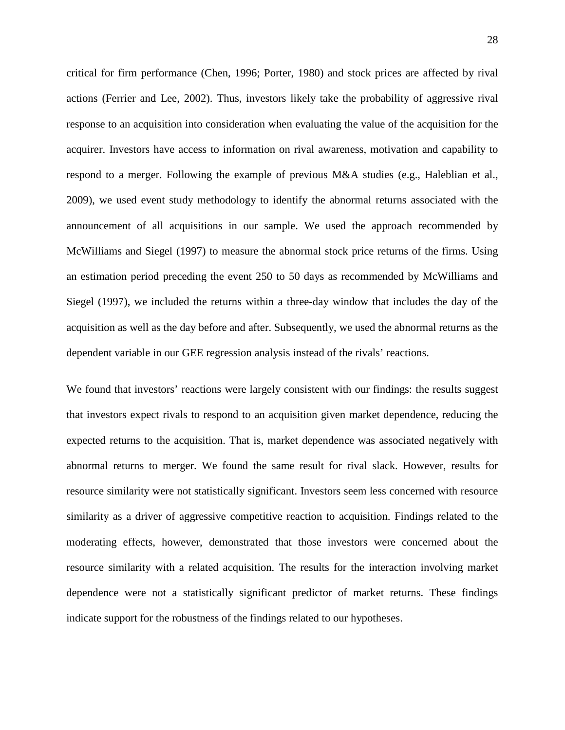critical for firm performance (Chen, 1996; Porter, 1980) and stock prices are affected by rival actions (Ferrier and Lee, 2002). Thus, investors likely take the probability of aggressive rival response to an acquisition into consideration when evaluating the value of the acquisition for the acquirer. Investors have access to information on rival awareness, motivation and capability to respond to a merger. Following the example of previous M&A studies (e.g., Haleblian et al., 2009), we used event study methodology to identify the abnormal returns associated with the announcement of all acquisitions in our sample. We used the approach recommended by McWilliams and Siegel (1997) to measure the abnormal stock price returns of the firms. Using an estimation period preceding the event 250 to 50 days as recommended by McWilliams and Siegel (1997), we included the returns within a three-day window that includes the day of the acquisition as well as the day before and after. Subsequently, we used the abnormal returns as the dependent variable in our GEE regression analysis instead of the rivals' reactions.

We found that investors' reactions were largely consistent with our findings: the results suggest that investors expect rivals to respond to an acquisition given market dependence, reducing the expected returns to the acquisition. That is, market dependence was associated negatively with abnormal returns to merger. We found the same result for rival slack. However, results for resource similarity were not statistically significant. Investors seem less concerned with resource similarity as a driver of aggressive competitive reaction to acquisition. Findings related to the moderating effects, however, demonstrated that those investors were concerned about the resource similarity with a related acquisition. The results for the interaction involving market dependence were not a statistically significant predictor of market returns. These findings indicate support for the robustness of the findings related to our hypotheses.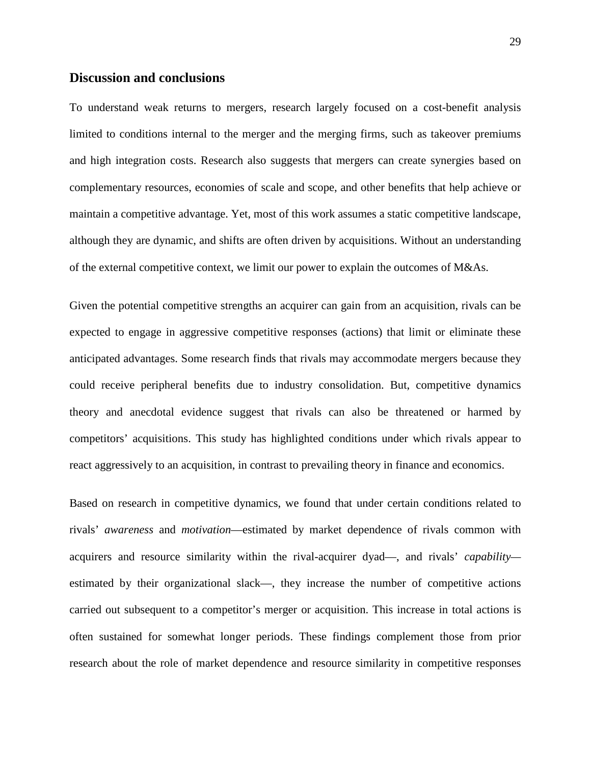## Discussion and conclusions

To understand weak returns to mergers, research largely focused on a cost-benefit analysis limited to conditions internal to the merger and the merging firms, such as takeover premiums and high integration costs. Research also suggests that mergers can create synergies based on complementary resources, economies of scale and scope, and other benefits that help achieve or maintain a competitive advantage. Yet, most of this work assumes a static competitive landscape, although they are dynamic, and shifts are often driven by acquisitions. Without an understanding of the external competitive context, we limit our power to explain the outcomes of M&As.

Given the potential competitive strengths an acquirer can gain from an acquisition, rivals can be expected to engage in aggressive competitive responses (actions) that limit or eliminate these anticipated advantages. Some research finds that rivals may accommodate mergers because they could receive peripheral benefits due to industry consolidation. But, competitive dynamics theory and anecdotal evidence suggest that rivals can also be threatened or harmed by competitors' acquisitions. This study has highlighted conditions under which rivals appear to react aggressively to an acquisition, in contrast to prevailing theory in finance and economics.

Based on research in competitive dynamics, we found that under certain conditions related to rivals' *awareness* and *motivation*—estimated by market dependence of rivals common with acquirers and resource similarity within the rival-acquirer dyad—, and rivals' *capability*—estimated by their organizational slack—, they increase the number of competitive actions carried out subsequent to a competitor's merger or acquisition. This increase in total actions is often sustained for somewhat longer periods. These findings complement those from prior research about the role of market dependence and resource similarity in competitive responses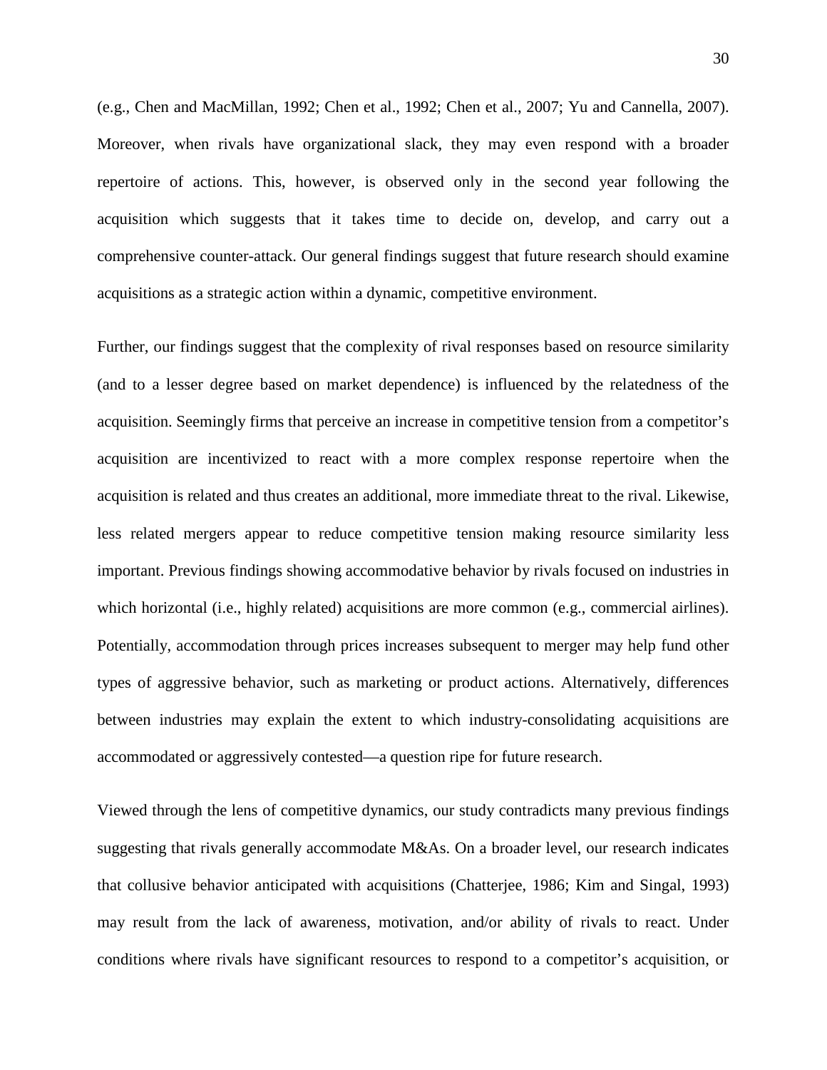(e.g., Chen and MacMillan, 1992; Chen et al., 1992; Chen et al., 2007; Yu and Cannella, 2007). Moreover, when rivals have organizational slack, they may even respond with a broader repertoire of actions. This, however, is observed only in the second year following the acquisition which suggests that it takes time to decide on, develop, and carry out a comprehensive counter-attack. Our general findings suggest that future research should examine acquisitions as a strategic action within a dynamic, competitive environment.

Further, our findings suggest that the complexity of rival responses based on resource similarity (and to a lesser degree based on market dependence) is influenced by the relatedness of the acquisition. Seemingly firms that perceive an increase in competitive tension from a competitor's acquisition are incentivized to react with a more complex response repertoire when the acquisition is related and thus creates an additional, more immediate threat to the rival. Likewise, less related mergers appear to reduce competitive tension making resource similarity less important. Previous findings showing accommodative behavior by rivals focused on industries in which horizontal (i.e., highly related) acquisitions are more common (e.g., commercial airlines). Potentially, accommodation through prices increases subsequent to merger may help fund other types of aggressive behavior, such as marketing or product actions. Alternatively, differences between industries may explain the extent to which industry-consolidating acquisitions are accommodated or aggressively contested—a question ripe for future research.

Viewed through the lens of competitive dynamics, our study contradicts many previous findings suggesting that rivals generally accommodate M&As. On a broader level, our research indicates that collusive behavior anticipated with acquisitions (Chatterjee, 1986; Kim and Singal, 1993) may result from the lack of awareness, motivation, and/or ability of rivals to react. Under conditions where rivals have significant resources to respond to a competitor's acquisition, or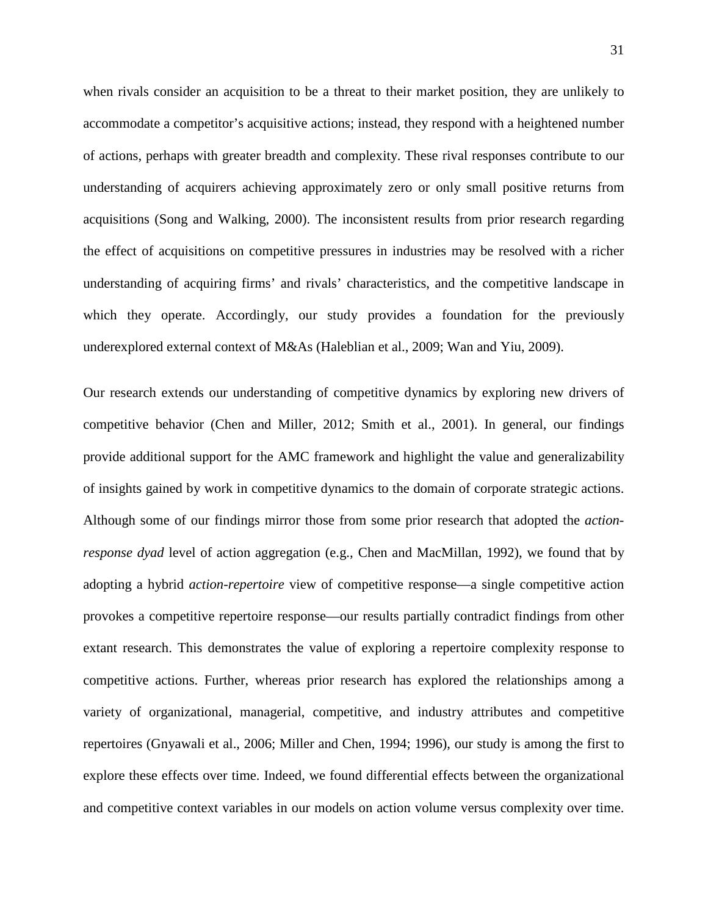when rivals consider an acquisition to be a threat to their market position, they are unlikely to accommodate a competitor's acquisitive actions; instead, they respond with a heightened number of actions, perhaps with greater breadth and complexity. These rival responses contribute to our understanding of acquirers achieving approximately zero or only small positive returns from acquisitions (Song and Walking, 2000). The inconsistent results from prior research regarding the effect of acquisitions on competitive pressures in industries may be resolved with a richer understanding of acquiring firms' and rivals' characteristics, and the competitive landscape in which they operate. Accordingly, our study provides a foundation for the previously underexplored external context of M&As (Haleblian et al., 2009; Wan and Yiu, 2009).

Our research extends our understanding of competitive dynamics by exploring new drivers of competitive behavior (Chen and Miller, 2012; Smith et al., 2001). In general, our findings provide additional support for the AMC framework and highlight the value and generalizability of insights gained by work in competitive dynamics to the domain of corporate strategic actions. Although some of our findings mirror those from some prior research that adopted the *action-response dyad* level of action aggregation (e.g., Chen and MacMillan, 1992), we found that by adopting a hybrid *action-repertoire* view of competitive response—a single competitive action provokes a competitive repertoire response—our results partially contradict findings from other extant research. This demonstrates the value of exploring a repertoire complexity response to competitive actions. Further, whereas prior research has explored the relationships among a variety of organizational, managerial, competitive, and industry attributes and competitive repertoires (Gnyawali et al., 2006; Miller and Chen, 1994; 1996), our study is among the first to explore these effects over time. Indeed, we found differential effects between the organizational and competitive context variables in our models on action volume versus complexity over time.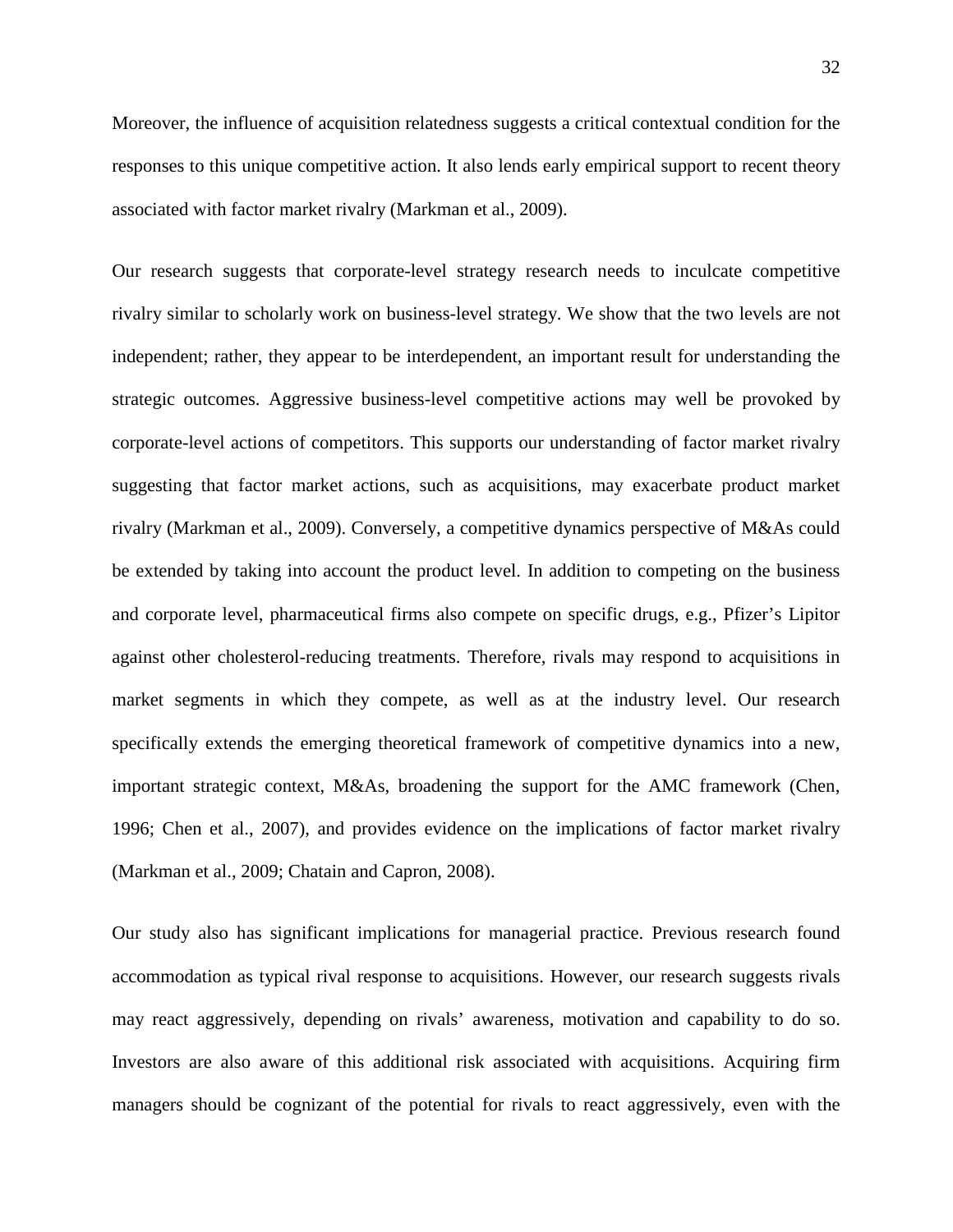Moreover, the influence of acquisition relatedness suggests a critical contextual condition for the responses to this unique competitive action. It also lends early empirical support to recent theory associated with factor market rivalry (Markman et al., 2009).

Our research suggests that corporate-level strategy research needs to inculcate competitive rivalry similar to scholarly work on business-level strategy. We show that the two levels are not independent; rather, they appear to be interdependent, an important result for understanding the strategic outcomes. Aggressive business-level competitive actions may well be provoked by corporate-level actions of competitors. This supports our understanding of factor market rivalry suggesting that factor market actions, such as acquisitions, may exacerbate product market rivalry (Markman et al., 2009). Conversely, a competitive dynamics perspective of M&As could be extended by taking into account the product level. In addition to competing on the business and corporate level, pharmaceutical firms also compete on specific drugs, e.g., Pfizer's Lipitor against other cholesterol-reducing treatments. Therefore, rivals may respond to acquisitions in market segments in which they compete, as well as at the industry level. Our research specifically extends the emerging theoretical framework of competitive dynamics into a new, important strategic context, M&As, broadening the support for the AMC framework (Chen, 1996; Chen et al., 2007), and provides evidence on the implications of factor market rivalry (Markman et al., 2009; Chatain and Capron, 2008).

Our study also has significant implications for managerial practice. Previous research found accommodation as typical rival response to acquisitions. However, our research suggests rivals may react aggressively, depending on rivals' awareness, motivation and capability to do so. Investors are also aware of this additional risk associated with acquisitions. Acquiring firm managers should be cognizant of the potential for rivals to react aggressively, even with the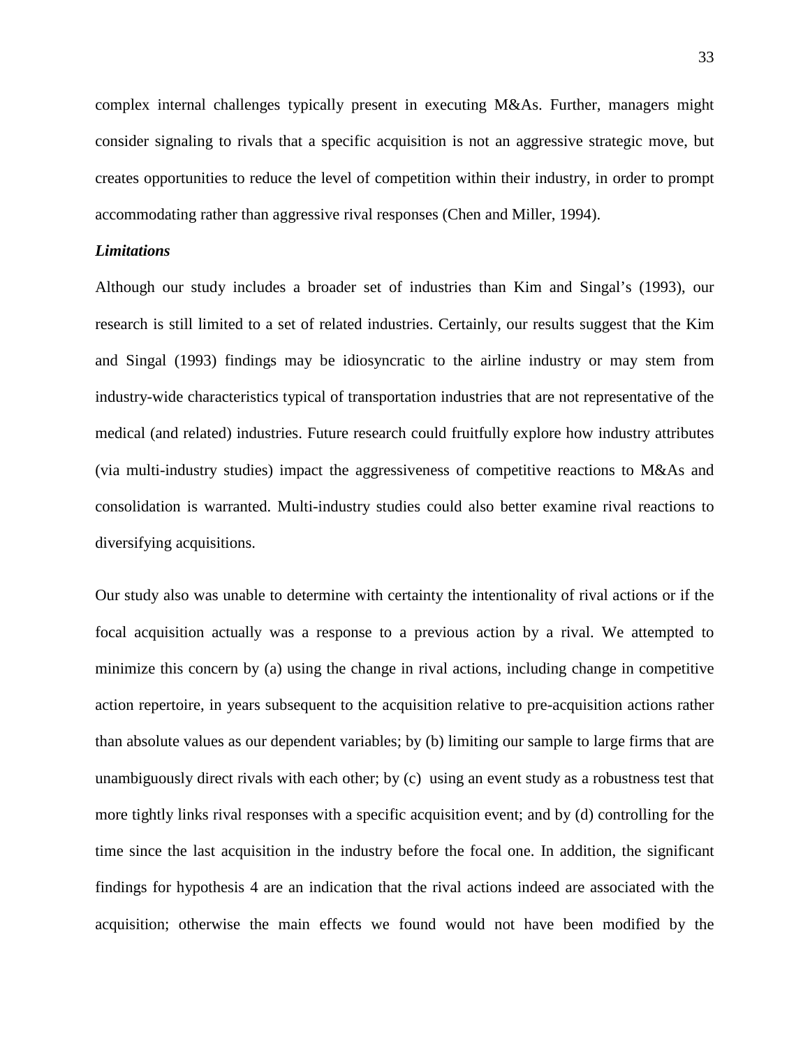complex internal challenges typically present in executing M&As. Further, managers might consider signaling to rivals that a specific acquisition is not an aggressive strategic move, but creates opportunities to reduce the level of competition within their industry, in order to prompt accommodating rather than aggressive rival responses (Chen and Miller, 1994).

***Limitations***

Although our study includes a broader set of industries than Kim and Singal's (1993), our research is still limited to a set of related industries. Certainly, our results suggest that the Kim and Singal (1993) findings may be idiosyncratic to the airline industry or may stem from industry-wide characteristics typical of transportation industries that are not representative of the medical (and related) industries. Future research could fruitfully explore how industry attributes (via multi-industry studies) impact the aggressiveness of competitive reactions to M&As and consolidation is warranted. Multi-industry studies could also better examine rival reactions to diversifying acquisitions.

Our study also was unable to determine with certainty the intentionality of rival actions or if the focal acquisition actually was a response to a previous action by a rival. We attempted to minimize this concern by (a) using the change in rival actions, including change in competitive action repertoire, in years subsequent to the acquisition relative to pre-acquisition actions rather than absolute values as our dependent variables; by (b) limiting our sample to large firms that are unambiguously direct rivals with each other; by (c) using an event study as a robustness test that more tightly links rival responses with a specific acquisition event; and by (d) controlling for the time since the last acquisition in the industry before the focal one. In addition, the significant findings for hypothesis 4 are an indication that the rival actions indeed are associated with the acquisition; otherwise the main effects we found would not have been modified by the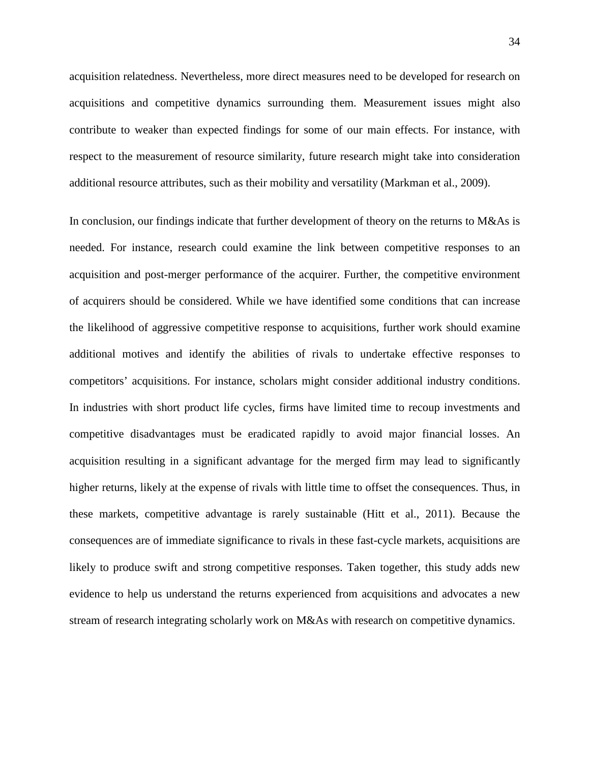acquisition relatedness. Nevertheless, more direct measures need to be developed for research on acquisitions and competitive dynamics surrounding them. Measurement issues might also contribute to weaker than expected findings for some of our main effects. For instance, with respect to the measurement of resource similarity, future research might take into consideration additional resource attributes, such as their mobility and versatility (Markman et al., 2009).

In conclusion, our findings indicate that further development of theory on the returns to M&As is needed. For instance, research could examine the link between competitive responses to an acquisition and post-merger performance of the acquirer. Further, the competitive environment of acquirers should be considered. While we have identified some conditions that can increase the likelihood of aggressive competitive response to acquisitions, further work should examine additional motives and identify the abilities of rivals to undertake effective responses to competitors' acquisitions. For instance, scholars might consider additional industry conditions. In industries with short product life cycles, firms have limited time to recoup investments and competitive disadvantages must be eradicated rapidly to avoid major financial losses. An acquisition resulting in a significant advantage for the merged firm may lead to significantly higher returns, likely at the expense of rivals with little time to offset the consequences. Thus, in these markets, competitive advantage is rarely sustainable (Hitt et al., 2011). Because the consequences are of immediate significance to rivals in these fast-cycle markets, acquisitions are likely to produce swift and strong competitive responses. Taken together, this study adds new evidence to help us understand the returns experienced from acquisitions and advocates a new stream of research integrating scholarly work on M&As with research on competitive dynamics.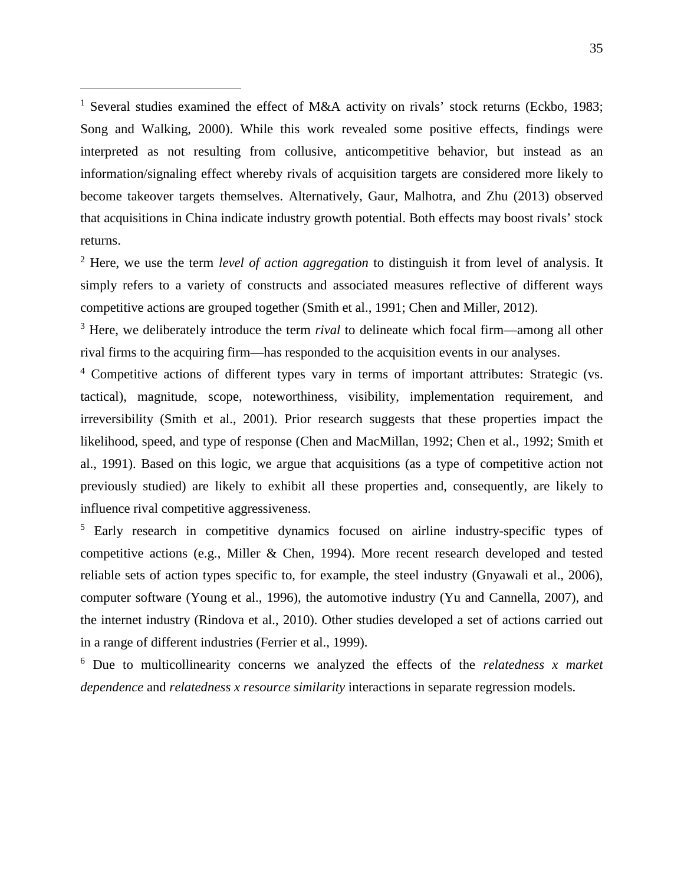[1] Several studies examined the effect of M&A activity on rivals' stock returns (Eckbo, 1983; Song and Walking, 2000). While this work revealed some positive effects, findings were interpreted as not resulting from collusive, anticompetitive behavior, but instead as an information/signaling effect whereby rivals of acquisition targets are considered more likely to become takeover targets themselves. Alternatively, Gaur, Malhotra, and Zhu (2013) observed that acquisitions in China indicate industry growth potential. Both effects may boost rivals' stock returns.

[2] Here, we use the term *level of action aggregation* to distinguish it from level of analysis. It simply refers to a variety of constructs and associated measures reflective of different ways competitive actions are grouped together (Smith et al., 1991; Chen and Miller, 2012).

[3] Here, we deliberately introduce the term *rival* to delineate which focal firm—among all other rival firms to the acquiring firm—has responded to the acquisition events in our analyses.

[4] Competitive actions of different types vary in terms of important attributes: Strategic (vs. tactical), magnitude, scope, noteworthiness, visibility, implementation requirement, and irreversibility (Smith et al., 2001). Prior research suggests that these properties impact the likelihood, speed, and type of response (Chen and MacMillan, 1992; Chen et al., 1992; Smith et al., 1991). Based on this logic, we argue that acquisitions (as a type of competitive action not previously studied) are likely to exhibit all these properties and, consequently, are likely to influence rival competitive aggressiveness.

[5] Early research in competitive dynamics focused on airline industry-specific types of competitive actions (e.g., Miller & Chen, 1994). More recent research developed and tested reliable sets of action types specific to, for example, the steel industry (Gnyawali et al., 2006), computer software (Young et al., 1996), the automotive industry (Yu and Cannella, 2007), and the internet industry (Rindova et al., 2010). Other studies developed a set of actions carried out in a range of different industries (Ferrier et al., 1999).

[6] Due to multicollinearity concerns we analyzed the effects of the *relatedness x market dependence* and *relatedness x resource similarity* interactions in separate regression models.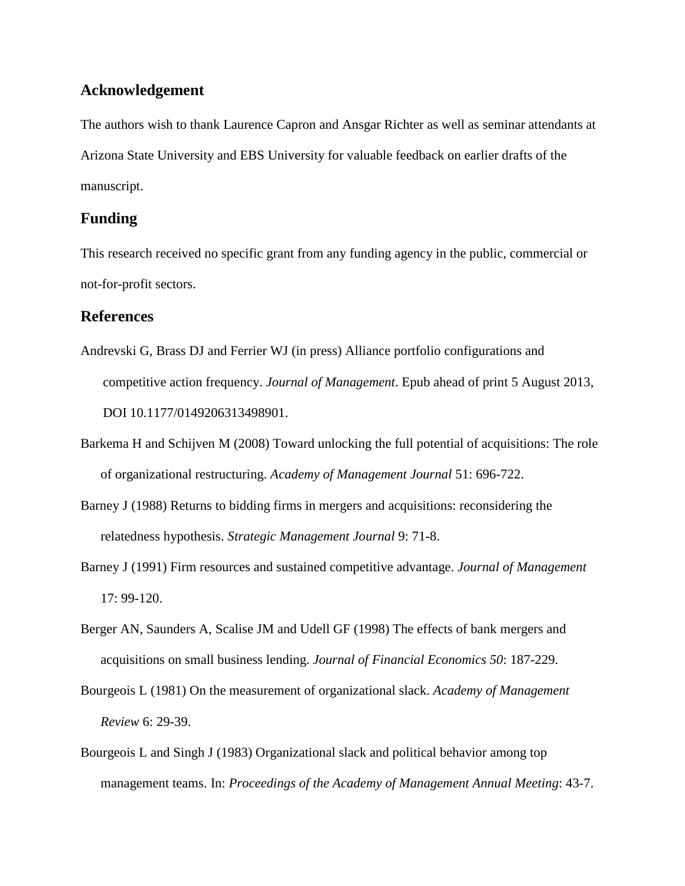## Acknowledgement

The authors wish to thank Laurence Capron and Ansgar Richter as well as seminar attendants at Arizona State University and EBS University for valuable feedback on earlier drafts of the manuscript.

## Funding

This research received no specific grant from any funding agency in the public, commercial or not-for-profit sectors.

## References

Andrevski G, Brass DJ and Ferrier WJ (in press) Alliance portfolio configurations and competitive action frequency. *Journal of Management*. Epub ahead of print 5 August 2013, DOI 10.1177/0149206313498901.

Barkema H and Schijven M (2008) Toward unlocking the full potential of acquisitions: The role of organizational restructuring. *Academy of Management Journal* 51: 696-722.

Barney J (1988) Returns to bidding firms in mergers and acquisitions: reconsidering the relatedness hypothesis. *Strategic Management Journal* 9: 71-8.

Barney J (1991) Firm resources and sustained competitive advantage. *Journal of Management* 17: 99-120.

Berger AN, Saunders A, Scalise JM and Udell GF (1998) The effects of bank mergers and acquisitions on small business lending. *Journal of Financial Economics 50*: 187-229.

Bourgeois L (1981) On the measurement of organizational slack. *Academy of Management Review* 6: 29-39.

Bourgeois L and Singh J (1983) Organizational slack and political behavior among top management teams. In: *Proceedings of the Academy of Management Annual Meeting*: 43-7.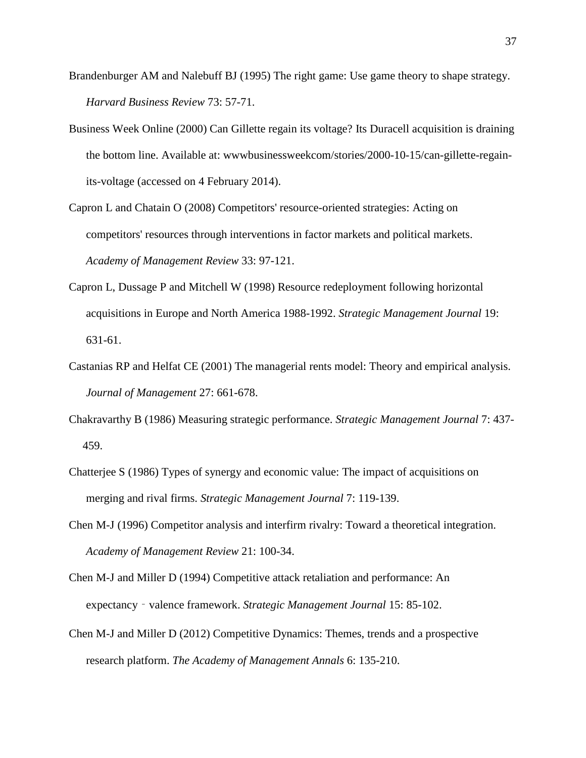Brandenburger AM and Nalebuff BJ (1995) The right game: Use game theory to shape strategy. *Harvard Business Review* 73: 57-71.

Business Week Online (2000) Can Gillette regain its voltage? Its Duracell acquisition is draining the bottom line. Available at: wwwbusinessweekcom/stories/2000-10-15/can-gillette-regain-its-voltage (accessed on 4 February 2014).

Capron L and Chatain O (2008) Competitors' resource-oriented strategies: Acting on competitors' resources through interventions in factor markets and political markets. *Academy of Management Review* 33: 97-121.

Capron L, Dussage P and Mitchell W (1998) Resource redeployment following horizontal acquisitions in Europe and North America 1988-1992. *Strategic Management Journal* 19: 631-61.

Castanias RP and Helfat CE (2001) The managerial rents model: Theory and empirical analysis. *Journal of Management* 27: 661-678.

Chakravarthy B (1986) Measuring strategic performance. *Strategic Management Journal* 7: 437-459.

Chatterjee S (1986) Types of synergy and economic value: The impact of acquisitions on merging and rival firms. *Strategic Management Journal* 7: 119-139.

Chen M-J (1996) Competitor analysis and interfirm rivalry: Toward a theoretical integration. *Academy of Management Review* 21: 100-34.

Chen M-J and Miller D (1994) Competitive attack retaliation and performance: An expectancy‐valence framework. *Strategic Management Journal* 15: 85-102.

Chen M-J and Miller D (2012) Competitive Dynamics: Themes, trends and a prospective research platform. *The Academy of Management Annals* 6: 135-210.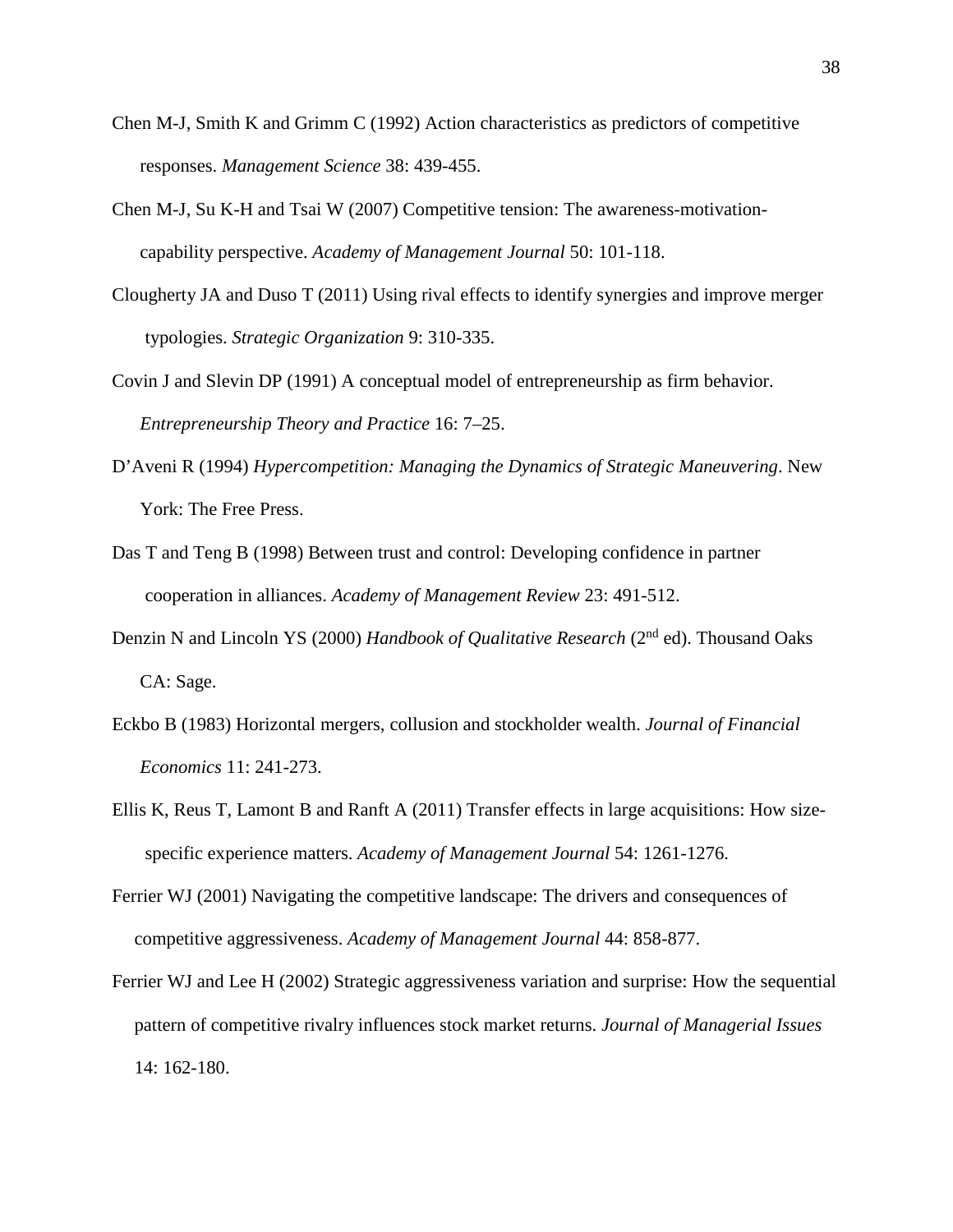Chen M-J, Smith K and Grimm C (1992) Action characteristics as predictors of competitive responses. *Management Science* 38: 439-455.

Chen M-J, Su K-H and Tsai W (2007) Competitive tension: The awareness-motivation-capability perspective. *Academy of Management Journal* 50: 101-118.

Clougherty JA and Duso T (2011) Using rival effects to identify synergies and improve merger typologies. *Strategic Organization* 9: 310-335.

Covin J and Slevin DP (1991) A conceptual model of entrepreneurship as firm behavior. *Entrepreneurship Theory and Practice* 16: 7–25.

D'Aveni R (1994) *Hypercompetition: Managing the Dynamics of Strategic Maneuvering*. New York: The Free Press.

Das T and Teng B (1998) Between trust and control: Developing confidence in partner cooperation in alliances. *Academy of Management Review* 23: 491-512.

Denzin N and Lincoln YS (2000) *Handbook of Qualitative Research* (2nd ed). Thousand Oaks CA: Sage.

Eckbo B (1983) Horizontal mergers, collusion and stockholder wealth. *Journal of Financial Economics* 11: 241-273.

Ellis K, Reus T, Lamont B and Ranft A (2011) Transfer effects in large acquisitions: How size-specific experience matters. *Academy of Management Journal* 54: 1261-1276.

Ferrier WJ (2001) Navigating the competitive landscape: The drivers and consequences of competitive aggressiveness. *Academy of Management Journal* 44: 858-877.

Ferrier WJ and Lee H (2002) Strategic aggressiveness variation and surprise: How the sequential pattern of competitive rivalry influences stock market returns. *Journal of Managerial Issues* 14: 162-180.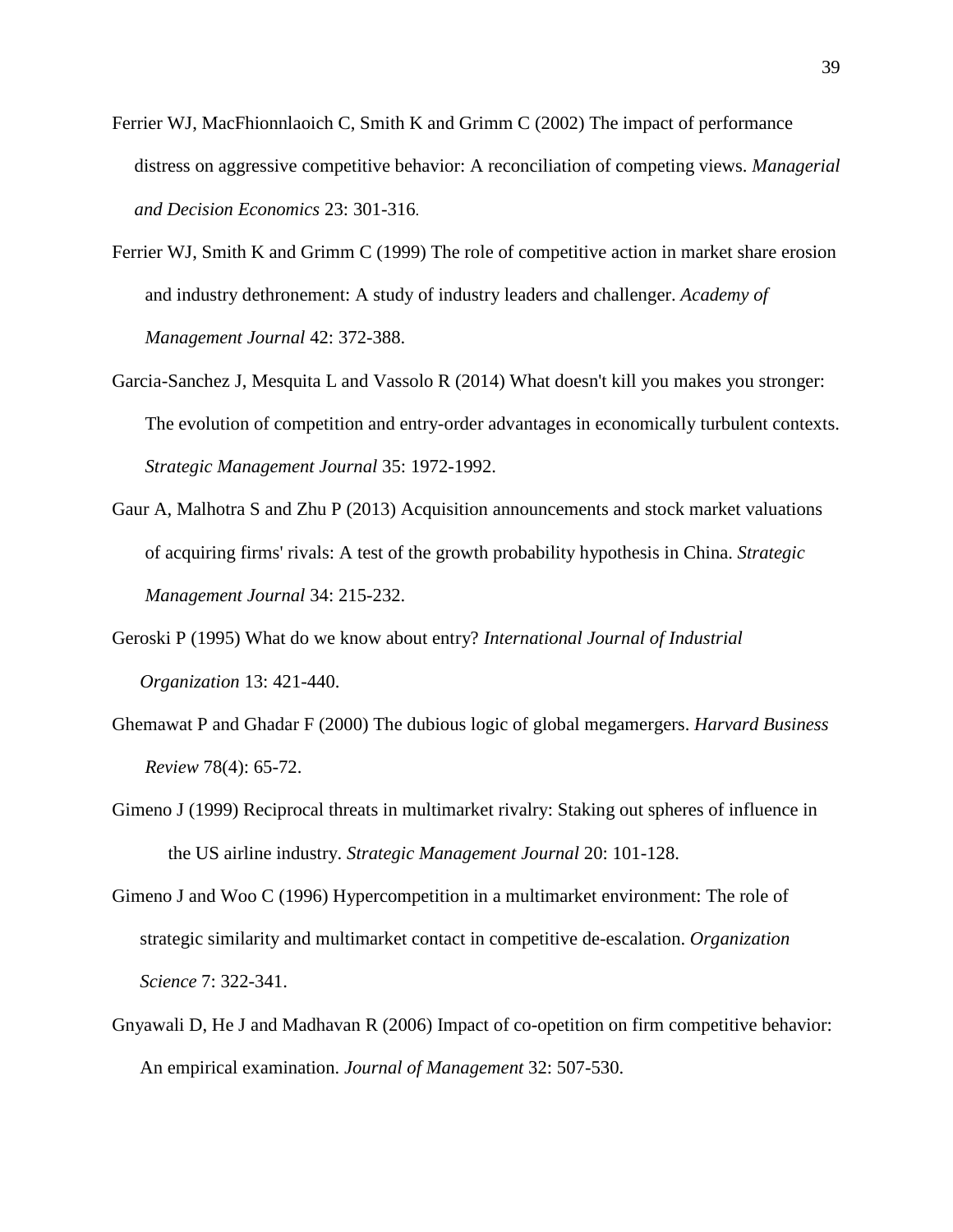Ferrier WJ, MacFhionnlaoich C, Smith K and Grimm C (2002) The impact of performance distress on aggressive competitive behavior: A reconciliation of competing views. *Managerial and Decision Economics* 23: 301-316.

Ferrier WJ, Smith K and Grimm C (1999) The role of competitive action in market share erosion and industry dethronement: A study of industry leaders and challenger. *Academy of Management Journal* 42: 372-388.

Garcia-Sanchez J, Mesquita L and Vassolo R (2014) What doesn't kill you makes you stronger: The evolution of competition and entry-order advantages in economically turbulent contexts. *Strategic Management Journal* 35: 1972-1992.

Gaur A, Malhotra S and Zhu P (2013) Acquisition announcements and stock market valuations of acquiring firms' rivals: A test of the growth probability hypothesis in China. *Strategic Management Journal* 34: 215-232.

Geroski P (1995) What do we know about entry? *International Journal of Industrial Organization* 13: 421-440.

Ghemawat P and Ghadar F (2000) The dubious logic of global megamergers. *Harvard Business Review* 78(4): 65-72.

Gimeno J (1999) Reciprocal threats in multimarket rivalry: Staking out spheres of influence in the US airline industry. *Strategic Management Journal* 20: 101-128.

Gimeno J and Woo C (1996) Hypercompetition in a multimarket environment: The role of strategic similarity and multimarket contact in competitive de-escalation. *Organization Science* 7: 322-341.

Gnyawali D, He J and Madhavan R (2006) Impact of co-opetition on firm competitive behavior: An empirical examination. *Journal of Management* 32: 507-530.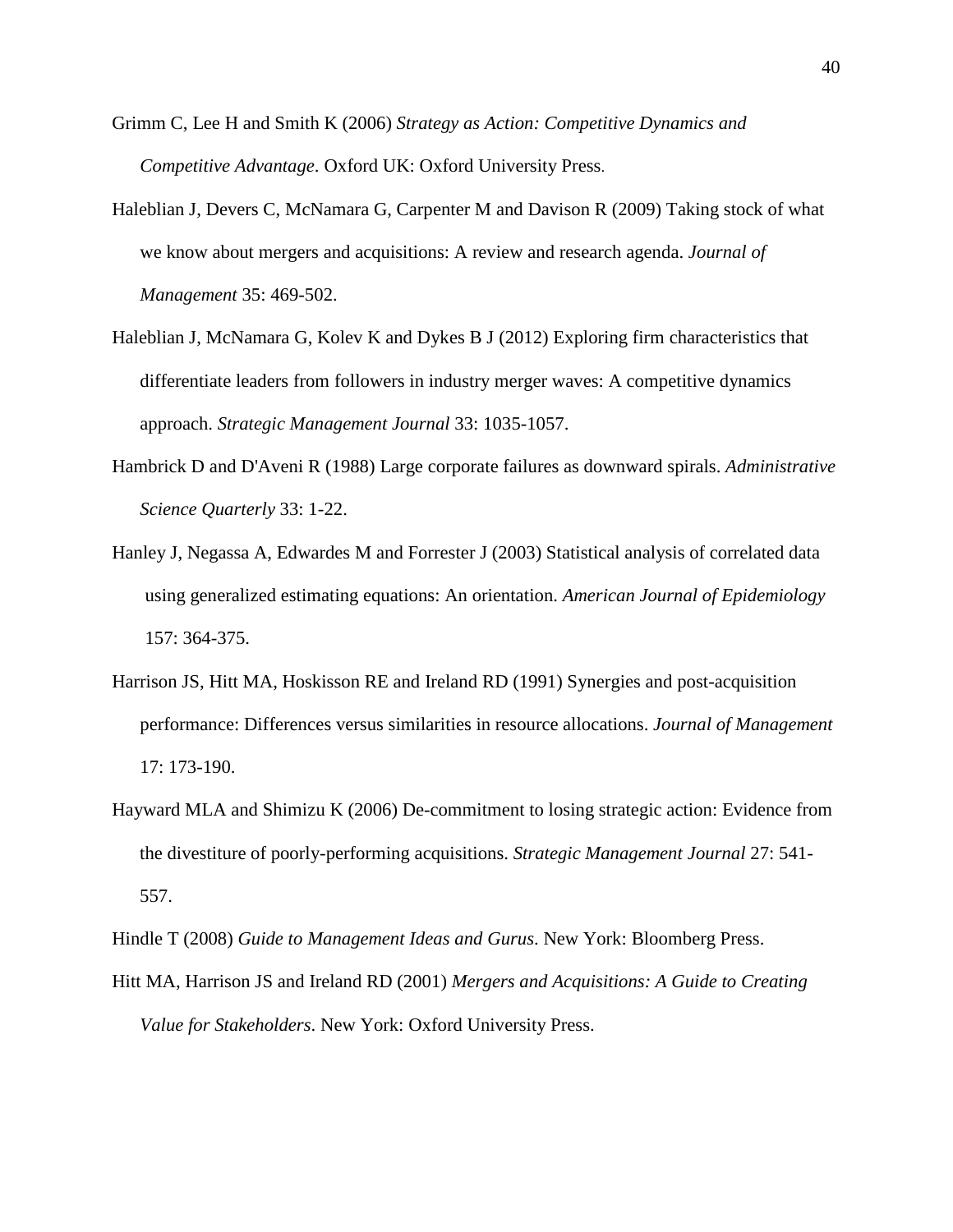Grimm C, Lee H and Smith K (2006) *Strategy as Action: Competitive Dynamics and Competitive Advantage*. Oxford UK: Oxford University Press.

Haleblian J, Devers C, McNamara G, Carpenter M and Davison R (2009) Taking stock of what we know about mergers and acquisitions: A review and research agenda. *Journal of Management* 35: 469-502.

Haleblian J, McNamara G, Kolev K and Dykes B J (2012) Exploring firm characteristics that differentiate leaders from followers in industry merger waves: A competitive dynamics approach. *Strategic Management Journal* 33: 1035-1057.

Hambrick D and D'Aveni R (1988) Large corporate failures as downward spirals. *Administrative Science Quarterly* 33: 1-22.

Hanley J, Negassa A, Edwardes M and Forrester J (2003) Statistical analysis of correlated data using generalized estimating equations: An orientation. *American Journal of Epidemiology* 157: 364-375.

Harrison JS, Hitt MA, Hoskisson RE and Ireland RD (1991) Synergies and post-acquisition performance: Differences versus similarities in resource allocations. *Journal of Management* 17: 173-190.

Hayward MLA and Shimizu K (2006) De-commitment to losing strategic action: Evidence from the divestiture of poorly-performing acquisitions. *Strategic Management Journal* 27: 541-557.

Hindle T (2008) *Guide to Management Ideas and Gurus*. New York: Bloomberg Press.

Hitt MA, Harrison JS and Ireland RD (2001) *Mergers and Acquisitions: A Guide to Creating Value for Stakeholders*. New York: Oxford University Press.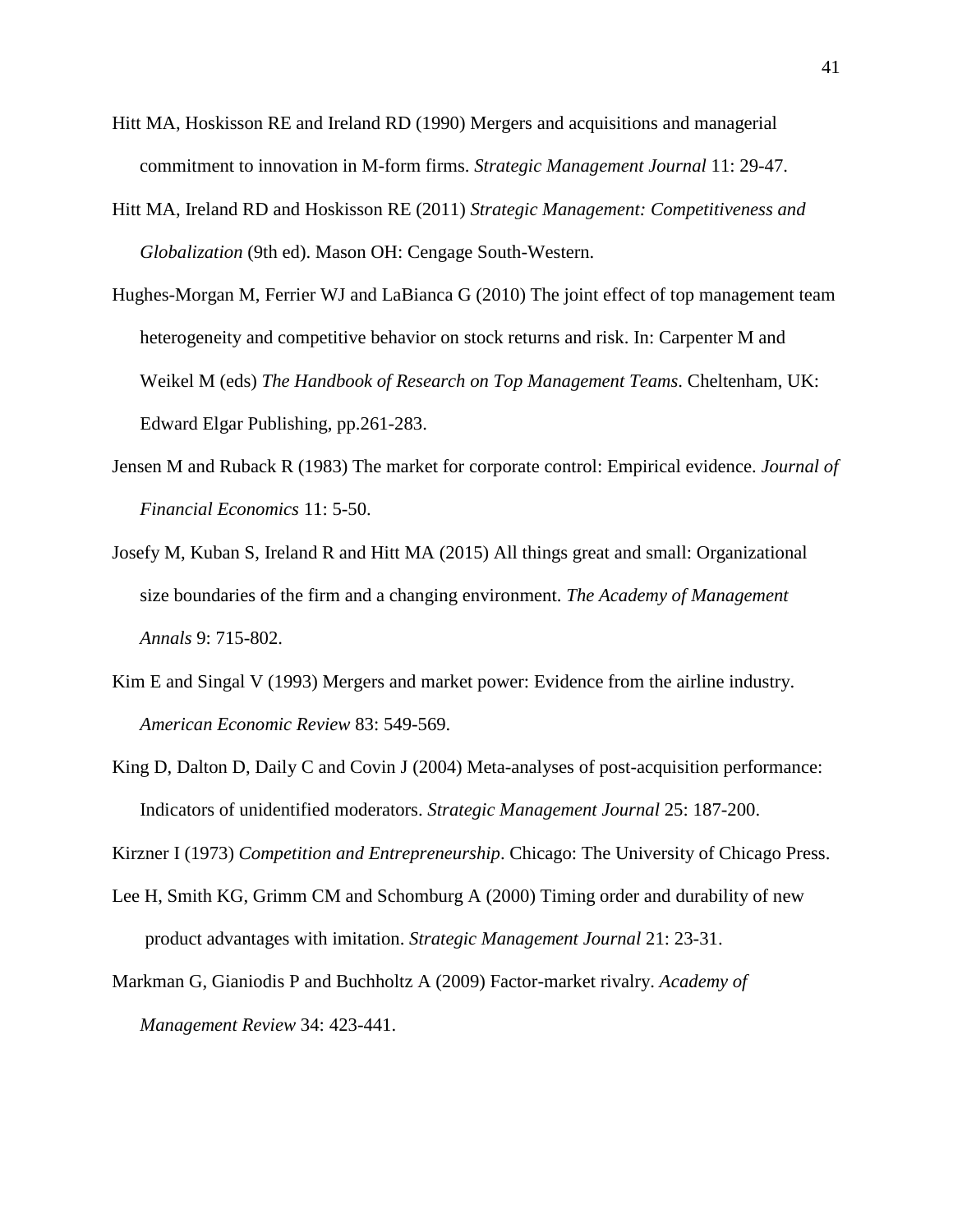Hitt MA, Hoskisson RE and Ireland RD (1990) Mergers and acquisitions and managerial commitment to innovation in M-form firms. *Strategic Management Journal* 11: 29-47.

Hitt MA, Ireland RD and Hoskisson RE (2011) *Strategic Management: Competitiveness and Globalization* (9th ed). Mason OH: Cengage South-Western.

Hughes-Morgan M, Ferrier WJ and LaBianca G (2010) The joint effect of top management team heterogeneity and competitive behavior on stock returns and risk. In: Carpenter M and Weikel M (eds) *The Handbook of Research on Top Management Teams*. Cheltenham, UK: Edward Elgar Publishing, pp.261-283.

Jensen M and Ruback R (1983) The market for corporate control: Empirical evidence. *Journal of Financial Economics* 11: 5-50.

Josefy M, Kuban S, Ireland R and Hitt MA (2015) All things great and small: Organizational size boundaries of the firm and a changing environment. *The Academy of Management Annals* 9: 715-802.

Kim E and Singal V (1993) Mergers and market power: Evidence from the airline industry. *American Economic Review* 83: 549-569.

King D, Dalton D, Daily C and Covin J (2004) Meta-analyses of post-acquisition performance: Indicators of unidentified moderators. *Strategic Management Journal* 25: 187-200.

Kirzner I (1973) *Competition and Entrepreneurship*. Chicago: The University of Chicago Press.

Lee H, Smith KG, Grimm CM and Schomburg A (2000) Timing order and durability of new product advantages with imitation. *Strategic Management Journal* 21: 23-31.

Markman G, Gianiodis P and Buchholtz A (2009) Factor-market rivalry. *Academy of Management Review* 34: 423-441.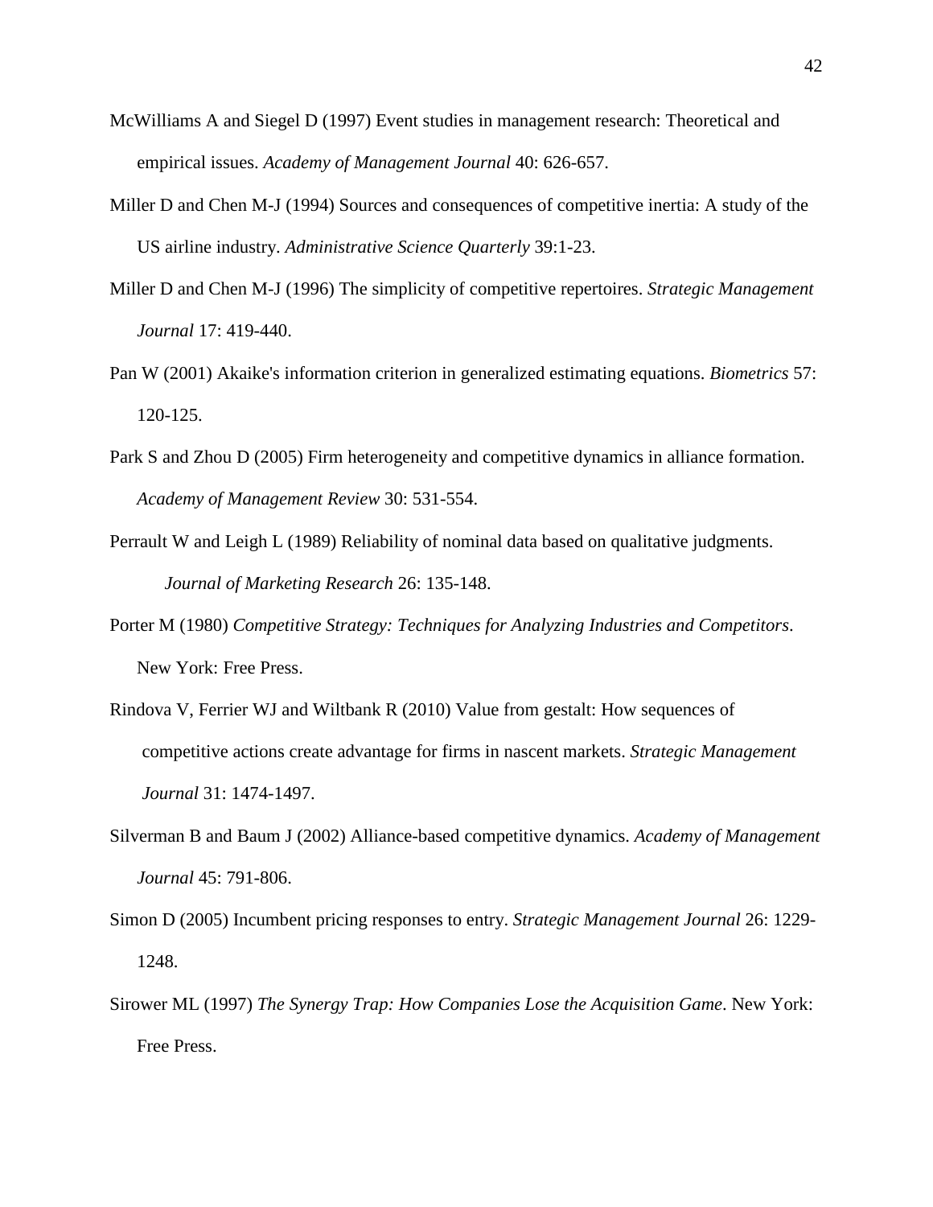McWilliams A and Siegel D (1997) Event studies in management research: Theoretical and empirical issues. *Academy of Management Journal* 40: 626-657.

Miller D and Chen M-J (1994) Sources and consequences of competitive inertia: A study of the US airline industry. *Administrative Science Quarterly* 39:1-23.

Miller D and Chen M-J (1996) The simplicity of competitive repertoires. *Strategic Management Journal* 17: 419-440.

Pan W (2001) Akaike's information criterion in generalized estimating equations. *Biometrics* 57: 120-125.

Park S and Zhou D (2005) Firm heterogeneity and competitive dynamics in alliance formation. *Academy of Management Review* 30: 531-554.

Perrault W and Leigh L (1989) Reliability of nominal data based on qualitative judgments. *Journal of Marketing Research* 26: 135-148.

Porter M (1980) *Competitive Strategy: Techniques for Analyzing Industries and Competitors*. New York: Free Press.

Rindova V, Ferrier WJ and Wiltbank R (2010) Value from gestalt: How sequences of competitive actions create advantage for firms in nascent markets. *Strategic Management Journal* 31: 1474-1497.

Silverman B and Baum J (2002) Alliance-based competitive dynamics. *Academy of Management Journal* 45: 791-806.

Simon D (2005) Incumbent pricing responses to entry. *Strategic Management Journal* 26: 1229-1248.

Sirower ML (1997) *The Synergy Trap: How Companies Lose the Acquisition Game*. New York: Free Press.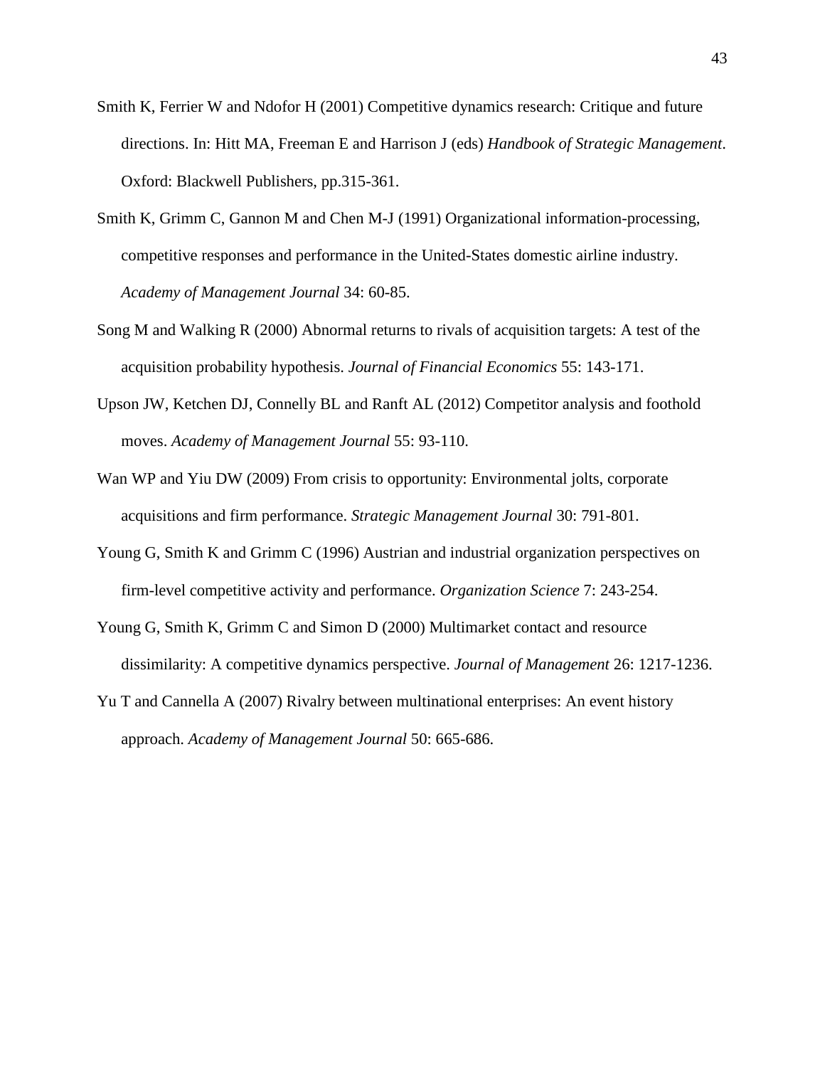Smith K, Ferrier W and Ndofor H (2001) Competitive dynamics research: Critique and future directions. In: Hitt MA, Freeman E and Harrison J (eds) *Handbook of Strategic Management*. Oxford: Blackwell Publishers, pp.315-361.

Smith K, Grimm C, Gannon M and Chen M-J (1991) Organizational information-processing, competitive responses and performance in the United-States domestic airline industry. *Academy of Management Journal* 34: 60-85.

Song M and Walking R (2000) Abnormal returns to rivals of acquisition targets: A test of the acquisition probability hypothesis. *Journal of Financial Economics* 55: 143-171.

Upson JW, Ketchen DJ, Connelly BL and Ranft AL (2012) Competitor analysis and foothold moves. *Academy of Management Journal* 55: 93-110.

Wan WP and Yiu DW (2009) From crisis to opportunity: Environmental jolts, corporate acquisitions and firm performance. *Strategic Management Journal* 30: 791-801.

Young G, Smith K and Grimm C (1996) Austrian and industrial organization perspectives on firm-level competitive activity and performance. *Organization Science* 7: 243-254.

Young G, Smith K, Grimm C and Simon D (2000) Multimarket contact and resource dissimilarity: A competitive dynamics perspective. *Journal of Management* 26: 1217-1236.

Yu T and Cannella A (2007) Rivalry between multinational enterprises: An event history approach. *Academy of Management Journal* 50: 665-686.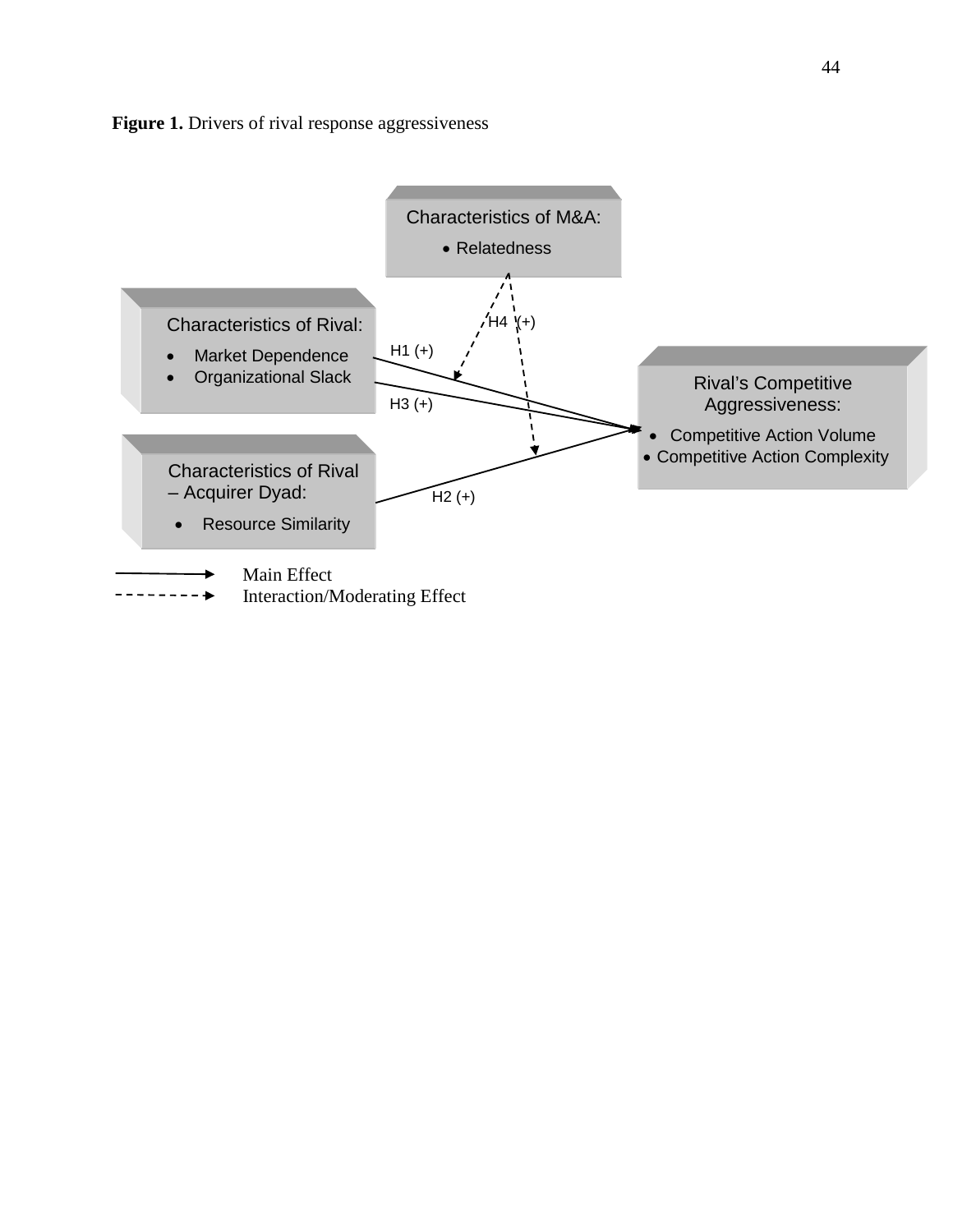**Figure 1.** Drivers of rival response aggressiveness

Characteristics of M&A:

- Relatedness

Characteristics of Rival:

- Market Dependence
- Organizational Slack

Characteristics of Rival – Acquirer Dyad:

- Resource Similarity

Rival's Competitive Aggressiveness:

- Competitive Action Volume
- Competitive Action Complexity

H1 (+)

H2 (+)

H3 (+)

H4 (+)

Main Effect

Interaction/Moderating Effect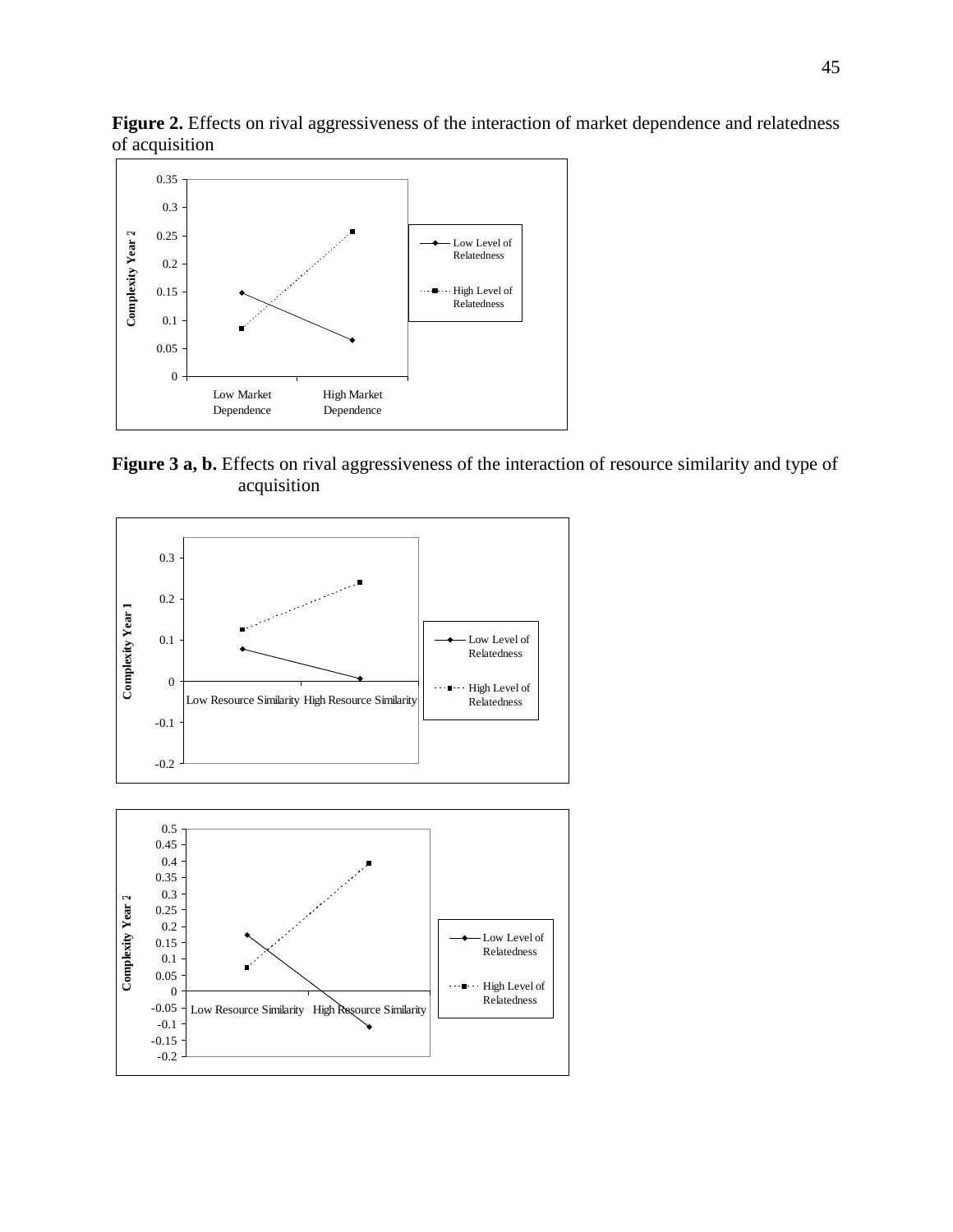**Figure 2.** Effects on rival aggressiveness of the interaction of market dependence and relatedness of acquisition

**Figure 3 a, b.** Effects on rival aggressiveness of the interaction of resource similarity and type of acquisition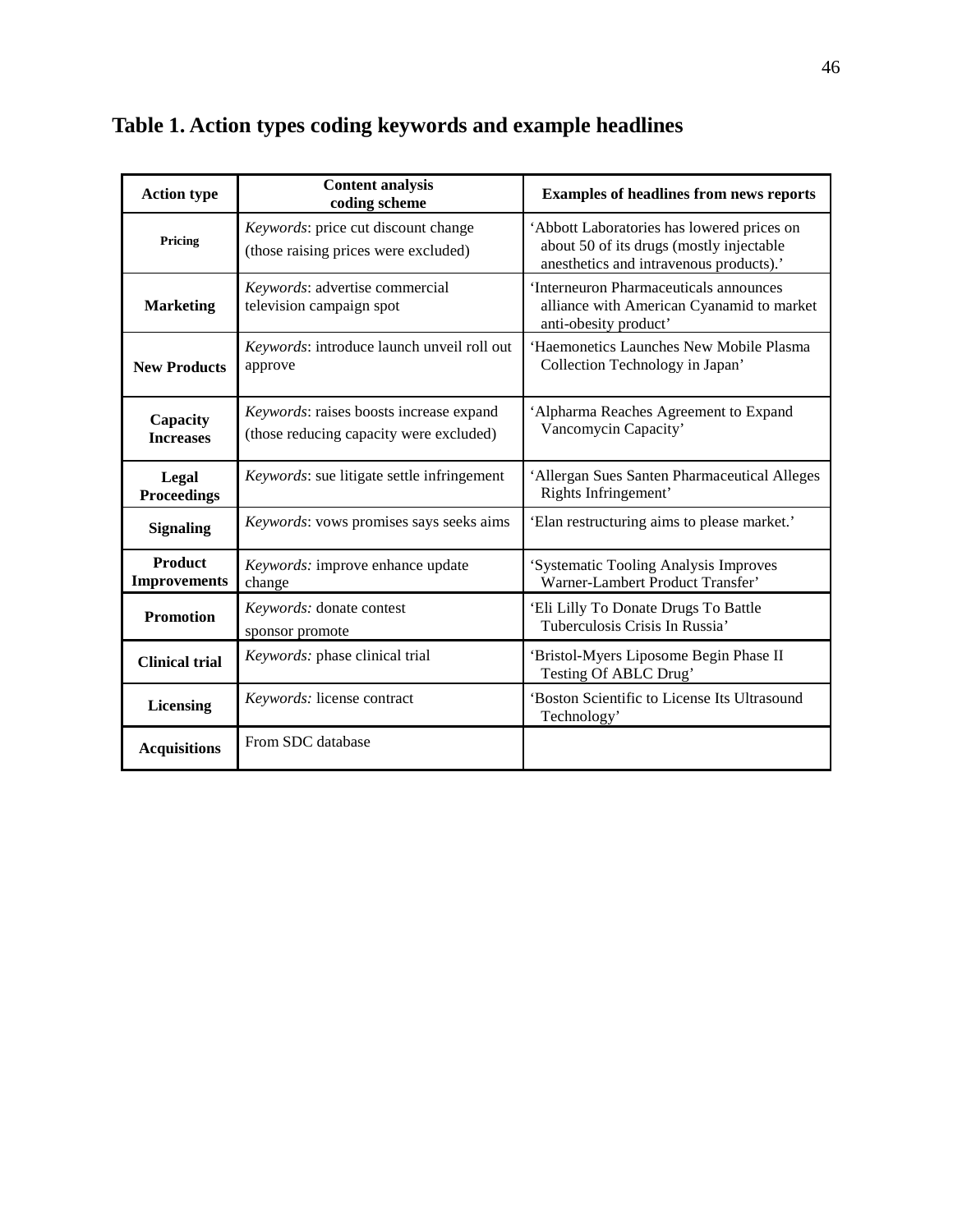# Table 1. Action types coding keywords and example headlines

| **Action type** | **Content analysis coding scheme** | **Examples of headlines from news reports** |
|---|---|---|
| **Pricing** | *Keywords*: price cut discount change (those raising prices were excluded) | 'Abbott Laboratories has lowered prices on about 50 of its drugs (mostly injectable anesthetics and intravenous products).' |
| **Marketing** | *Keywords*: advertise commercial television campaign spot | 'Interneuron Pharmaceuticals announces alliance with American Cyanamid to market anti-obesity product' |
| **New Products** | *Keywords*: introduce launch unveil roll out approve | 'Haemonetics Launches New Mobile Plasma Collection Technology in Japan' |
| **Capacity Increases** | *Keywords*: raises boosts increase expand (those reducing capacity were excluded) | 'Alpharma Reaches Agreement to Expand Vancomycin Capacity' |
| **Legal Proceedings** | *Keywords*: sue litigate settle infringement | 'Allergan Sues Santen Pharmaceutical Alleges Rights Infringement' |
| **Signaling** | *Keywords*: vows promises says seeks aims | 'Elan restructuring aims to please market.' |
| **Product Improvements** | *Keywords:* improve enhance update change | 'Systematic Tooling Analysis Improves Warner-Lambert Product Transfer' |
| **Promotion** | *Keywords:* donate contest sponsor promote | 'Eli Lilly To Donate Drugs To Battle Tuberculosis Crisis In Russia' |
| **Clinical trial** | *Keywords:* phase clinical trial | 'Bristol-Myers Liposome Begin Phase II Testing Of ABLC Drug' |
| **Licensing** | *Keywords:* license contract | 'Boston Scientific to License Its Ultrasound Technology' |
| **Acquisitions** | From SDC database | |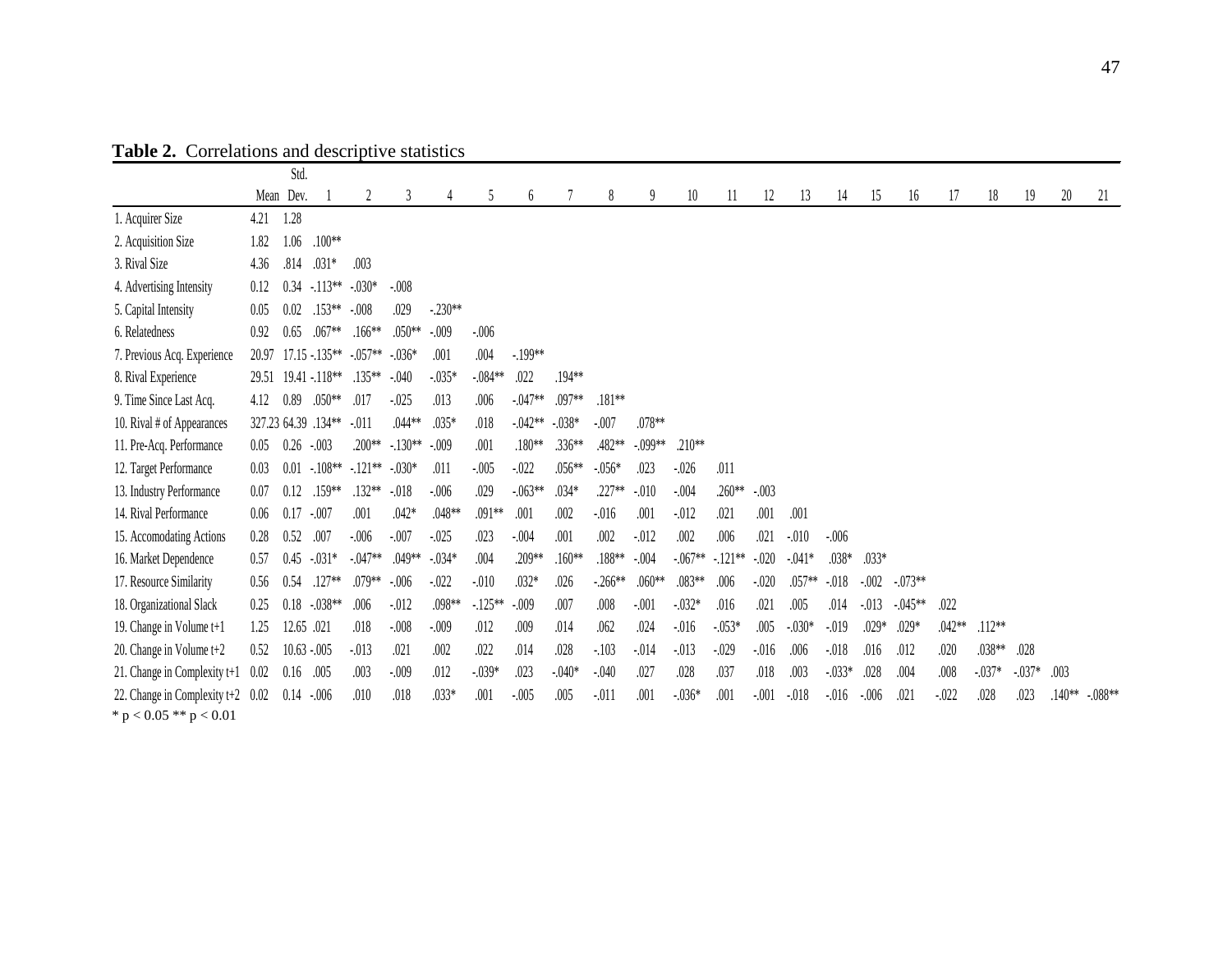**Table 2.** Correlations and descriptive statistics

| | Mean | Std. Dev. | 1 | 2 | 3 | 4 | 5 | 6 | 7 | 8 | 9 | 10 | 11 | 12 | 13 | 14 | 15 | 16 | 17 | 18 | 19 | 20 | 21 |
|---|---|---|---|---|---|---|---|---|---|---|---|---|---|---|---|---|---|---|---|---|---|---|---|
| 1. Acquirer Size | 4.21 | 1.28 | | | | | | | | | | | | | | | | | | | | | |
| 2. Acquisition Size | 1.82 | 1.06 | .100** | | | | | | | | | | | | | | | | | | | | |
| 3. Rival Size | 4.36 | .814 | .031* | .003 | | | | | | | | | | | | | | | | | | | |
| 4. Advertising Intensity | 0.12 | 0.34 | -.113** | -.030* | -.008 | | | | | | | | | | | | | | | | | | |
| 5. Capital Intensity | 0.05 | 0.02 | .153** | -.008 | .029 | -.230** | | | | | | | | | | | | | | | | | |
| 6. Relatedness | 0.92 | 0.65 | .067** | .166** | .050** | -.009 | -.006 | | | | | | | | | | | | | | | | |
| 7. Previous Acq. Experience | 20.97 | 17.15 | -.135** | -.057** | -.036* | .001 | .004 | -.199** | | | | | | | | | | | | | | | |
| 8. Rival Experience | 29.51 | 19.41 | -.118** | .135** | -.040 | -.035* | -.084** | .022 | .194** | | | | | | | | | | | | | | |
| 9. Time Since Last Acq. | 4.12 | 0.89 | .050** | .017 | -.025 | .013 | .006 | -.047** | .097** | .181** | | | | | | | | | | | | | |
| 10. Rival # of Appearances | 327.23 | 64.39 | .134** | -.011 | .044** | .035* | .018 | -.042** | -.038* | -.007 | .078** | | | | | | | | | | | | |
| 11. Pre-Acq. Performance | 0.05 | 0.26 | -.003 | .200** | -.130** | -.009 | .001 | .180** | .336** | .482** | -.099** | .210** | | | | | | | | | | | |
| 12. Target Performance | 0.03 | 0.01 | -.108** | -.121** | -.030* | .011 | -.005 | -.022 | .056** | -.056* | .023 | -.026 | .011 | | | | | | | | | | |
| 13. Industry Performance | 0.07 | 0.12 | .159** | .132** | -.018 | -.006 | .029 | -.063** | .034* | .227** | -.010 | -.004 | .260** | -.003 | | | | | | | | | |
| 14. Rival Performance | 0.06 | 0.17 | -.007 | .001 | .042* | .048** | .091** | .001 | .002 | -.016 | .001 | -.012 | .021 | .001 | .001 | | | | | | | | |
| 15. Accomodating Actions | 0.28 | 0.52 | .007 | -.006 | -.007 | -.025 | .023 | -.004 | .001 | .002 | -.012 | .002 | .006 | .021 | -.010 | -.006 | | | | | | | |
| 16. Market Dependence | 0.57 | 0.45 | -.031* | -.047** | .049** | -.034* | .004 | .209** | .160** | .188** | -.004 | -.067** | -.121** | -.020 | -.041* | .038* | .033* | | | | | | |
| 17. Resource Similarity | 0.56 | 0.54 | .127** | .079** | -.006 | -.022 | -.010 | .032* | .026 | -.266** | .060** | .083** | .006 | -.020 | .057** | -.018 | -.002 | -.073** | | | | | |
| 18. Organizational Slack | 0.25 | 0.18 | -.038** | .006 | -.012 | .098** | -.125** | -.009 | .007 | .008 | -.001 | -.032* | .016 | .021 | .005 | .014 | -.013 | -.045** | .022 | | | | |
| 19. Change in Volume t+1 | 1.25 | 12.65 | .021 | .018 | -.008 | -.009 | .012 | .009 | .014 | .062 | .024 | -.016 | -.053* | .005 | -.030* | -.019 | .029* | .029* | .042** | .112** | | | |
| 20. Change in Volume t+2 | 0.52 | 10.63 | -.005 | -.013 | .021 | .002 | .022 | .014 | .028 | -.103 | -.014 | -.013 | -.029 | -.016 | .006 | -.018 | .016 | .012 | .020 | .038** | .028 | | |
| 21. Change in Complexity t+1 | 0.02 | 0.16 | .005 | .003 | -.009 | .012 | -.039* | .023 | -.040* | -.040 | .027 | .028 | .037 | .018 | .003 | -.033* | .028 | .004 | .008 | -.037* | -.037* | .003 | |
| 22. Change in Complexity t+2 | 0.02 | 0.14 | -.006 | .010 | .018 | .033* | .001 | -.005 | .005 | -.011 | .001 | -.036* | .001 | -.001 | -.018 | -.016 | -.006 | .021 | -.022 | .028 | .023 | .140** | -.088** |

\* $p < 0.05$ \*\* $p < 0.01$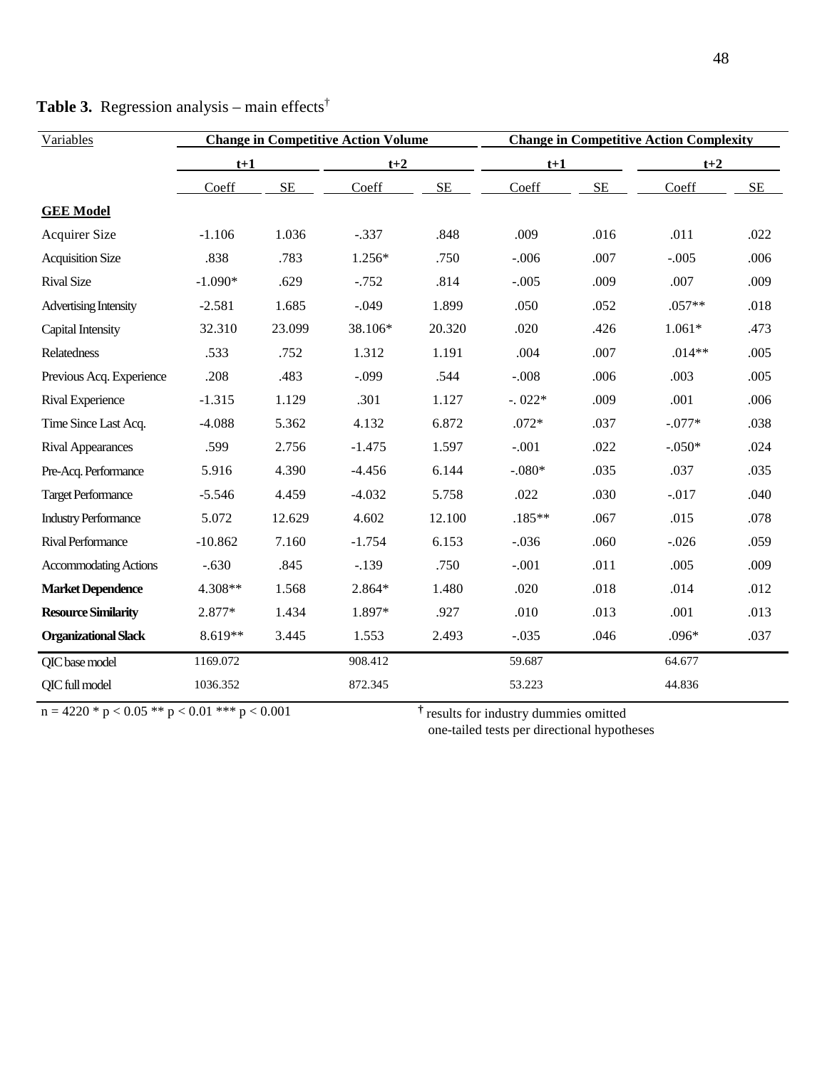**Table 3.** Regression analysis – main effects[†]

| Variables | Change in Competitive Action Volume | | | | Change in Competitive Action Complexity | | | |
|---|---|---|---|---|---|---|---|---|
| | t+1 | | t+2 | | t+1 | | t+2 | |
| | Coeff | SE | Coeff | SE | Coeff | SE | Coeff | SE |
| **GEE Model** | | | | | | | | |
| Acquirer Size | -1.106 | 1.036 | -.337 | .848 | .009 | .016 | .011 | .022 |
| Acquisition Size | .838 | .783 | 1.256* | .750 | -.006 | .007 | -.005 | .006 |
| Rival Size | -1.090* | .629 | -.752 | .814 | -.005 | .009 | .007 | .009 |
| Advertising Intensity | -2.581 | 1.685 | -.049 | 1.899 | .050 | .052 | .057** | .018 |
| Capital Intensity | 32.310 | 23.099 | 38.106* | 20.320 | .020 | .426 | 1.061* | .473 |
| Relatedness | .533 | .752 | 1.312 | 1.191 | .004 | .007 | .014** | .005 |
| Previous Acq. Experience | .208 | .483 | -.099 | .544 | -.008 | .006 | .003 | .005 |
| Rival Experience | -1.315 | 1.129 | .301 | 1.127 | -. 022* | .009 | .001 | .006 |
| Time Since Last Acq. | -4.088 | 5.362 | 4.132 | 6.872 | .072* | .037 | -.077* | .038 |
| Rival Appearances | .599 | 2.756 | -1.475 | 1.597 | -.001 | .022 | -.050* | .024 |
| Pre-Acq. Performance | 5.916 | 4.390 | -4.456 | 6.144 | -.080* | .035 | .037 | .035 |
| Target Performance | -5.546 | 4.459 | -4.032 | 5.758 | .022 | .030 | -.017 | .040 |
| Industry Performance | 5.072 | 12.629 | 4.602 | 12.100 | .185** | .067 | .015 | .078 |
| Rival Performance | -10.862 | 7.160 | -1.754 | 6.153 | -.036 | .060 | -.026 | .059 |
| Accommodating Actions | -.630 | .845 | -.139 | .750 | -.001 | .011 | .005 | .009 |
| **Market Dependence** | 4.308** | 1.568 | 2.864* | 1.480 | .020 | .018 | .014 | .012 |
| **Resource Similarity** | 2.877* | 1.434 | 1.897* | .927 | .010 | .013 | .001 | .013 |
| **Organizational Slack** | 8.619** | 3.445 | 1.553 | 2.493 | -.035 | .046 | .096* | .037 |
| QIC base model | 1169.072 | | 908.412 | | 59.687 | | 64.677 | |
| QIC full model | 1036.352 | | 872.345 | | 53.223 | | 44.836 | |

n = 4220 * p < 0.05 ** p < 0.01 *** p < 0.001

† results for industry dummies omitted
one-tailed tests per directional hypotheses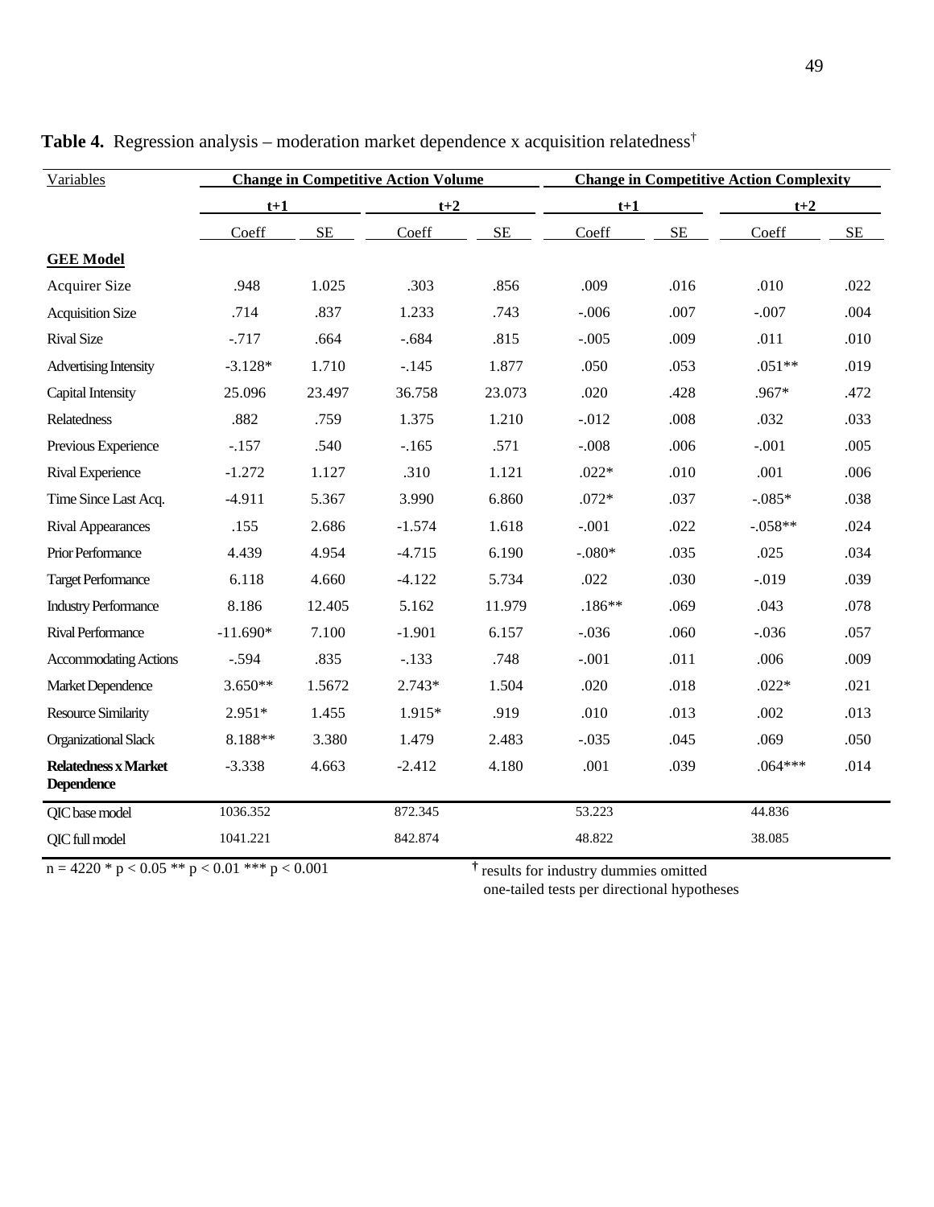**Table 4.** Regression analysis – moderation market dependence x acquisition relatedness†

| Variables | Change in Competitive Action Volume | | | | Change in Competitive Action Complexity | | | |
|---|---|---|---|---|---|---|---|---|
| | t+1 | | t+2 | | t+1 | | t+2 | |
| | Coeff | SE | Coeff | SE | Coeff | SE | Coeff | SE |
| **GEE Model** | | | | | | | | |
| Acquirer Size | .948 | 1.025 | .303 | .856 | .009 | .016 | .010 | .022 |
| Acquisition Size | .714 | .837 | 1.233 | .743 | -.006 | .007 | -.007 | .004 |
| Rival Size | -.717 | .664 | -.684 | .815 | -.005 | .009 | .011 | .010 |
| Advertising Intensity | -3.128* | 1.710 | -.145 | 1.877 | .050 | .053 | .051** | .019 |
| Capital Intensity | 25.096 | 23.497 | 36.758 | 23.073 | .020 | .428 | .967* | .472 |
| Relatedness | .882 | .759 | 1.375 | 1.210 | -.012 | .008 | .032 | .033 |
| Previous Experience | -.157 | .540 | -.165 | .571 | -.008 | .006 | -.001 | .005 |
| Rival Experience | -1.272 | 1.127 | .310 | 1.121 | .022* | .010 | .001 | .006 |
| Time Since Last Acq. | -4.911 | 5.367 | 3.990 | 6.860 | .072* | .037 | -.085* | .038 |
| Rival Appearances | .155 | 2.686 | -1.574 | 1.618 | -.001 | .022 | -.058** | .024 |
| Prior Performance | 4.439 | 4.954 | -4.715 | 6.190 | -.080* | .035 | .025 | .034 |
| Target Performance | 6.118 | 4.660 | -4.122 | 5.734 | .022 | .030 | -.019 | .039 |
| Industry Performance | 8.186 | 12.405 | 5.162 | 11.979 | .186** | .069 | .043 | .078 |
| Rival Performance | -11.690* | 7.100 | -1.901 | 6.157 | -.036 | .060 | -.036 | .057 |
| Accommodating Actions | -.594 | .835 | -.133 | .748 | -.001 | .011 | .006 | .009 |
| Market Dependence | 3.650** | 1.5672 | 2.743* | 1.504 | .020 | .018 | .022* | .021 |
| Resource Similarity | 2.951* | 1.455 | 1.915* | .919 | .010 | .013 | .002 | .013 |
| Organizational Slack | 8.188** | 3.380 | 1.479 | 2.483 | -.035 | .045 | .069 | .050 |
| **Relatedness x Market Dependence** | -3.338 | 4.663 | -2.412 | 4.180 | .001 | .039 | .064*** | .014 |
| QIC base model | 1036.352 | | 872.345 | | 53.223 | | 44.836 | |
| QIC full model | 1041.221 | | 842.874 | | 48.822 | | 38.085 | |

n = 4220 * p < 0.05 ** p < 0.01 *** p < 0.001

† results for industry dummies omitted
one-tailed tests per directional hypotheses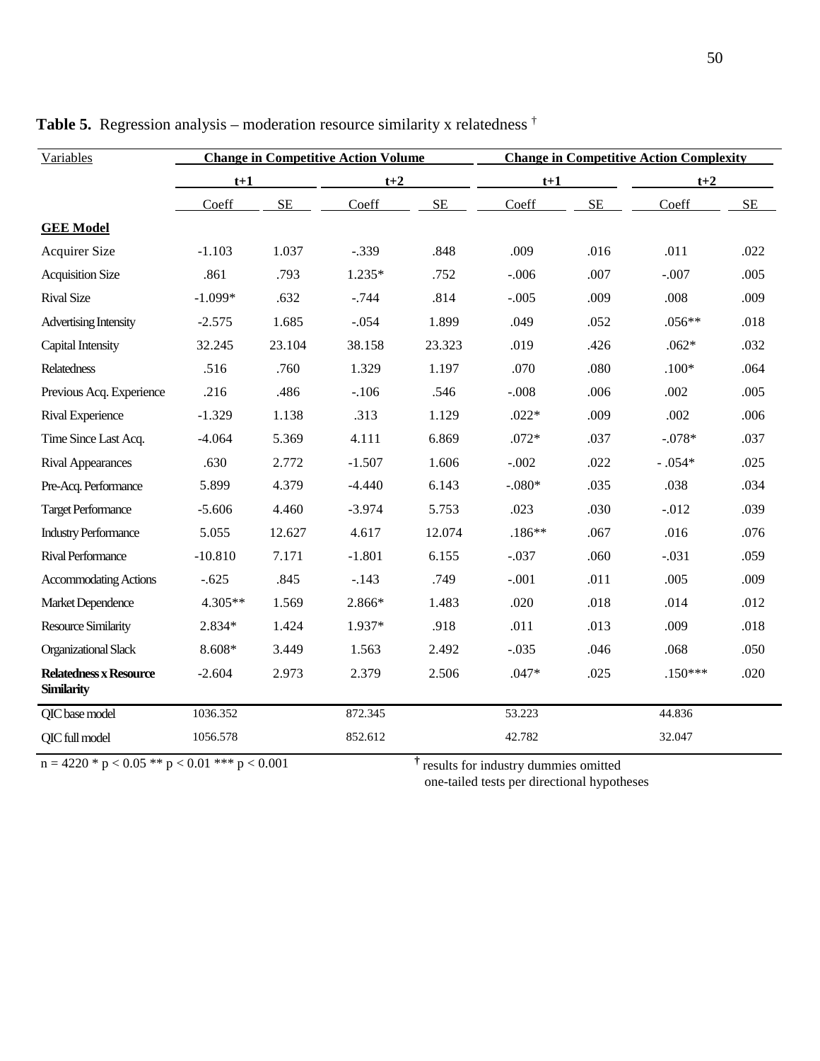**Table 5.** Regression analysis – moderation resource similarity x relatedness †

| Variables | Change in Competitive Action Volume | | | | Change in Competitive Action Complexity | | | |
|---|---|---|---|---|---|---|---|---|
| | t+1 | | t+2 | | t+1 | | t+2 | |
| | Coeff | SE | Coeff | SE | Coeff | SE | Coeff | SE |
| **GEE Model** | | | | | | | | |
| Acquirer Size | -1.103 | 1.037 | -.339 | .848 | .009 | .016 | .011 | .022 |
| Acquisition Size | .861 | .793 | 1.235* | .752 | -.006 | .007 | -.007 | .005 |
| Rival Size | -1.099* | .632 | -.744 | .814 | -.005 | .009 | .008 | .009 |
| Advertising Intensity | -2.575 | 1.685 | -.054 | 1.899 | .049 | .052 | .056** | .018 |
| Capital Intensity | 32.245 | 23.104 | 38.158 | 23.323 | .019 | .426 | .062* | .032 |
| Relatedness | .516 | .760 | 1.329 | 1.197 | .070 | .080 | .100* | .064 |
| Previous Acq. Experience | .216 | .486 | -.106 | .546 | -.008 | .006 | .002 | .005 |
| Rival Experience | -1.329 | 1.138 | .313 | 1.129 | .022* | .009 | .002 | .006 |
| Time Since Last Acq. | -4.064 | 5.369 | 4.111 | 6.869 | .072* | .037 | -.078* | .037 |
| Rival Appearances | .630 | 2.772 | -1.507 | 1.606 | -.002 | .022 | -.054* | .025 |
| Pre-Acq. Performance | 5.899 | 4.379 | -4.440 | 6.143 | -.080* | .035 | .038 | .034 |
| Target Performance | -5.606 | 4.460 | -3.974 | 5.753 | .023 | .030 | -.012 | .039 |
| Industry Performance | 5.055 | 12.627 | 4.617 | 12.074 | .186** | .067 | .016 | .076 |
| Rival Performance | -10.810 | 7.171 | -1.801 | 6.155 | -.037 | .060 | -.031 | .059 |
| Accommodating Actions | -.625 | .845 | -.143 | .749 | -.001 | .011 | .005 | .009 |
| Market Dependence | 4.305** | 1.569 | 2.866* | 1.483 | .020 | .018 | .014 | .012 |
| Resource Similarity | 2.834* | 1.424 | 1.937* | .918 | .011 | .013 | .009 | .018 |
| Organizational Slack | 8.608* | 3.449 | 1.563 | 2.492 | -.035 | .046 | .068 | .050 |
| **Relatedness x Resource Similarity** | -2.604 | 2.973 | 2.379 | 2.506 | .047* | .025 | .150*** | .020 |
| QIC base model | 1036.352 | | 872.345 | | 53.223 | | 44.836 | |
| QIC full model | 1056.578 | | 852.612 | | 42.782 | | 32.047 | |

n = 4220 * p < 0.05 ** p < 0.01 *** p < 0.001

† results for industry dummies omitted
one-tailed tests per directional hypotheses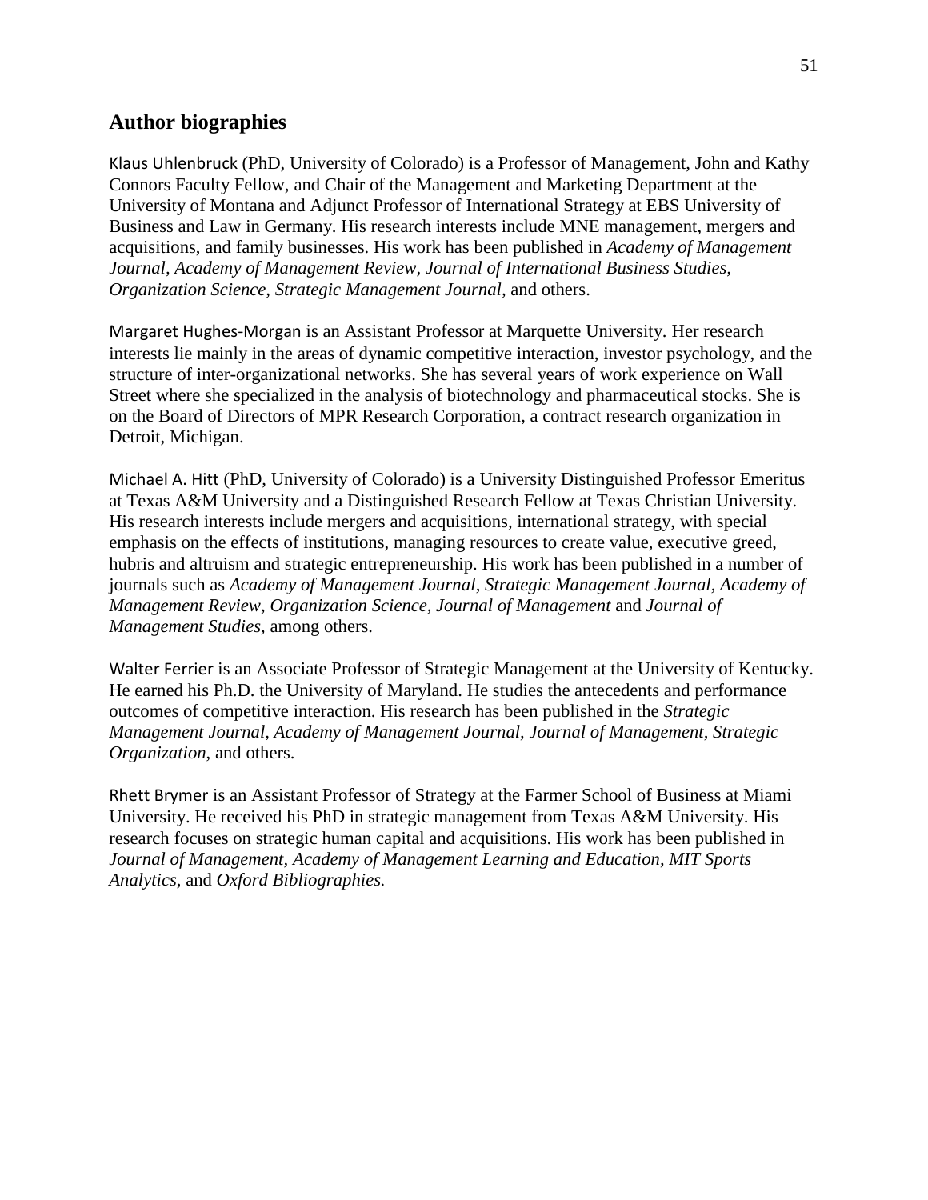## Author biographies

Klaus Uhlenbruck (PhD, University of Colorado) is a Professor of Management, John and Kathy Connors Faculty Fellow, and Chair of the Management and Marketing Department at the University of Montana and Adjunct Professor of International Strategy at EBS University of Business and Law in Germany. His research interests include MNE management, mergers and acquisitions, and family businesses. His work has been published in *Academy of Management Journal, Academy of Management Review, Journal of International Business Studies, Organization Science, Strategic Management Journal,* and others.

Margaret Hughes-Morgan is an Assistant Professor at Marquette University. Her research interests lie mainly in the areas of dynamic competitive interaction, investor psychology, and the structure of inter-organizational networks. She has several years of work experience on Wall Street where she specialized in the analysis of biotechnology and pharmaceutical stocks. She is on the Board of Directors of MPR Research Corporation, a contract research organization in Detroit, Michigan.

Michael A. Hitt (PhD, University of Colorado) is a University Distinguished Professor Emeritus at Texas A&M University and a Distinguished Research Fellow at Texas Christian University. His research interests include mergers and acquisitions, international strategy, with special emphasis on the effects of institutions, managing resources to create value, executive greed, hubris and altruism and strategic entrepreneurship. His work has been published in a number of journals such as *Academy of Management Journal, Strategic Management Journal, Academy of Management Review, Organization Science, Journal of Management* and *Journal of Management Studies,* among others.

Walter Ferrier is an Associate Professor of Strategic Management at the University of Kentucky. He earned his Ph.D. the University of Maryland. He studies the antecedents and performance outcomes of competitive interaction. His research has been published in the *Strategic Management Journal, Academy of Management Journal, Journal of Management, Strategic Organization*, and others.

Rhett Brymer is an Assistant Professor of Strategy at the Farmer School of Business at Miami University. He received his PhD in strategic management from Texas A&M University. His research focuses on strategic human capital and acquisitions. His work has been published in *Journal of Management, Academy of Management Learning and Education, MIT Sports Analytics,* and *Oxford Bibliographies.*